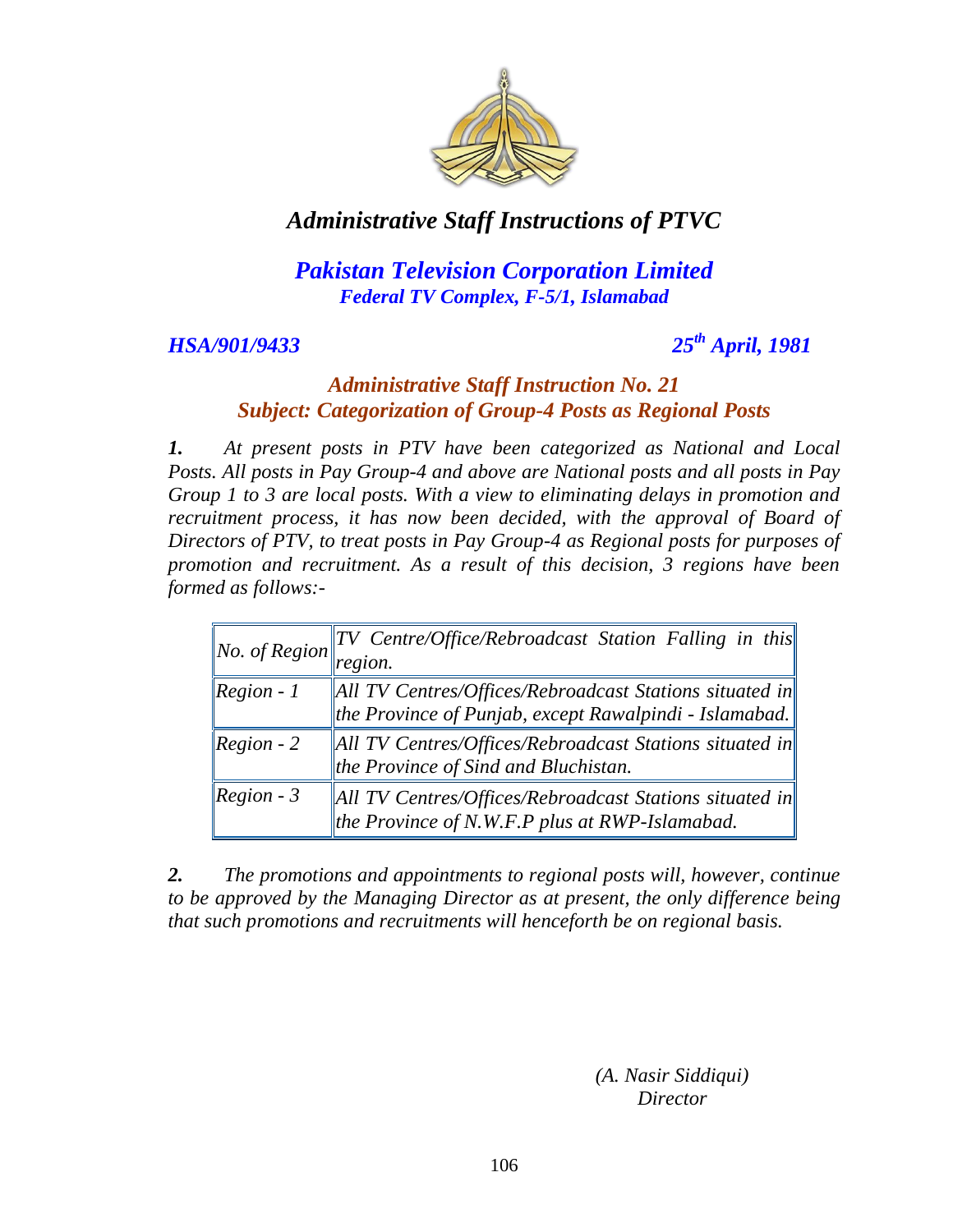# *Administrative Staff Instructions of PTVC*

## *Pakistan Television Corporation Limited*

***Federal TV Complex, F-5/1, Islamabad***

***HSA/901/9433*** ***25th April, 1981***

### *Administrative Staff Instruction No. 21*
### *Subject: Categorization of Group-4 Posts as Regional Posts*

***1.*** *At present posts in PTV have been categorized as National and Local Posts. All posts in Pay Group-4 and above are National posts and all posts in Pay Group 1 to 3 are local posts. With a view to eliminating delays in promotion and recruitment process, it has now been decided, with the approval of Board of Directors of PTV, to treat posts in Pay Group-4 as Regional posts for purposes of promotion and recruitment. As a result of this decision, 3 regions have been formed as follows:-*

| *No. of Region* | *TV Centre/Office/Rebroadcast Station Falling in this region.* |
|---|---|
| *Region - 1* | *All TV Centres/Offices/Rebroadcast Stations situated in the Province of Punjab, except Rawalpindi - Islamabad.* |
| *Region - 2* | *All TV Centres/Offices/Rebroadcast Stations situated in the Province of Sind and Bluchistan.* |
| *Region - 3* | *All TV Centres/Offices/Rebroadcast Stations situated in the Province of N.W.F.P plus at RWP-Islamabad.* |

***2.*** *The promotions and appointments to regional posts will, however, continue to be approved by the Managing Director as at present, the only difference being that such promotions and recruitments will henceforth be on regional basis.*

*(A. Nasir Siddiqui)*
*Director*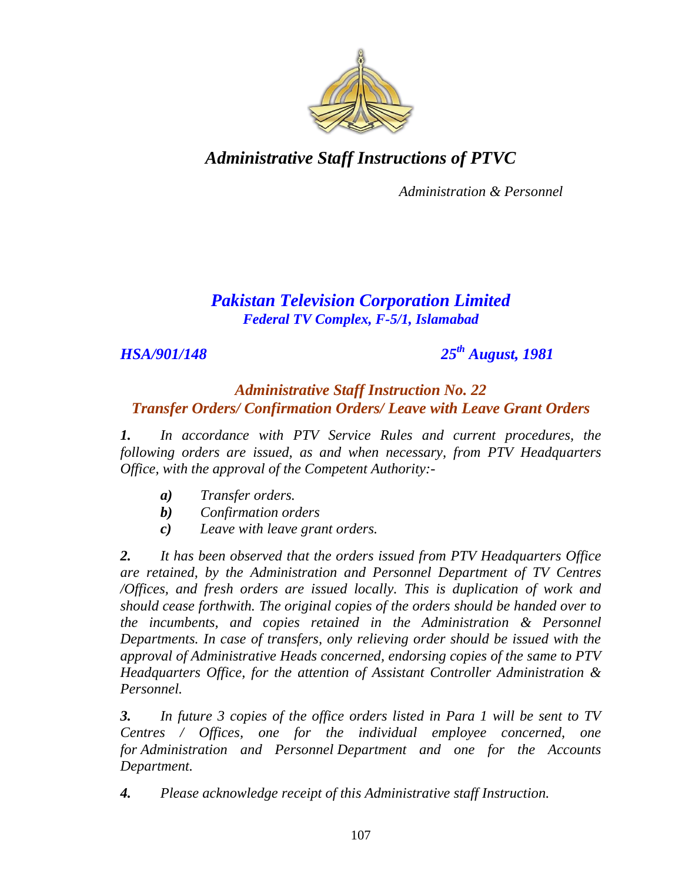# *Administrative Staff Instructions of PTVC*

*Administration & Personnel*

## *Pakistan Television Corporation Limited*

***Federal TV Complex, F-5/1, Islamabad***

***HSA/901/148*** ***25th August, 1981***

### *Administrative Staff Instruction No. 22*
### *Transfer Orders/ Confirmation Orders/ Leave with Leave Grant Orders*

***1.*** *In accordance with PTV Service Rules and current procedures, the following orders are issued, as and when necessary, from PTV Headquarters Office, with the approval of the Competent Authority:-*

- ***a)*** *Transfer orders.*
- ***b)*** *Confirmation orders*
- ***c)*** *Leave with leave grant orders.*

***2.*** *It has been observed that the orders issued from PTV Headquarters Office are retained, by the Administration and Personnel Department of TV Centres /Offices, and fresh orders are issued locally. This is duplication of work and should cease forthwith. The original copies of the orders should be handed over to the incumbents, and copies retained in the Administration & Personnel Departments. In case of transfers, only relieving order should be issued with the approval of Administrative Heads concerned, endorsing copies of the same to PTV Headquarters Office, for the attention of Assistant Controller Administration & Personnel.*

***3.*** *In future 3 copies of the office orders listed in Para 1 will be sent to TV Centres / Offices, one for the individual employee concerned, one for Administration and Personnel Department and one for the Accounts Department.*

***4.*** *Please acknowledge receipt of this Administrative staff Instruction.*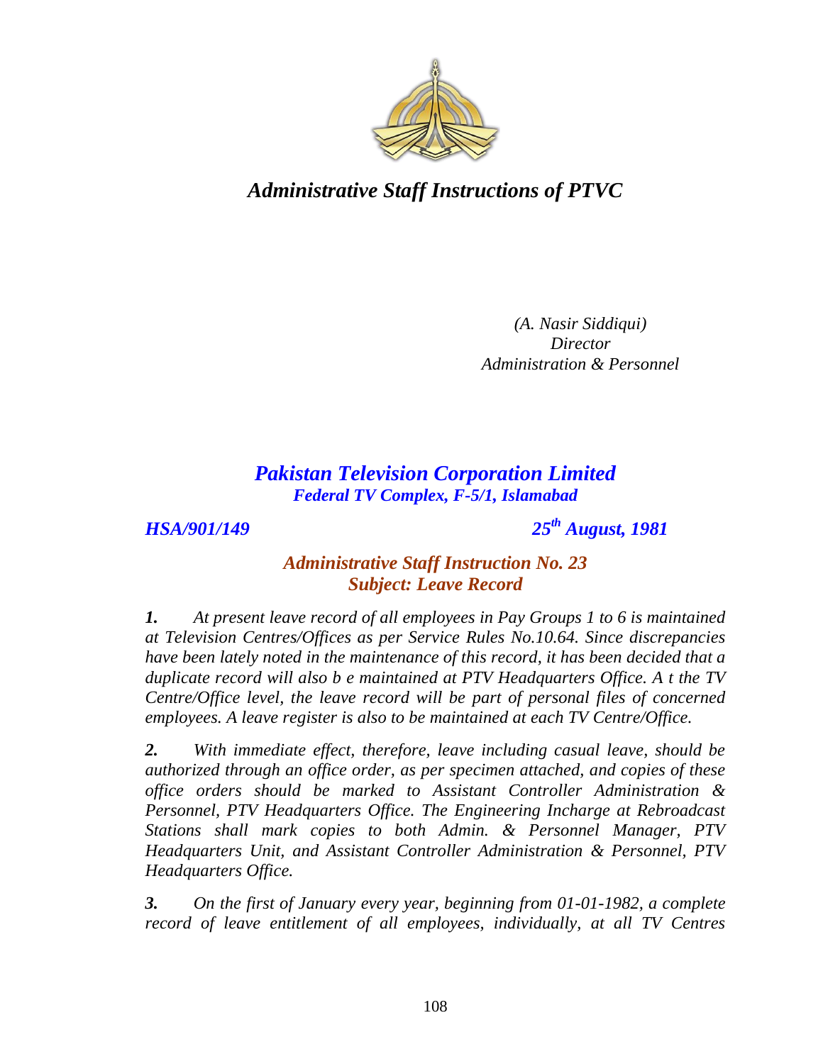*Administrative Staff Instructions of PTVC*

*(A. Nasir Siddiqui)*
*Director*
*Administration & Personnel*

## *Pakistan Television Corporation Limited*
***Federal TV Complex, F-5/1, Islamabad***

***HSA/901/149*** ***25th August, 1981***

### *Administrative Staff Instruction No. 23*
### *Subject: Leave Record*

***1.*** *At present leave record of all employees in Pay Groups 1 to 6 is maintained at Television Centres/Offices as per Service Rules No.10.64. Since discrepancies have been lately noted in the maintenance of this record, it has been decided that a duplicate record will also b e maintained at PTV Headquarters Office. A t the TV Centre/Office level, the leave record will be part of personal files of concerned employees. A leave register is also to be maintained at each TV Centre/Office.*

***2.*** *With immediate effect, therefore, leave including casual leave, should be authorized through an office order, as per specimen attached, and copies of these office orders should be marked to Assistant Controller Administration & Personnel, PTV Headquarters Office. The Engineering Incharge at Rebroadcast Stations shall mark copies to both Admin. & Personnel Manager, PTV Headquarters Unit, and Assistant Controller Administration & Personnel, PTV Headquarters Office.*

***3.*** *On the first of January every year, beginning from 01-01-1982, a complete record of leave entitlement of all employees, individually, at all TV Centres*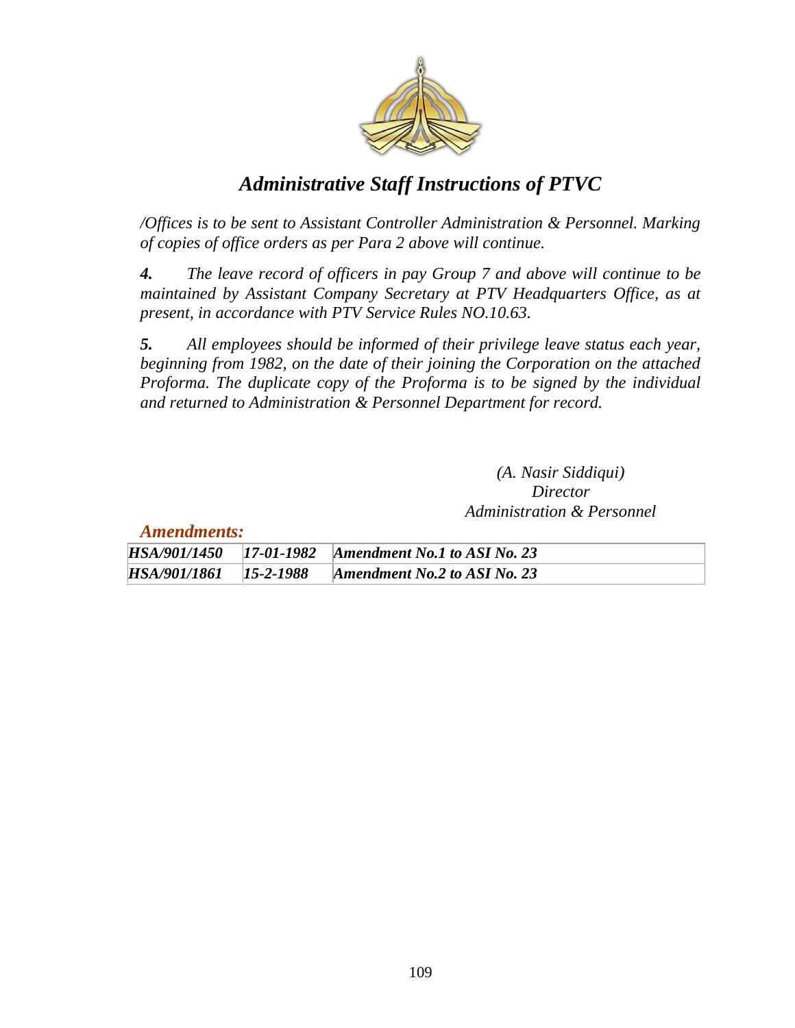*/Offices is to be sent to Assistant Controller Administration & Personnel. Marking of copies of office orders as per Para 2 above will continue.*

***4.*** *The leave record of officers in pay Group 7 and above will continue to be maintained by Assistant Company Secretary at PTV Headquarters Office, as at present, in accordance with PTV Service Rules NO.10.63.*

***5.*** *All employees should be informed of their privilege leave status each year, beginning from 1982, on the date of their joining the Corporation on the attached Proforma. The duplicate copy of the Proforma is to be signed by the individual and returned to Administration & Personnel Department for record.*

*(A. Nasir Siddiqui)*
*Director*
*Administration & Personnel*

***Amendments:***

| | | |
|---|---|---|
| ***HSA/901/1450*** | ***17-01-1982*** | ***Amendment No.1 to ASI No. 23*** |
| ***HSA/901/1861*** | ***15-2-1988*** | ***Amendment No.2 to ASI No. 23*** |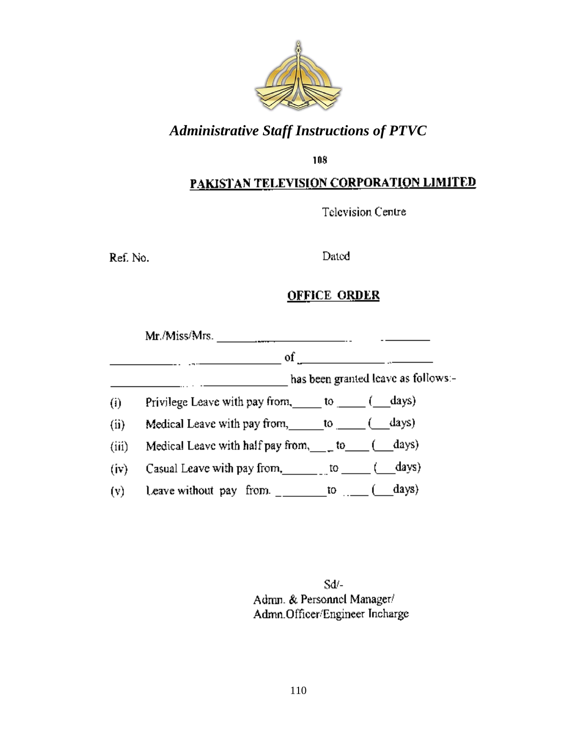*Administrative Staff Instructions of PTVC*

108

**PAKISTAN TELEVISION CORPORATION LIMITED**

Television Centre

Ref. No. Dated

**OFFICE ORDER**

Mr./Miss/Mrs. ______________________________ ____________

______________________________ of ______________________

______________________________ has been granted leave as follows:-

(i) Privilege Leave with pay from, _____ to _____ (___days)

(ii) Medical Leave with pay from, ______to _____ (___days)

(iii) Medical Leave with half pay from, ____ to____ (___days)

(iv) Casual Leave with pay from, _______ to _____ (___days)

(v) Leave without pay from. ________to ____ (___days)

Sd/-
Admn. & Personnel Manager/
Admn.Officer/Engineer Incharge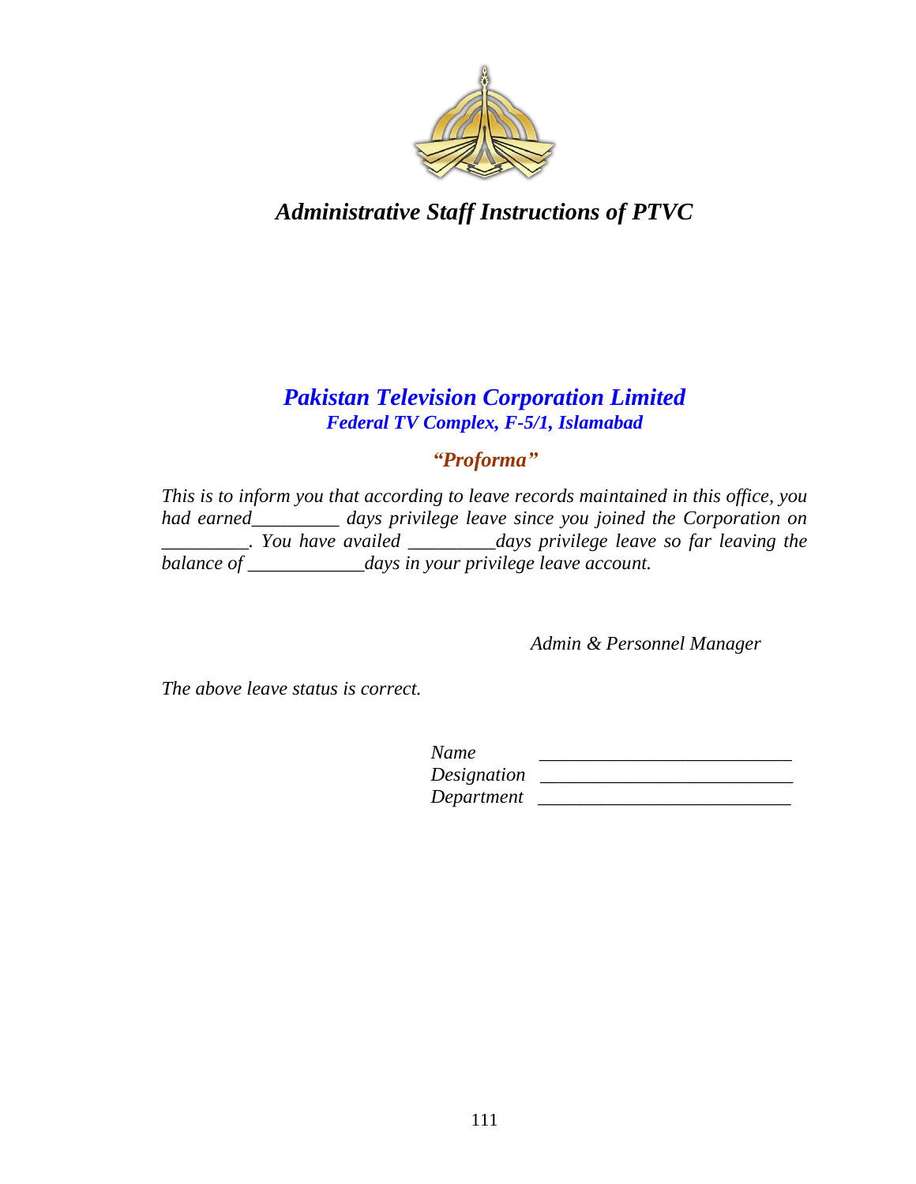*Administrative Staff Instructions of PTVC*

## *Pakistan Television Corporation Limited*
### *Federal TV Complex, F-5/1, Islamabad*

### *"Proforma"*

*This is to inform you that according to leave records maintained in this office, you had earned_________ days privilege leave since you joined the Corporation on _________. You have availed _________days privilege leave so far leaving the balance of ____________days in your privilege leave account.*

*Admin & Personnel Manager*

*The above leave status is correct.*

*Name* __________________________
*Designation* __________________________
*Department* __________________________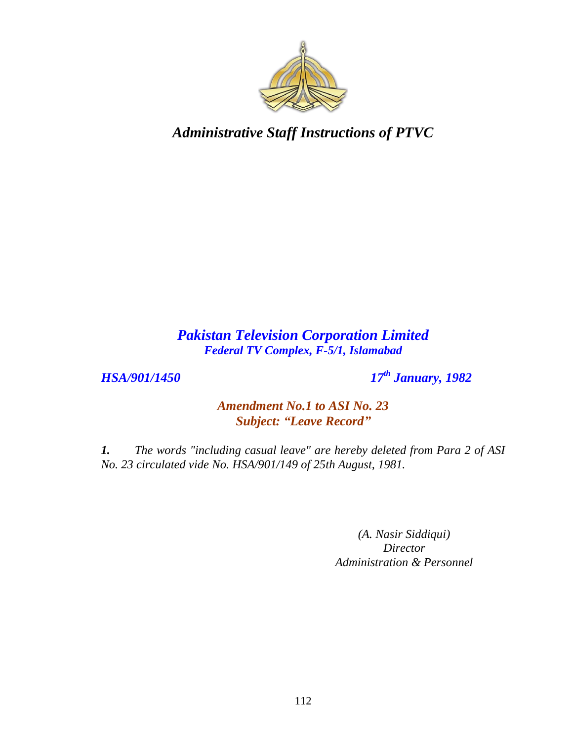# *Administrative Staff Instructions of PTVC*

## ***Pakistan Television Corporation Limited***

***Federal TV Complex, F-5/1, Islamabad***

***HSA/901/1450*** ***17th January, 1982***

### ***Amendment No.1 to ASI No. 23***

### ***Subject: "Leave Record"***

***1.*** *The words "including casual leave" are hereby deleted from Para 2 of ASI No. 23 circulated vide No. HSA/901/149 of 25th August, 1981.*

*(A. Nasir Siddiqui)*
*Director*
*Administration & Personnel*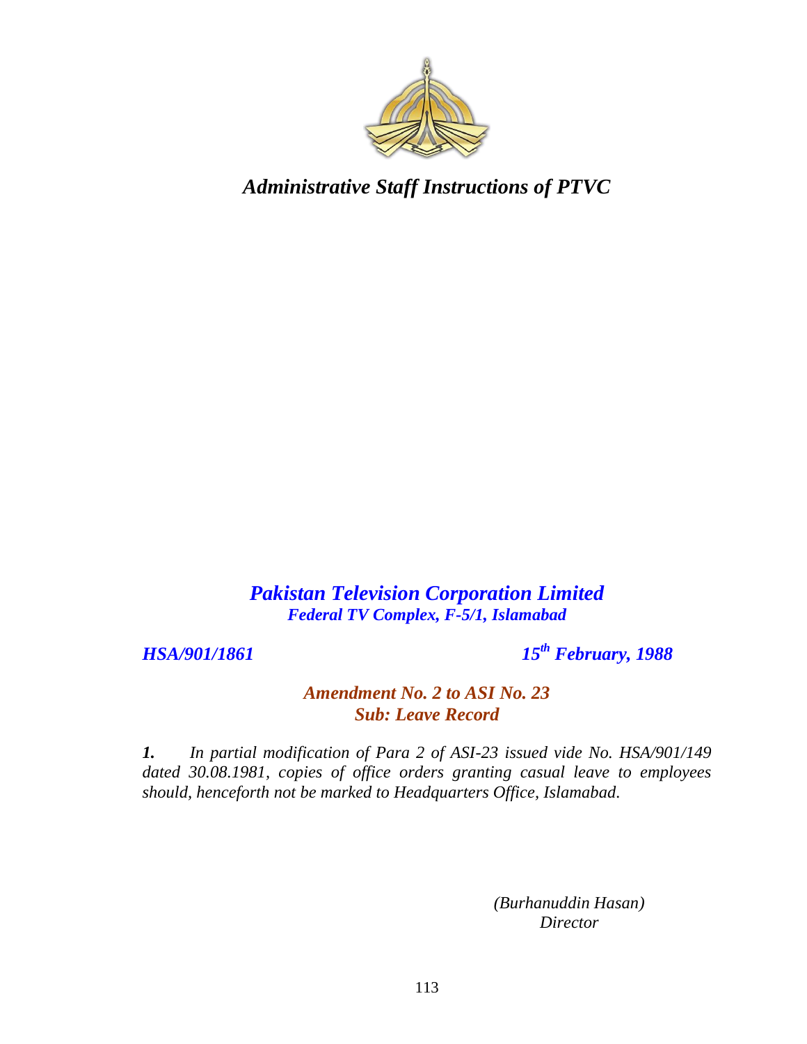# *Administrative Staff Instructions of PTVC*

## ***Pakistan Television Corporation Limited***
***Federal TV Complex, F-5/1, Islamabad***

***HSA/901/1861*** ***15th February, 1988***

### ***Amendment No. 2 to ASI No. 23***
### ***Sub: Leave Record***

***1.*** *In partial modification of Para 2 of ASI-23 issued vide No. HSA/901/149 dated 30.08.1981, copies of office orders granting casual leave to employees should, henceforth not be marked to Headquarters Office, Islamabad.*

*(Burhanuddin Hasan)*
*Director*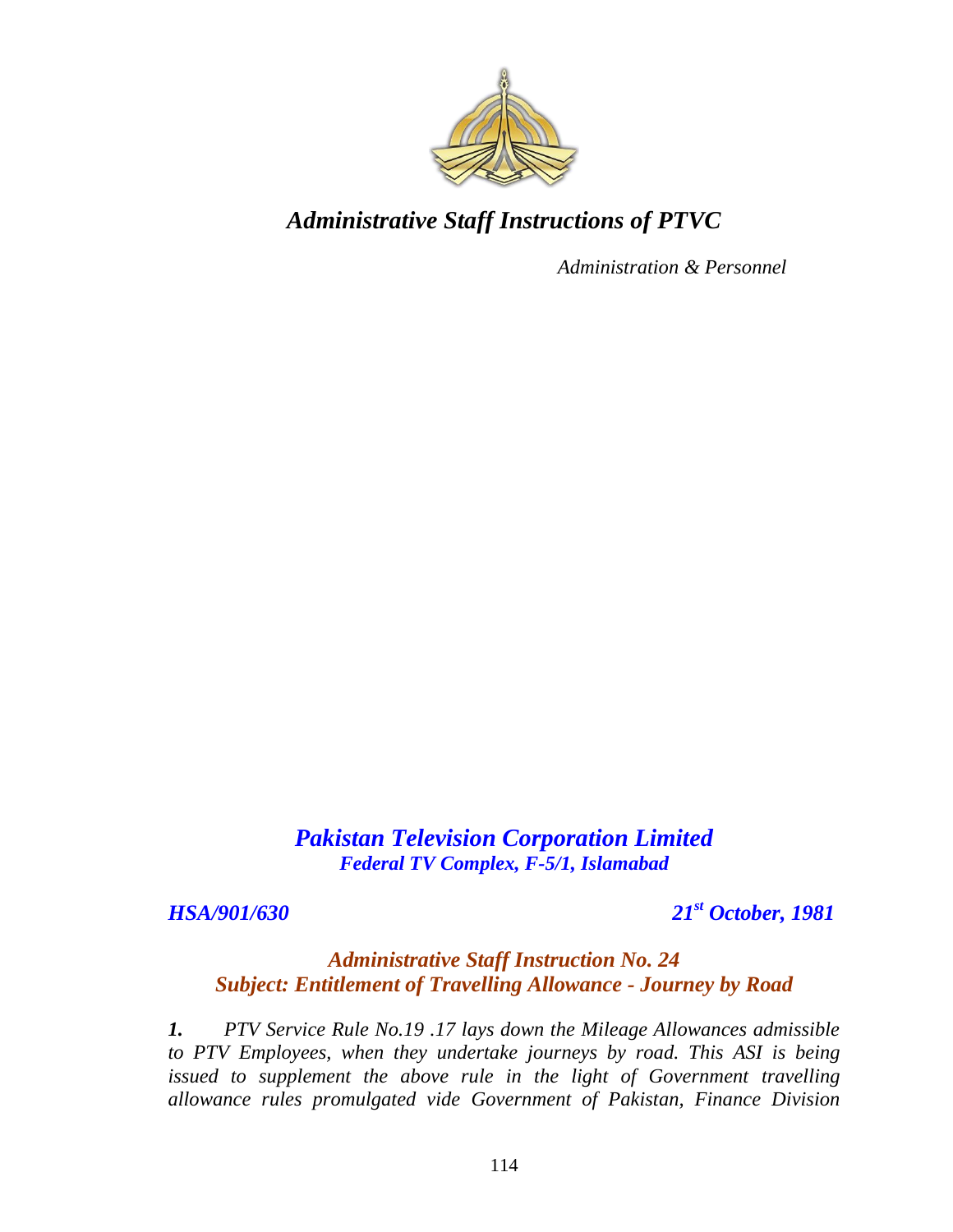# *Administrative Staff Instructions of PTVC*

*Administration & Personnel*

***Pakistan Television Corporation Limited***
***Federal TV Complex, F-5/1, Islamabad***

***HSA/901/630*** ***21st October, 1981***

## *Administrative Staff Instruction No. 24*
## *Subject: Entitlement of Travelling Allowance - Journey by Road*

***1.*** *PTV Service Rule No.19 .17 lays down the Mileage Allowances admissible to PTV Employees, when they undertake journeys by road. This ASI is being issued to supplement the above rule in the light of Government travelling allowance rules promulgated vide Government of Pakistan, Finance Division*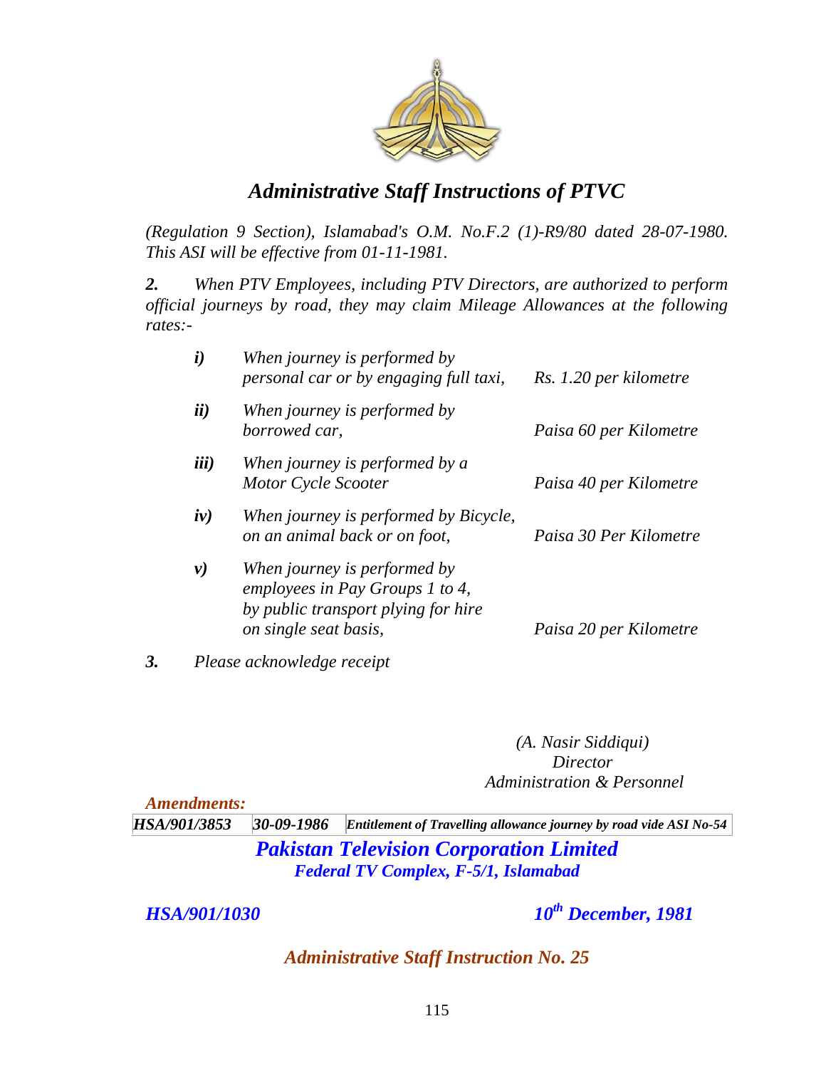# *Administrative Staff Instructions of PTVC*

*(Regulation 9 Section), Islamabad's O.M. No.F.2 (1)-R9/80 dated 28-07-1980. This ASI will be effective from 01-11-1981.*

***2.*** *When PTV Employees, including PTV Directors, are authorized to perform official journeys by road, they may claim Mileage Allowances at the following rates:-*

| | | |
|---|---|---|
| ***i)*** | *When journey is performed by personal car or by engaging full taxi,* | *Rs. 1.20 per kilometre* |
| ***ii)*** | *When journey is performed by borrowed car,* | *Paisa 60 per Kilometre* |
| ***iii)*** | *When journey is performed by a Motor Cycle Scooter* | *Paisa 40 per Kilometre* |
| ***iv)*** | *When journey is performed by Bicycle, on an animal back or on foot,* | *Paisa 30 Per Kilometre* |
| ***v)*** | *When journey is performed by employees in Pay Groups 1 to 4, by public transport plying for hire on single seat basis,* | *Paisa 20 per Kilometre* |

***3.*** *Please acknowledge receipt*

*(A. Nasir Siddiqui)*
*Director*
*Administration & Personnel*

***Amendments:***

| | | |
|---|---|---|
| ***HSA/901/3853*** | ***30-09-1986*** | ***Entitlement of Travelling allowance journey by road vide ASI No-54*** |

## ***Pakistan Television Corporation Limited***
***Federal TV Complex, F-5/1, Islamabad***

***HSA/901/1030*** ***10th December, 1981***

## ***Administrative Staff Instruction No. 25***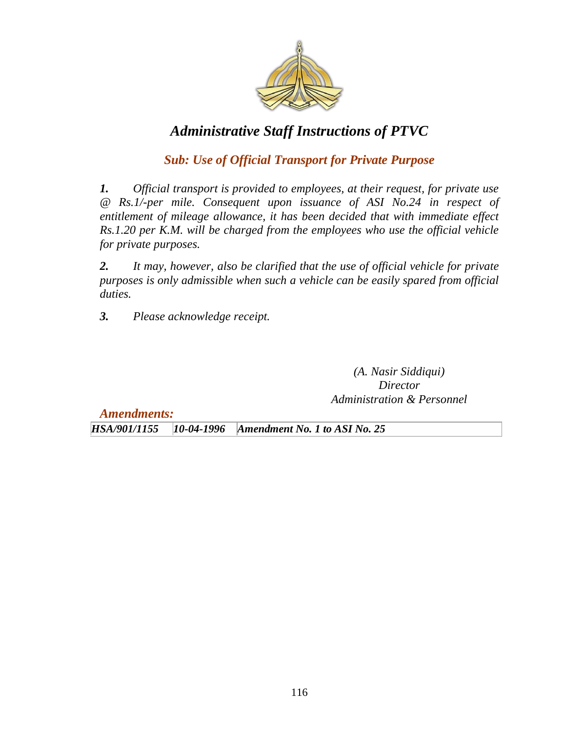# *Administrative Staff Instructions of PTVC*

## *Sub: Use of Official Transport for Private Purpose*

***1.*** *Official transport is provided to employees, at their request, for private use @ Rs.1/-per mile. Consequent upon issuance of ASI No.24 in respect of entitlement of mileage allowance, it has been decided that with immediate effect Rs.1.20 per K.M. will be charged from the employees who use the official vehicle for private purposes.*

***2.*** *It may, however, also be clarified that the use of official vehicle for private purposes is only admissible when such a vehicle can be easily spared from official duties.*

***3.*** *Please acknowledge receipt.*

*(A. Nasir Siddiqui)*
*Director*
*Administration & Personnel*

***Amendments:***

| | | |
|---|---|---|
| ***HSA/901/1155*** | ***10-04-1996*** | ***Amendment No. 1 to ASI No. 25*** |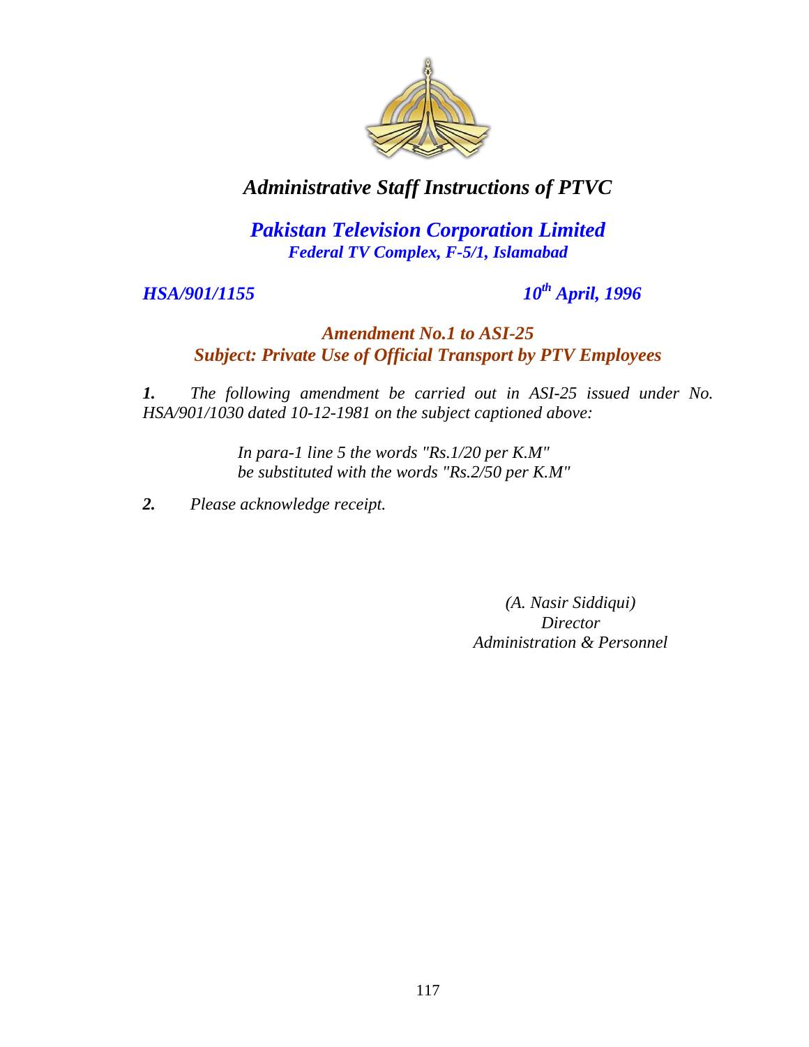# *Administrative Staff Instructions of PTVC*

## *Pakistan Television Corporation Limited*
***Federal TV Complex, F-5/1, Islamabad***

***HSA/901/1155*** ***10th April, 1996***

### *Amendment No.1 to ASI-25*
### *Subject: Private Use of Official Transport by PTV Employees*

***1.*** *The following amendment be carried out in ASI-25 issued under No. HSA/901/1030 dated 10-12-1981 on the subject captioned above:*

> *In para-1 line 5 the words "Rs.1/20 per K.M"*
> *be substituted with the words "Rs.2/50 per K.M"*

***2.*** *Please acknowledge receipt.*

*(A. Nasir Siddiqui)*
*Director*
*Administration & Personnel*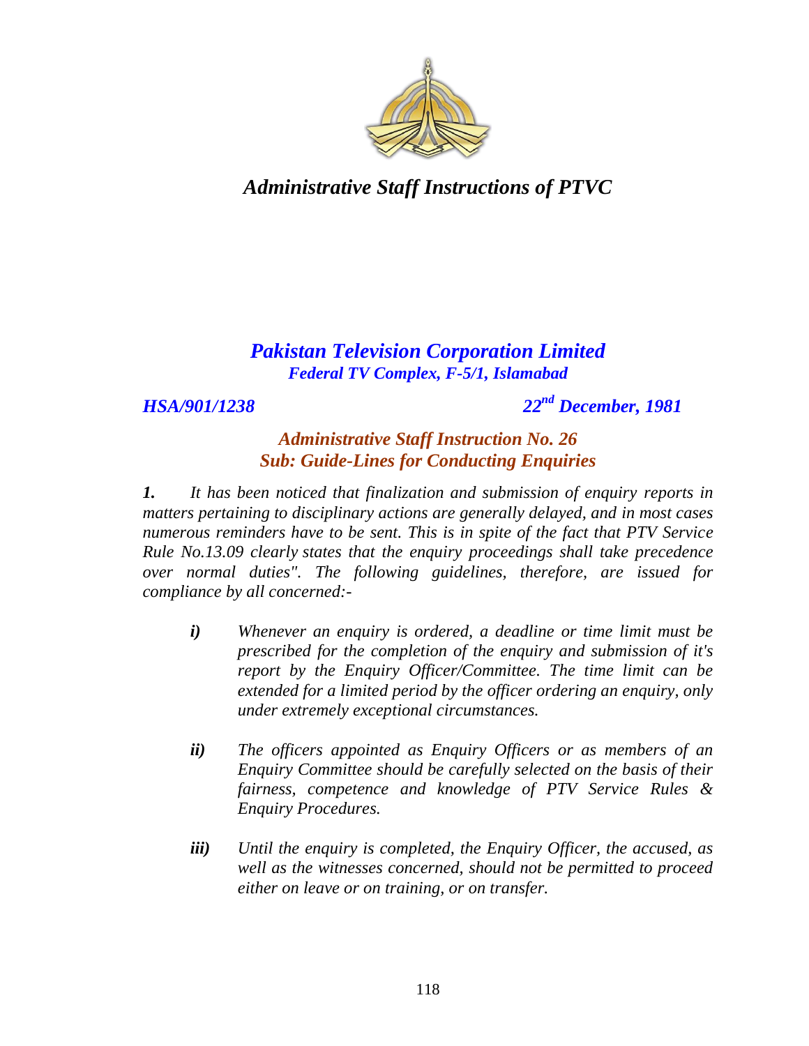# *Administrative Staff Instructions of PTVC*

## *Pakistan Television Corporation Limited*
***Federal TV Complex, F-5/1, Islamabad***

***HSA/901/1238*** ***22nd December, 1981***

### *Administrative Staff Instruction No. 26*
### *Sub: Guide-Lines for Conducting Enquiries*

***1.*** *It has been noticed that finalization and submission of enquiry reports in matters pertaining to disciplinary actions are generally delayed, and in most cases numerous reminders have to be sent. This is in spite of the fact that PTV Service Rule No.13.09 clearly states that the enquiry proceedings shall take precedence over normal duties". The following guidelines, therefore, are issued for compliance by all concerned:-*

***i)*** *Whenever an enquiry is ordered, a deadline or time limit must be prescribed for the completion of the enquiry and submission of it's report by the Enquiry Officer/Committee. The time limit can be extended for a limited period by the officer ordering an enquiry, only under extremely exceptional circumstances.*

***ii)*** *The officers appointed as Enquiry Officers or as members of an Enquiry Committee should be carefully selected on the basis of their fairness, competence and knowledge of PTV Service Rules & Enquiry Procedures.*

***iii)*** *Until the enquiry is completed, the Enquiry Officer, the accused, as well as the witnesses concerned, should not be permitted to proceed either on leave or on training, or on transfer.*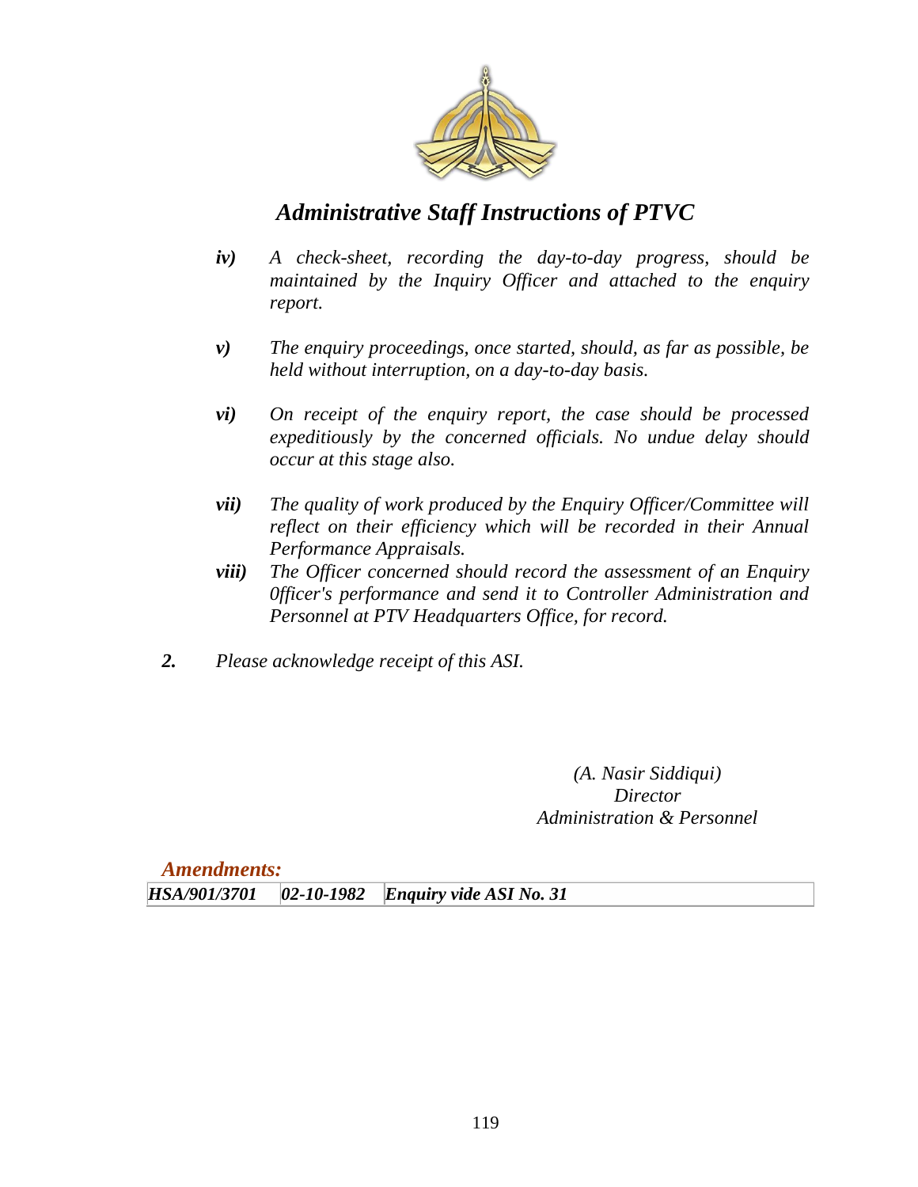*iv)* *A check-sheet, recording the day-to-day progress, should be maintained by the Inquiry Officer and attached to the enquiry report.*

*v)* *The enquiry proceedings, once started, should, as far as possible, be held without interruption, on a day-to-day basis.*

*vi)* *On receipt of the enquiry report, the case should be processed expeditiously by the concerned officials. No undue delay should occur at this stage also.*

*vii)* *The quality of work produced by the Enquiry Officer/Committee will reflect on their efficiency which will be recorded in their Annual Performance Appraisals.*

*viii)* *The Officer concerned should record the assessment of an Enquiry 0fficer's performance and send it to Controller Administration and Personnel at PTV Headquarters Office, for record.*

**2.** *Please acknowledge receipt of this ASI.*

*(A. Nasir Siddiqui)*
*Director*
*Administration & Personnel*

***Amendments:***

| ***HSA/901/3701*** | ***02-10-1982*** | ***Enquiry vide ASI No. 31*** |
|---|---|---|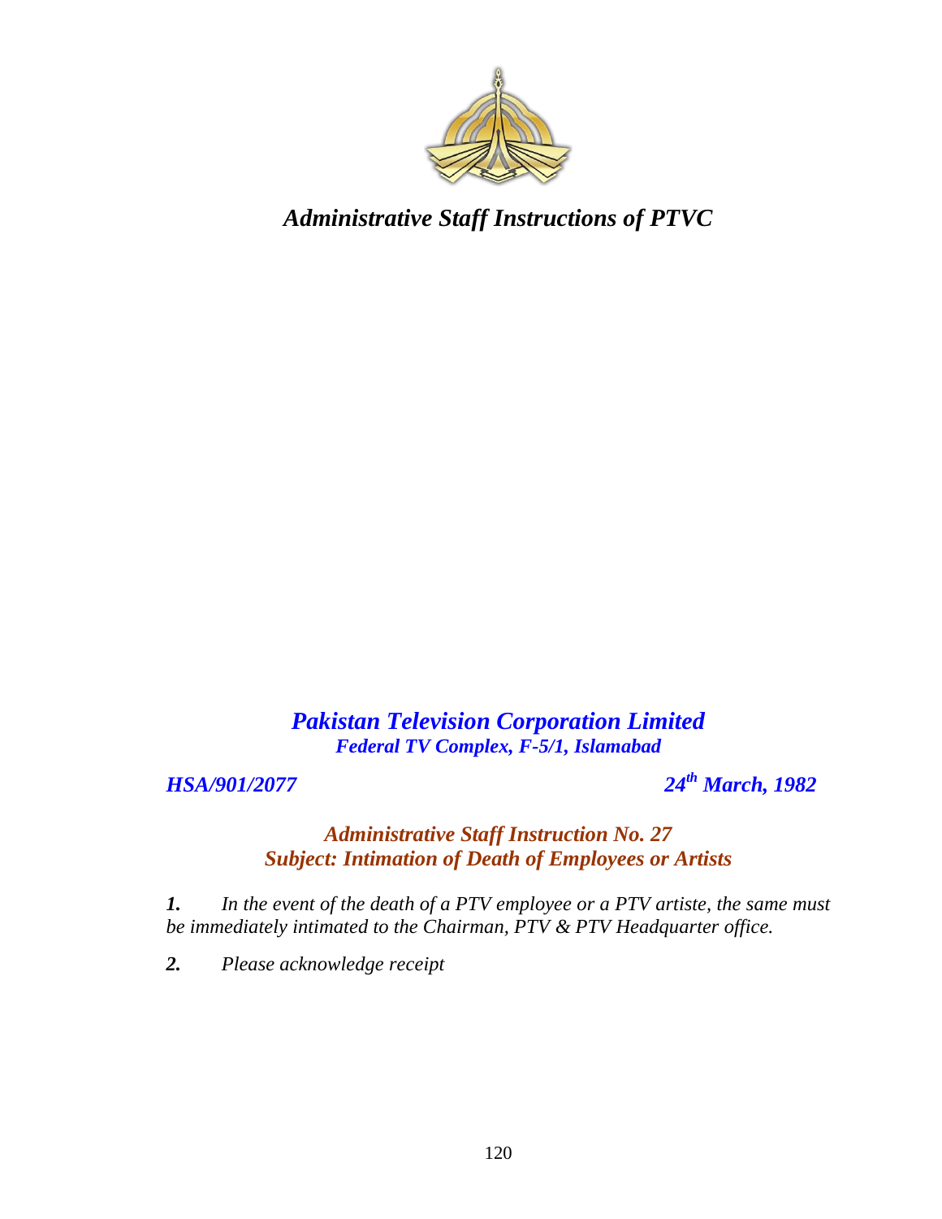# *Administrative Staff Instructions of PTVC*

## *Pakistan Television Corporation Limited*

***Federal TV Complex, F-5/1, Islamabad***

***HSA/901/2077*** ***24th March, 1982***

### *Administrative Staff Instruction No. 27*
### *Subject: Intimation of Death of Employees or Artists*

***1.*** *In the event of the death of a PTV employee or a PTV artiste, the same must be immediately intimated to the Chairman, PTV & PTV Headquarter office.*

***2.*** *Please acknowledge receipt*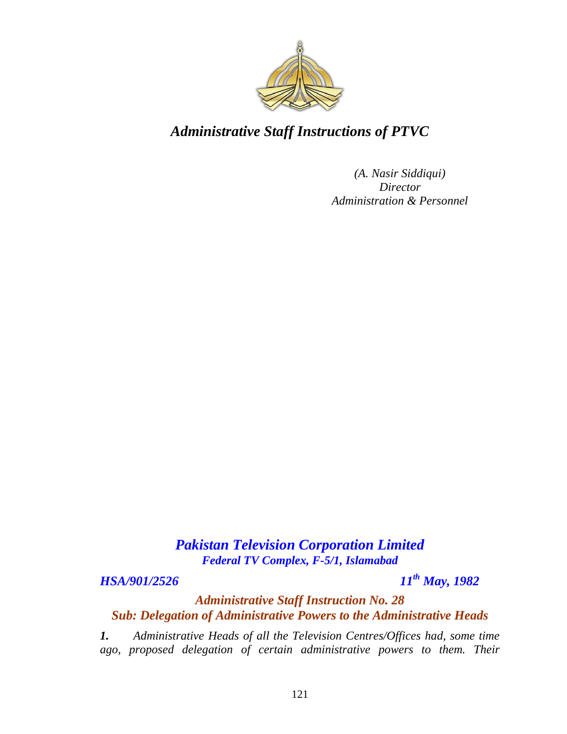*Administrative Staff Instructions of PTVC*

*(A. Nasir Siddiqui)*
*Director*
*Administration & Personnel*

## *Pakistan Television Corporation Limited*

***Federal TV Complex, F-5/1, Islamabad***

***HSA/901/2526*** ***11th May, 1982***

### *Administrative Staff Instruction No. 28*

### *Sub: Delegation of Administrative Powers to the Administrative Heads*

***1.*** *Administrative Heads of all the Television Centres/Offices had, some time ago, proposed delegation of certain administrative powers to them. Their*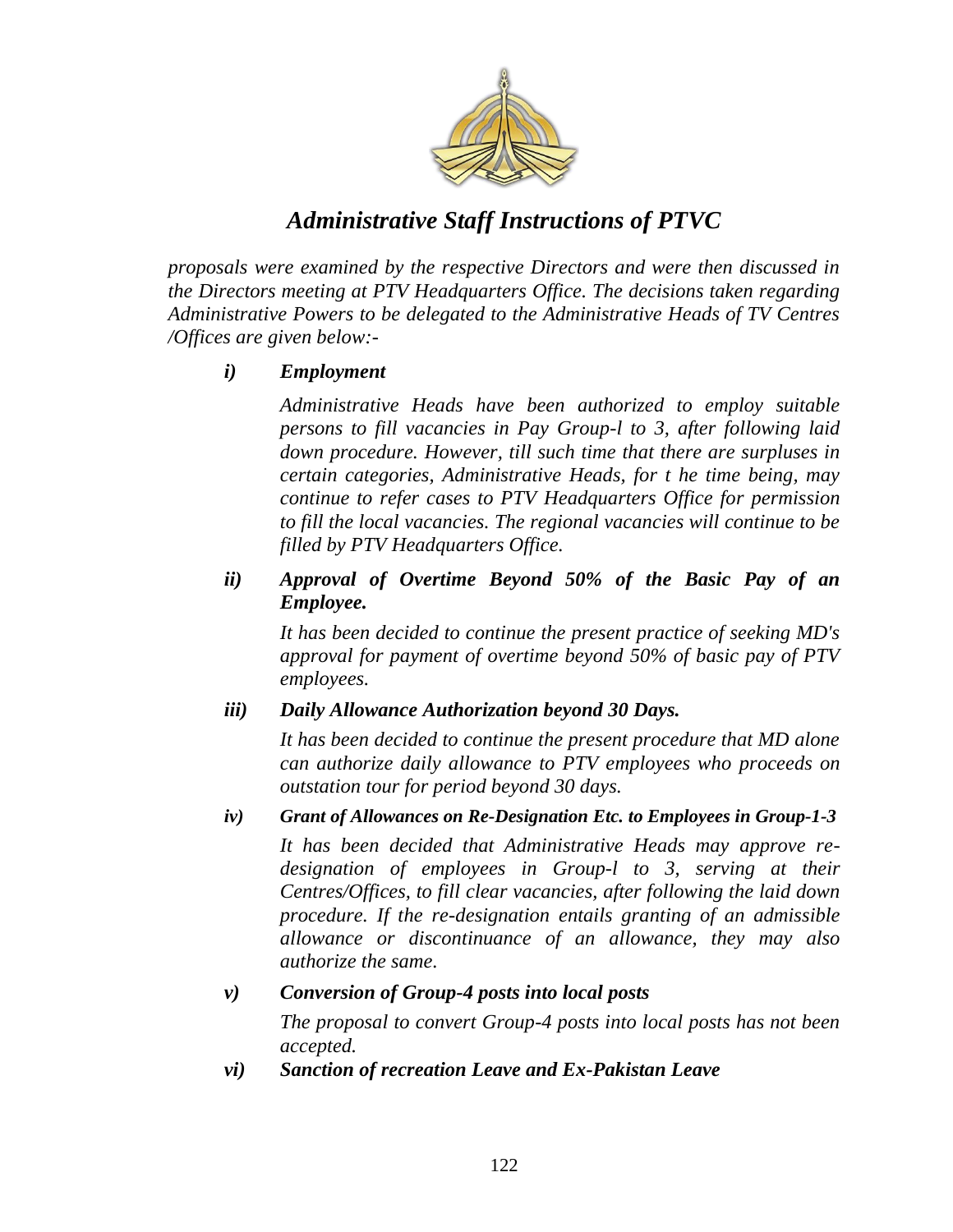*proposals were examined by the respective Directors and were then discussed in the Directors meeting at PTV Headquarters Office. The decisions taken regarding Administrative Powers to be delegated to the Administrative Heads of TV Centres /Offices are given below:-*

***i) Employment***

*Administrative Heads have been authorized to employ suitable persons to fill vacancies in Pay Group-l to 3, after following laid down procedure. However, till such time that there are surpluses in certain categories, Administrative Heads, for t he time being, may continue to refer cases to PTV Headquarters Office for permission to fill the local vacancies. The regional vacancies will continue to be filled by PTV Headquarters Office.*

***ii) Approval of Overtime Beyond 50% of the Basic Pay of an Employee.***

*It has been decided to continue the present practice of seeking MD's approval for payment of overtime beyond 50% of basic pay of PTV employees.*

***iii) Daily Allowance Authorization beyond 30 Days.***

*It has been decided to continue the present procedure that MD alone can authorize daily allowance to PTV employees who proceeds on outstation tour for period beyond 30 days.*

***iv) Grant of Allowances on Re-Designation Etc. to Employees in Group-1-3***

*It has been decided that Administrative Heads may approve re-designation of employees in Group-l to 3, serving at their Centres/Offices, to fill clear vacancies, after following the laid down procedure. If the re-designation entails granting of an admissible allowance or discontinuance of an allowance, they may also authorize the same.*

***v) Conversion of Group-4 posts into local posts***

*The proposal to convert Group-4 posts into local posts has not been accepted.*

***vi) Sanction of recreation Leave and Ex-Pakistan Leave***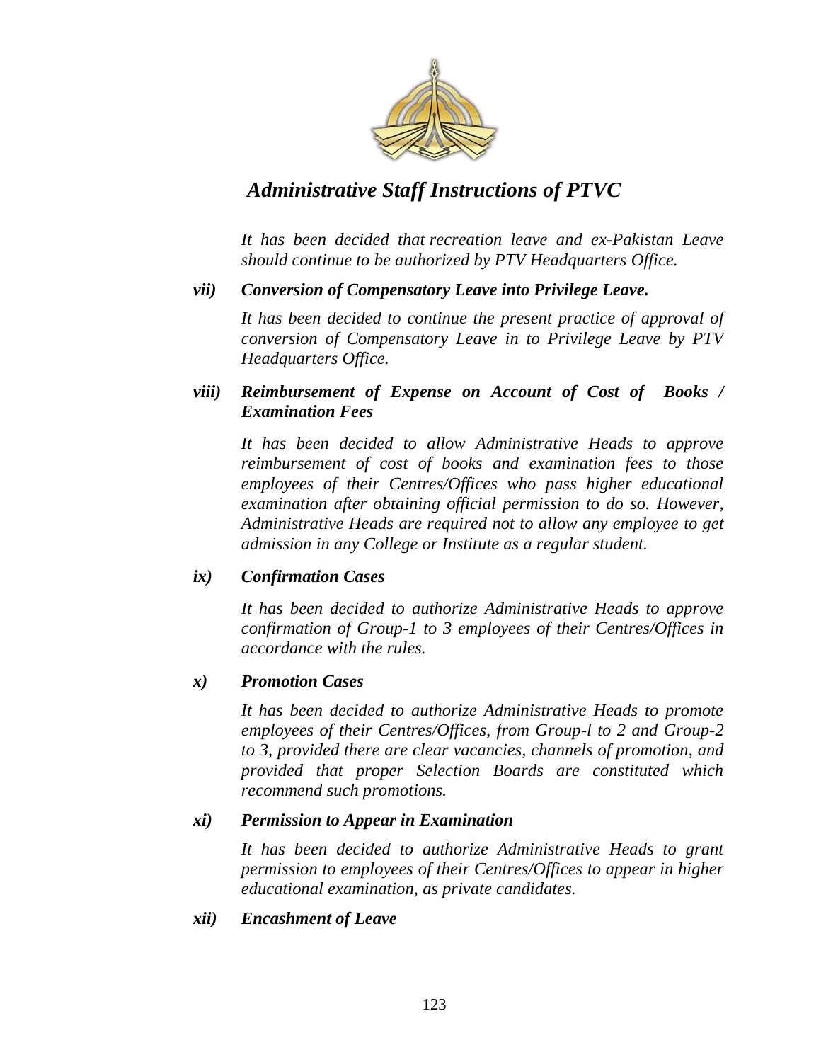*It has been decided that recreation leave and ex-Pakistan Leave should continue to be authorized by PTV Headquarters Office.*

***vii) Conversion of Compensatory Leave into Privilege Leave.***

*It has been decided to continue the present practice of approval of conversion of Compensatory Leave in to Privilege Leave by PTV Headquarters Office.*

***viii) Reimbursement of Expense on Account of Cost of Books / Examination Fees***

*It has been decided to allow Administrative Heads to approve reimbursement of cost of books and examination fees to those employees of their Centres/Offices who pass higher educational examination after obtaining official permission to do so. However, Administrative Heads are required not to allow any employee to get admission in any College or Institute as a regular student.*

***ix) Confirmation Cases***

*It has been decided to authorize Administrative Heads to approve confirmation of Group-1 to 3 employees of their Centres/Offices in accordance with the rules.*

***x) Promotion Cases***

*It has been decided to authorize Administrative Heads to promote employees of their Centres/Offices, from Group-l to 2 and Group-2 to 3, provided there are clear vacancies, channels of promotion, and provided that proper Selection Boards are constituted which recommend such promotions.*

***xi) Permission to Appear in Examination***

*It has been decided to authorize Administrative Heads to grant permission to employees of their Centres/Offices to appear in higher educational examination, as private candidates.*

***xii) Encashment of Leave***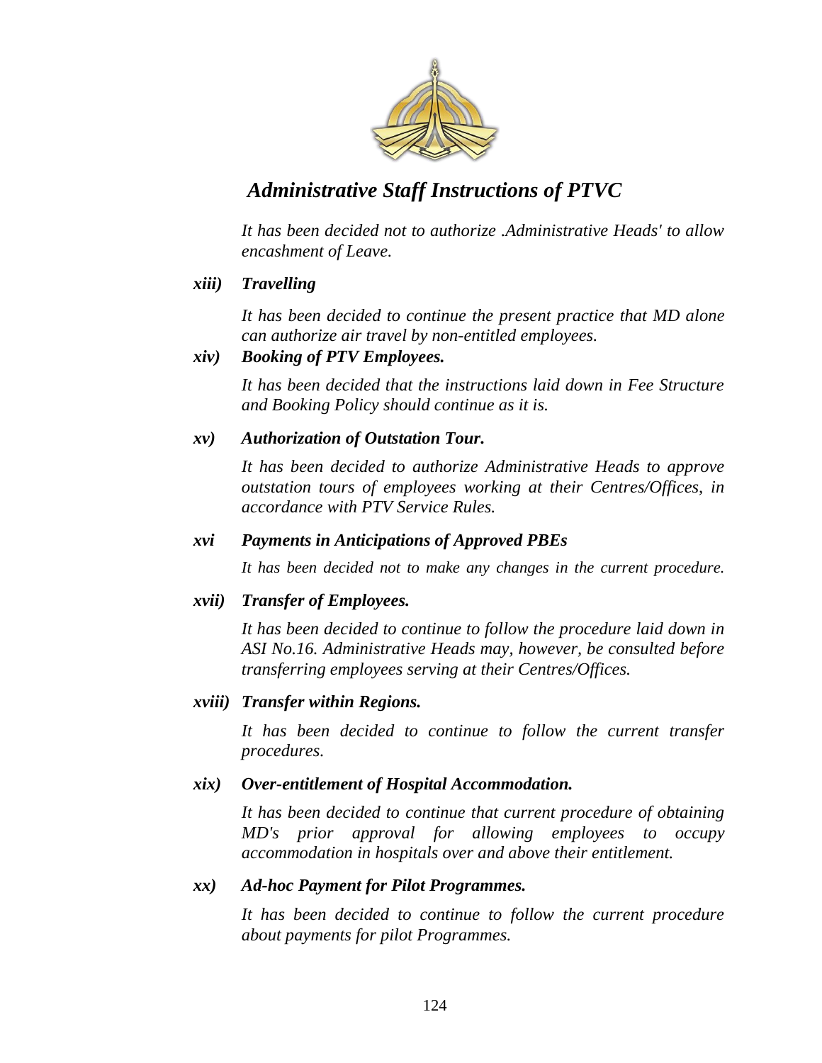*It has been decided not to authorize .Administrative Heads' to allow encashment of Leave.*

***xiii) Travelling***

*It has been decided to continue the present practice that MD alone can authorize air travel by non-entitled employees.*

***xiv) Booking of PTV Employees.***

*It has been decided that the instructions laid down in Fee Structure and Booking Policy should continue as it is.*

***xv) Authorization of Outstation Tour.***

*It has been decided to authorize Administrative Heads to approve outstation tours of employees working at their Centres/Offices, in accordance with PTV Service Rules.*

***xvi Payments in Anticipations of Approved PBEs***

*It has been decided not to make any changes in the current procedure.*

***xvii) Transfer of Employees.***

*It has been decided to continue to follow the procedure laid down in ASI No.16. Administrative Heads may, however, be consulted before transferring employees serving at their Centres/Offices.*

***xviii) Transfer within Regions.***

*It has been decided to continue to follow the current transfer procedures.*

***xix) Over-entitlement of Hospital Accommodation.***

*It has been decided to continue that current procedure of obtaining MD's prior approval for allowing employees to occupy accommodation in hospitals over and above their entitlement.*

***xx) Ad-hoc Payment for Pilot Programmes.***

*It has been decided to continue to follow the current procedure about payments for pilot Programmes.*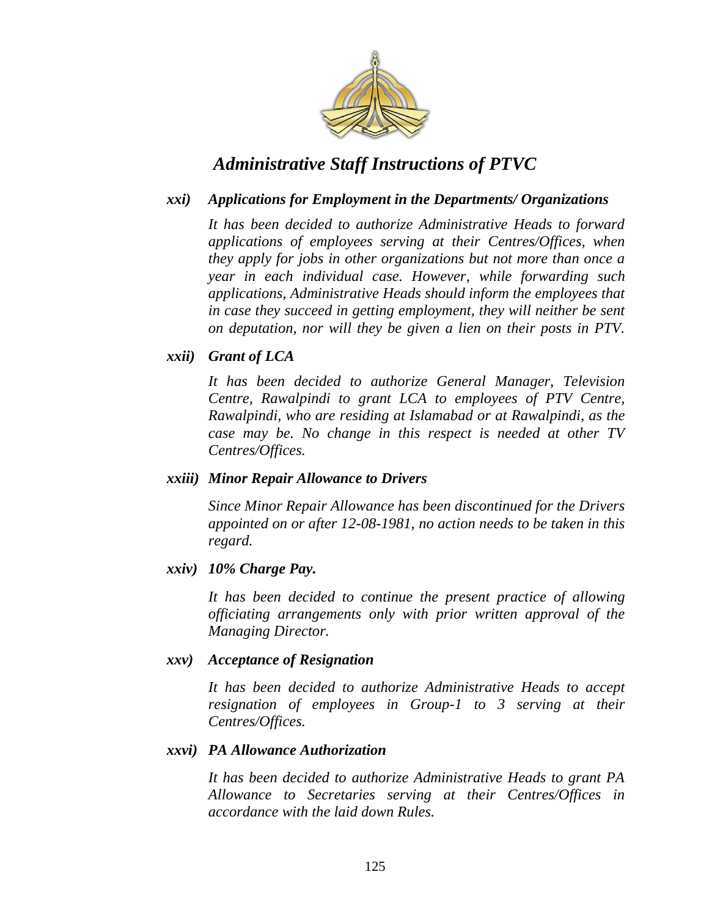*xxi) Applications for Employment in the Departments/ Organizations*

*It has been decided to authorize Administrative Heads to forward applications of employees serving at their Centres/Offices, when they apply for jobs in other organizations but not more than once a year in each individual case. However, while forwarding such applications, Administrative Heads should inform the employees that in case they succeed in getting employment, they will neither be sent on deputation, nor will they be given a lien on their posts in PTV.*

*xxii) Grant of LCA*

*It has been decided to authorize General Manager, Television Centre, Rawalpindi to grant LCA to employees of PTV Centre, Rawalpindi, who are residing at Islamabad or at Rawalpindi, as the case may be. No change in this respect is needed at other TV Centres/Offices.*

*xxiii) Minor Repair Allowance to Drivers*

*Since Minor Repair Allowance has been discontinued for the Drivers appointed on or after 12-08-1981, no action needs to be taken in this regard.*

*xxiv) 10% Charge Pay.*

*It has been decided to continue the present practice of allowing officiating arrangements only with prior written approval of the Managing Director.*

*xxv) Acceptance of Resignation*

*It has been decided to authorize Administrative Heads to accept resignation of employees in Group-1 to 3 serving at their Centres/Offices.*

*xxvi) PA Allowance Authorization*

*It has been decided to authorize Administrative Heads to grant PA Allowance to Secretaries serving at their Centres/Offices in accordance with the laid down Rules.*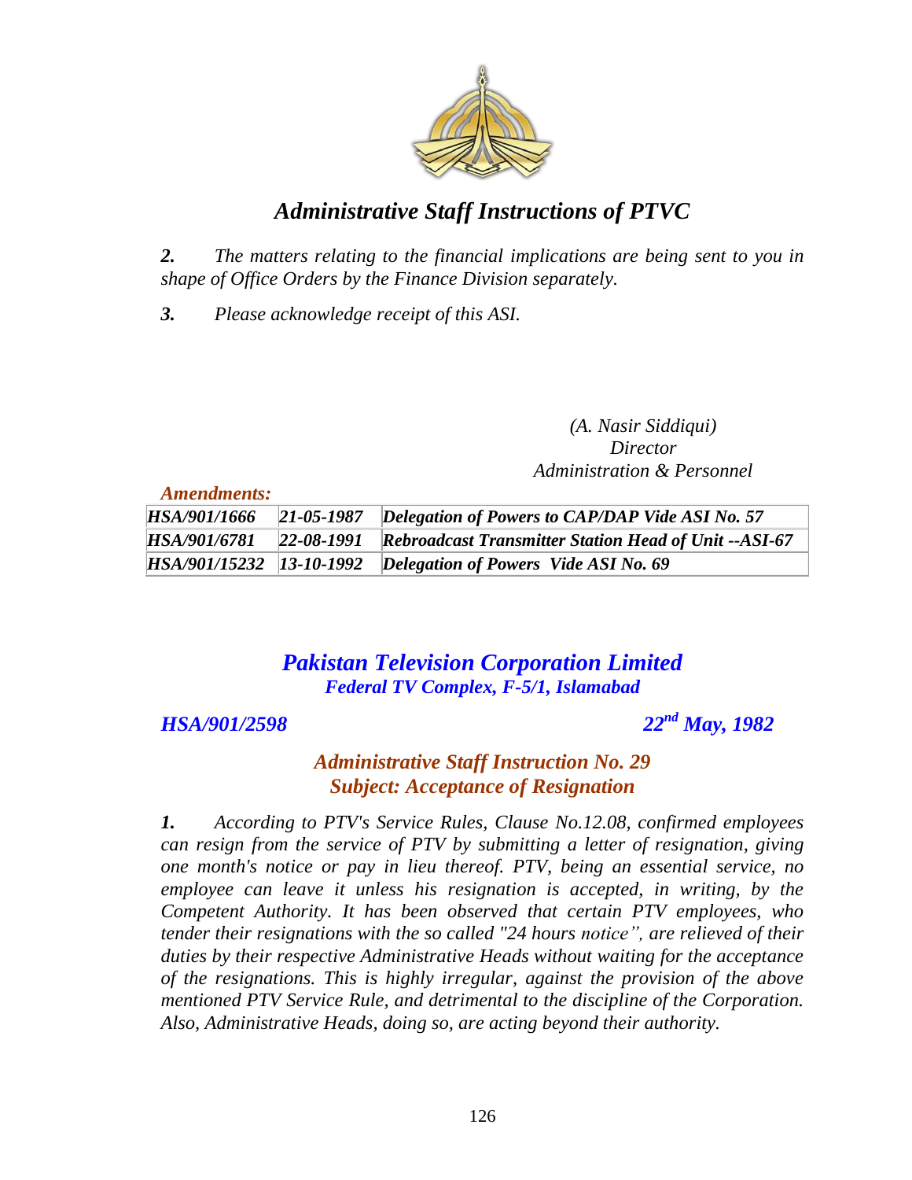# *Administrative Staff Instructions of PTVC*

***2.*** *The matters relating to the financial implications are being sent to you in shape of Office Orders by the Finance Division separately.*

***3.*** *Please acknowledge receipt of this ASI.*

*(A. Nasir Siddiqui)*
*Director*
*Administration & Personnel*

***Amendments:***

| | | |
|---|---|---|
| ***HSA/901/1666*** | ***21-05-1987*** | ***Delegation of Powers to CAP/DAP Vide ASI No. 57*** |
| ***HSA/901/6781*** | ***22-08-1991*** | ***Rebroadcast Transmitter Station Head of Unit --ASI-67*** |
| ***HSA/901/15232*** | ***13-10-1992*** | ***Delegation of Powers Vide ASI No. 69*** |

## ***Pakistan Television Corporation Limited***
***Federal TV Complex, F-5/1, Islamabad***

***HSA/901/2598*** ***22nd May, 1982***

### ***Administrative Staff Instruction No. 29***
### ***Subject: Acceptance of Resignation***

***1.*** *According to PTV's Service Rules, Clause No.12.08, confirmed employees can resign from the service of PTV by submitting a letter of resignation, giving one month's notice or pay in lieu thereof. PTV, being an essential service, no employee can leave it unless his resignation is accepted, in writing, by the Competent Authority. It has been observed that certain PTV employees, who tender their resignations with the so called "24 hours notice", are relieved of their duties by their respective Administrative Heads without waiting for the acceptance of the resignations. This is highly irregular, against the provision of the above mentioned PTV Service Rule, and detrimental to the discipline of the Corporation. Also, Administrative Heads, doing so, are acting beyond their authority.*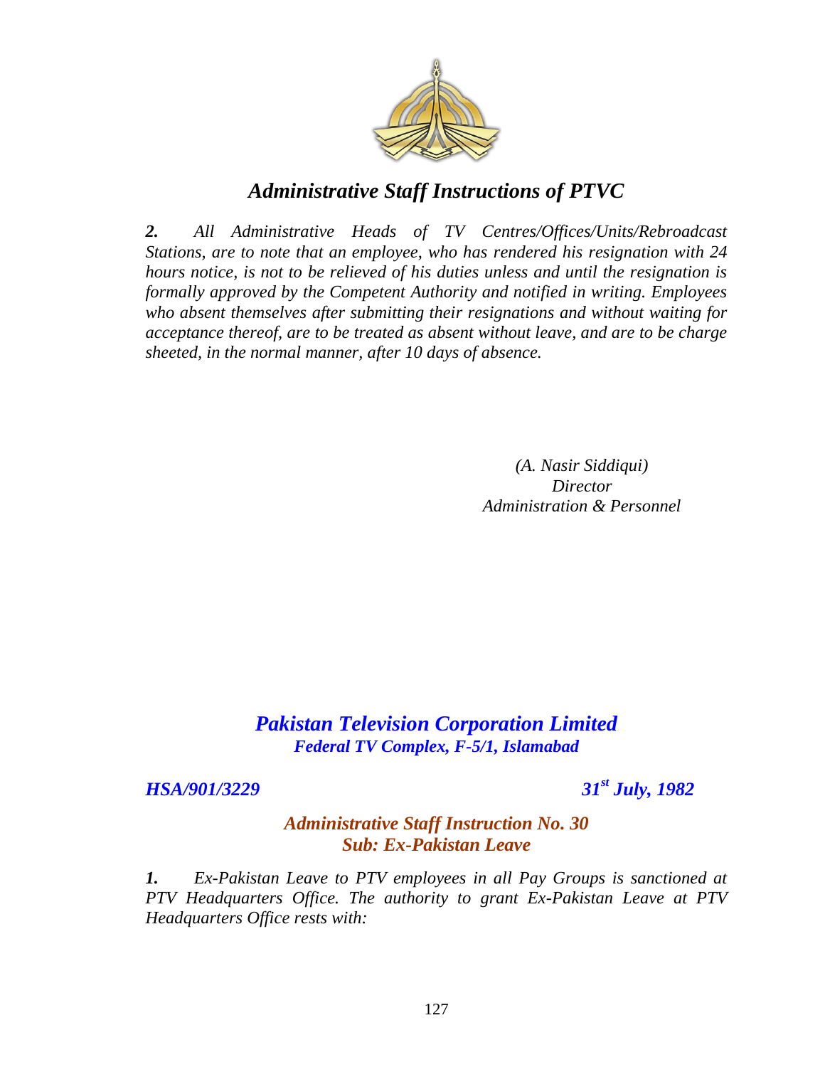*Administrative Staff Instructions of PTVC*

***2.*** *All Administrative Heads of TV Centres/Offices/Units/Rebroadcast Stations, are to note that an employee, who has rendered his resignation with 24 hours notice, is not to be relieved of his duties unless and until the resignation is formally approved by the Competent Authority and notified in writing. Employees who absent themselves after submitting their resignations and without waiting for acceptance thereof, are to be treated as absent without leave, and are to be charge sheeted, in the normal manner, after 10 days of absence.*

*(A. Nasir Siddiqui)*
*Director*
*Administration & Personnel*

## *Pakistan Television Corporation Limited*
***Federal TV Complex, F-5/1, Islamabad***

***HSA/901/3229*** ***31st July, 1982***

### *Administrative Staff Instruction No. 30*
### *Sub: Ex-Pakistan Leave*

***1.*** *Ex-Pakistan Leave to PTV employees in all Pay Groups is sanctioned at PTV Headquarters Office. The authority to grant Ex-Pakistan Leave at PTV Headquarters Office rests with:*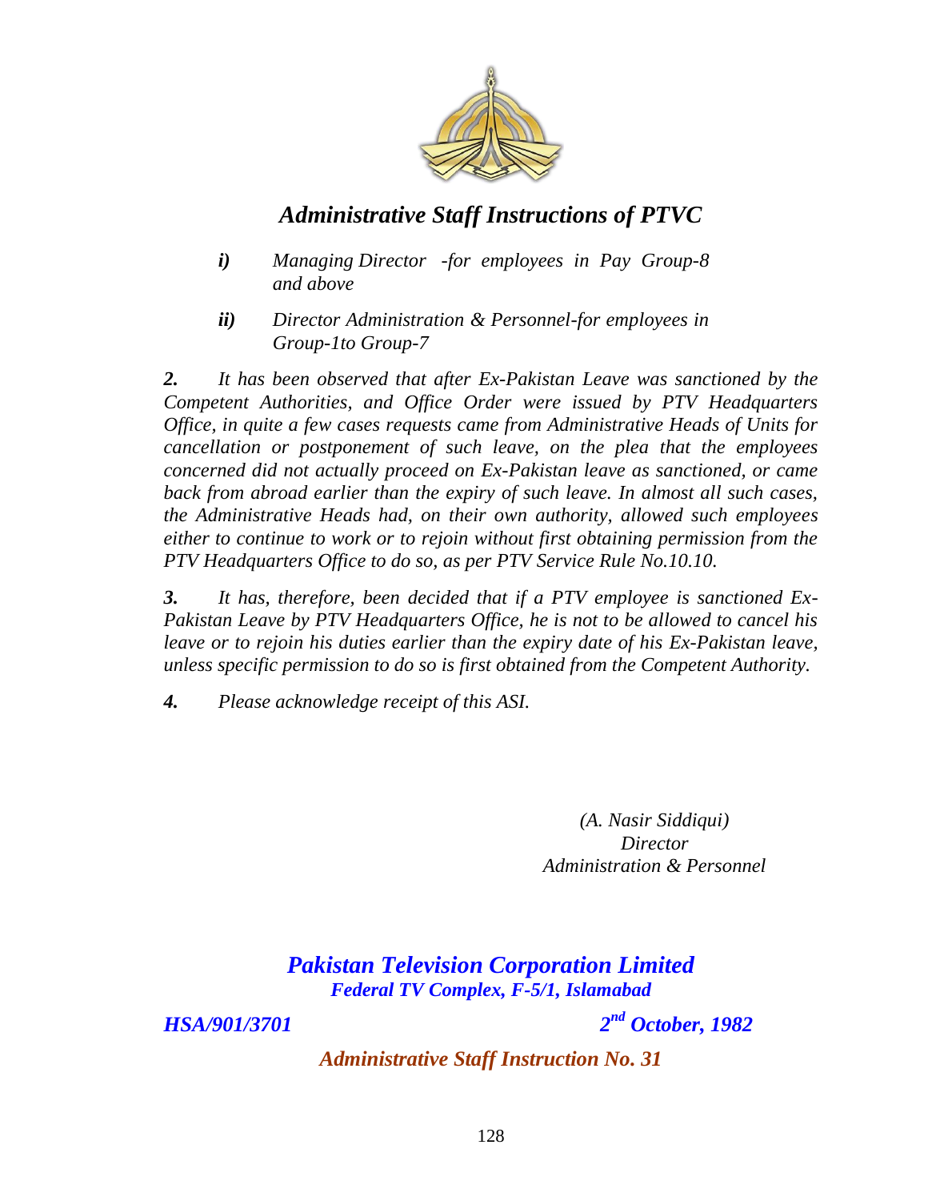# *Administrative Staff Instructions of PTVC*

***i)*** *Managing Director -for employees in Pay Group-8 and above*

***ii)*** *Director Administration & Personnel-for employees in Group-1to Group-7*

***2.*** *It has been observed that after Ex-Pakistan Leave was sanctioned by the Competent Authorities, and Office Order were issued by PTV Headquarters Office, in quite a few cases requests came from Administrative Heads of Units for cancellation or postponement of such leave, on the plea that the employees concerned did not actually proceed on Ex-Pakistan leave as sanctioned, or came back from abroad earlier than the expiry of such leave. In almost all such cases, the Administrative Heads had, on their own authority, allowed such employees either to continue to work or to rejoin without first obtaining permission from the PTV Headquarters Office to do so, as per PTV Service Rule No.10.10.*

***3.*** *It has, therefore, been decided that if a PTV employee is sanctioned Ex-Pakistan Leave by PTV Headquarters Office, he is not to be allowed to cancel his leave or to rejoin his duties earlier than the expiry date of his Ex-Pakistan leave, unless specific permission to do so is first obtained from the Competent Authority.*

***4.*** *Please acknowledge receipt of this ASI.*

*(A. Nasir Siddiqui)*
*Director*
*Administration & Personnel*

## ***Pakistan Television Corporation Limited***
***Federal TV Complex, F-5/1, Islamabad***

***HSA/901/3701*** ***2nd October, 1982***

### ***Administrative Staff Instruction No. 31***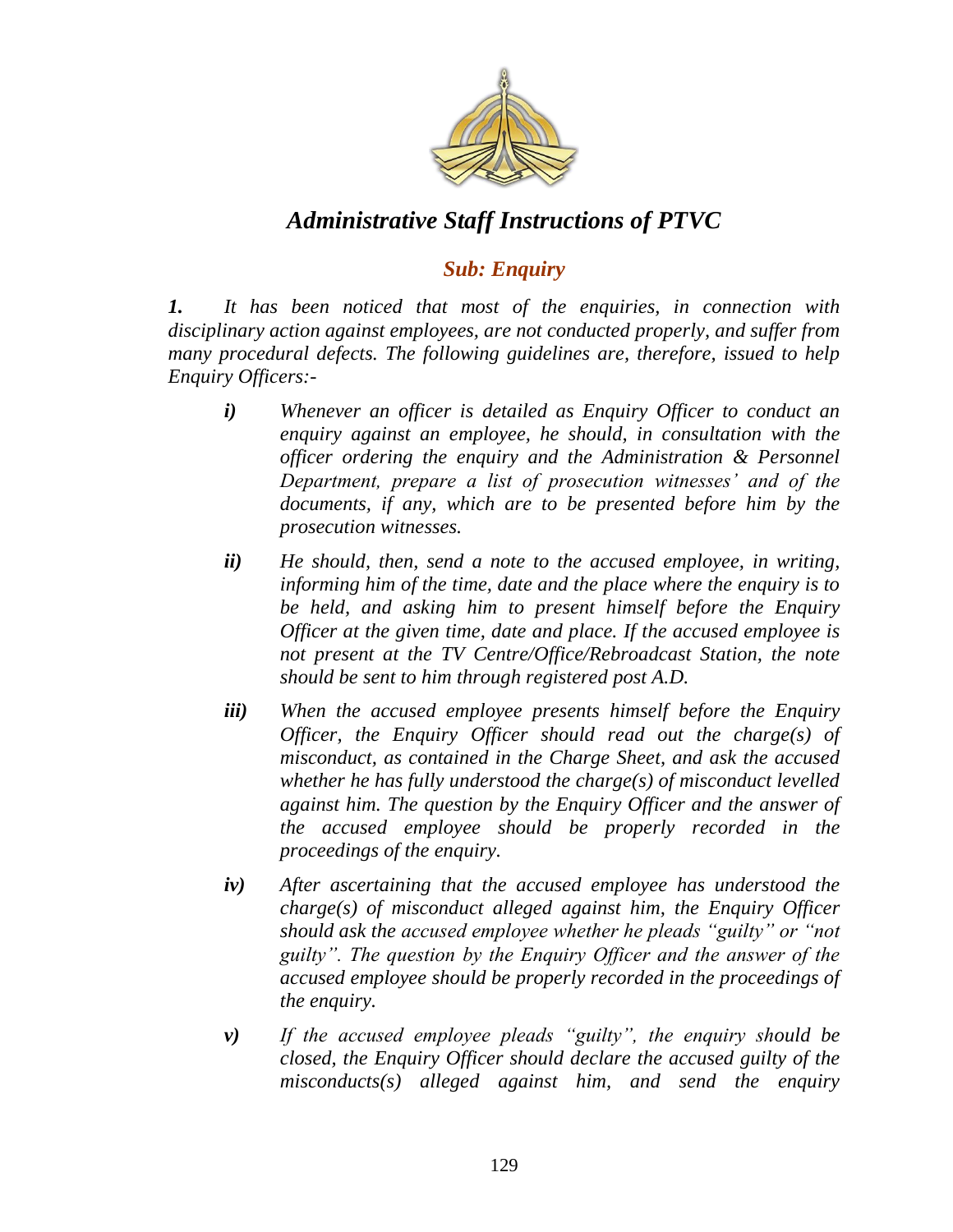# *Administrative Staff Instructions of PTVC*

## *Sub: Enquiry*

***1.*** *It has been noticed that most of the enquiries, in connection with disciplinary action against employees, are not conducted properly, and suffer from many procedural defects. The following guidelines are, therefore, issued to help Enquiry Officers:-*

- ***i)*** *Whenever an officer is detailed as Enquiry Officer to conduct an enquiry against an employee, he should, in consultation with the officer ordering the enquiry and the Administration & Personnel Department, prepare a list of prosecution witnesses' and of the documents, if any, which are to be presented before him by the prosecution witnesses.*

- ***ii)*** *He should, then, send a note to the accused employee, in writing, informing him of the time, date and the place where the enquiry is to be held, and asking him to present himself before the Enquiry Officer at the given time, date and place. If the accused employee is not present at the TV Centre/Office/Rebroadcast Station, the note should be sent to him through registered post A.D.*

- ***iii)*** *When the accused employee presents himself before the Enquiry Officer, the Enquiry Officer should read out the charge(s) of misconduct, as contained in the Charge Sheet, and ask the accused whether he has fully understood the charge(s) of misconduct levelled against him. The question by the Enquiry Officer and the answer of the accused employee should be properly recorded in the proceedings of the enquiry.*

- ***iv)*** *After ascertaining that the accused employee has understood the charge(s) of misconduct alleged against him, the Enquiry Officer should ask the accused employee whether he pleads "guilty" or "not guilty". The question by the Enquiry Officer and the answer of the accused employee should be properly recorded in the proceedings of the enquiry.*

- ***v)*** *If the accused employee pleads "guilty", the enquiry should be closed, the Enquiry Officer should declare the accused guilty of the misconducts(s) alleged against him, and send the enquiry*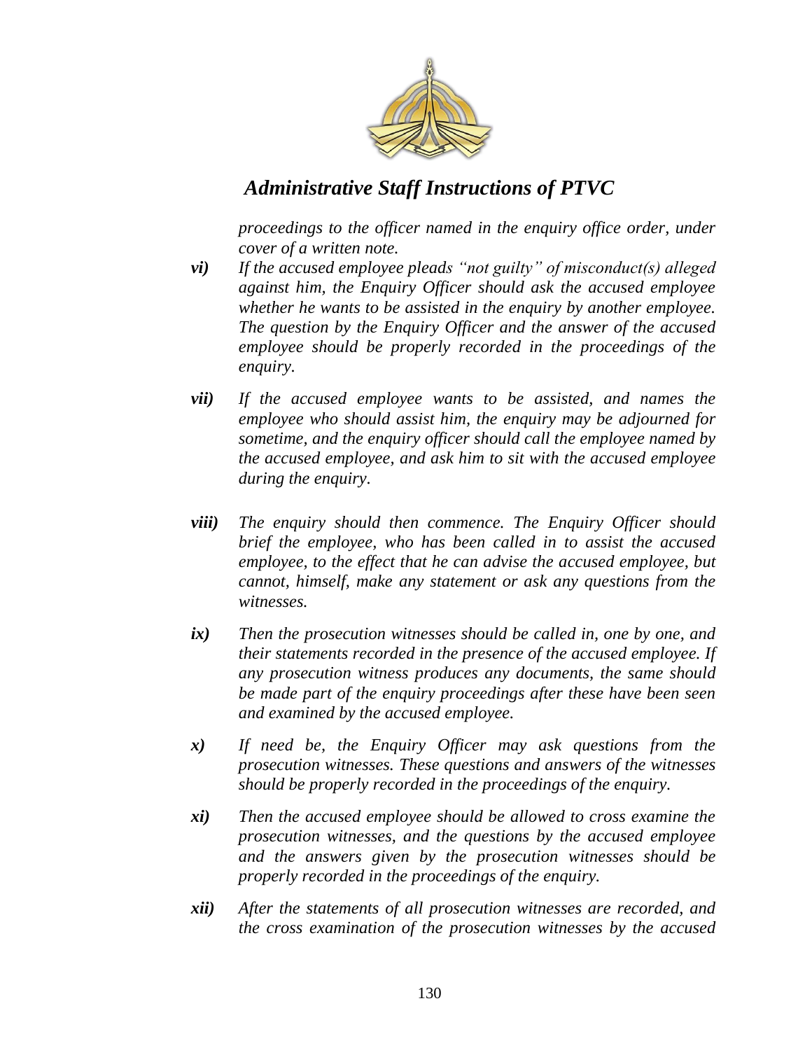*proceedings to the officer named in the enquiry office order, under cover of a written note.*

***vi)*** *If the accused employee pleads "not guilty" of misconduct(s) alleged against him, the Enquiry Officer should ask the accused employee whether he wants to be assisted in the enquiry by another employee. The question by the Enquiry Officer and the answer of the accused employee should be properly recorded in the proceedings of the enquiry.*

***vii)*** *If the accused employee wants to be assisted, and names the employee who should assist him, the enquiry may be adjourned for sometime, and the enquiry officer should call the employee named by the accused employee, and ask him to sit with the accused employee during the enquiry.*

***viii)*** *The enquiry should then commence. The Enquiry Officer should brief the employee, who has been called in to assist the accused employee, to the effect that he can advise the accused employee, but cannot, himself, make any statement or ask any questions from the witnesses.*

***ix)*** *Then the prosecution witnesses should be called in, one by one, and their statements recorded in the presence of the accused employee. If any prosecution witness produces any documents, the same should be made part of the enquiry proceedings after these have been seen and examined by the accused employee.*

***x)*** *If need be, the Enquiry Officer may ask questions from the prosecution witnesses. These questions and answers of the witnesses should be properly recorded in the proceedings of the enquiry.*

***xi)*** *Then the accused employee should be allowed to cross examine the prosecution witnesses, and the questions by the accused employee and the answers given by the prosecution witnesses should be properly recorded in the proceedings of the enquiry.*

***xii)*** *After the statements of all prosecution witnesses are recorded, and the cross examination of the prosecution witnesses by the accused*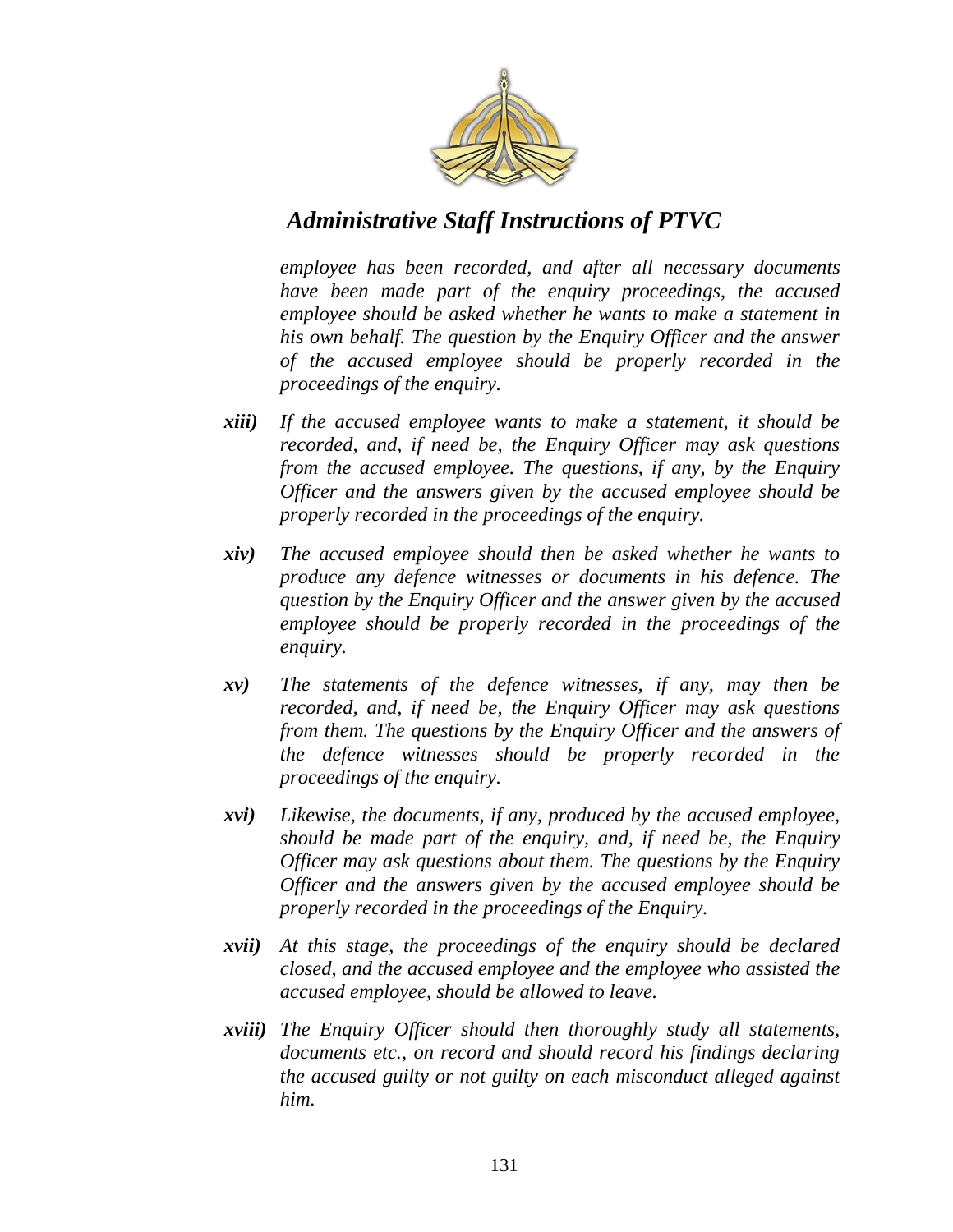*employee has been recorded, and after all necessary documents have been made part of the enquiry proceedings, the accused employee should be asked whether he wants to make a statement in his own behalf. The question by the Enquiry Officer and the answer of the accused employee should be properly recorded in the proceedings of the enquiry.*

***xiii)*** *If the accused employee wants to make a statement, it should be recorded, and, if need be, the Enquiry Officer may ask questions from the accused employee. The questions, if any, by the Enquiry Officer and the answers given by the accused employee should be properly recorded in the proceedings of the enquiry.*

***xiv)*** *The accused employee should then be asked whether he wants to produce any defence witnesses or documents in his defence. The question by the Enquiry Officer and the answer given by the accused employee should be properly recorded in the proceedings of the enquiry.*

***xv)*** *The statements of the defence witnesses, if any, may then be recorded, and, if need be, the Enquiry Officer may ask questions from them. The questions by the Enquiry Officer and the answers of the defence witnesses should be properly recorded in the proceedings of the enquiry.*

***xvi)*** *Likewise, the documents, if any, produced by the accused employee, should be made part of the enquiry, and, if need be, the Enquiry Officer may ask questions about them. The questions by the Enquiry Officer and the answers given by the accused employee should be properly recorded in the proceedings of the Enquiry.*

***xvii)*** *At this stage, the proceedings of the enquiry should be declared closed, and the accused employee and the employee who assisted the accused employee, should be allowed to leave.*

***xviii)*** *The Enquiry Officer should then thoroughly study all statements, documents etc., on record and should record his findings declaring the accused guilty or not guilty on each misconduct alleged against him.*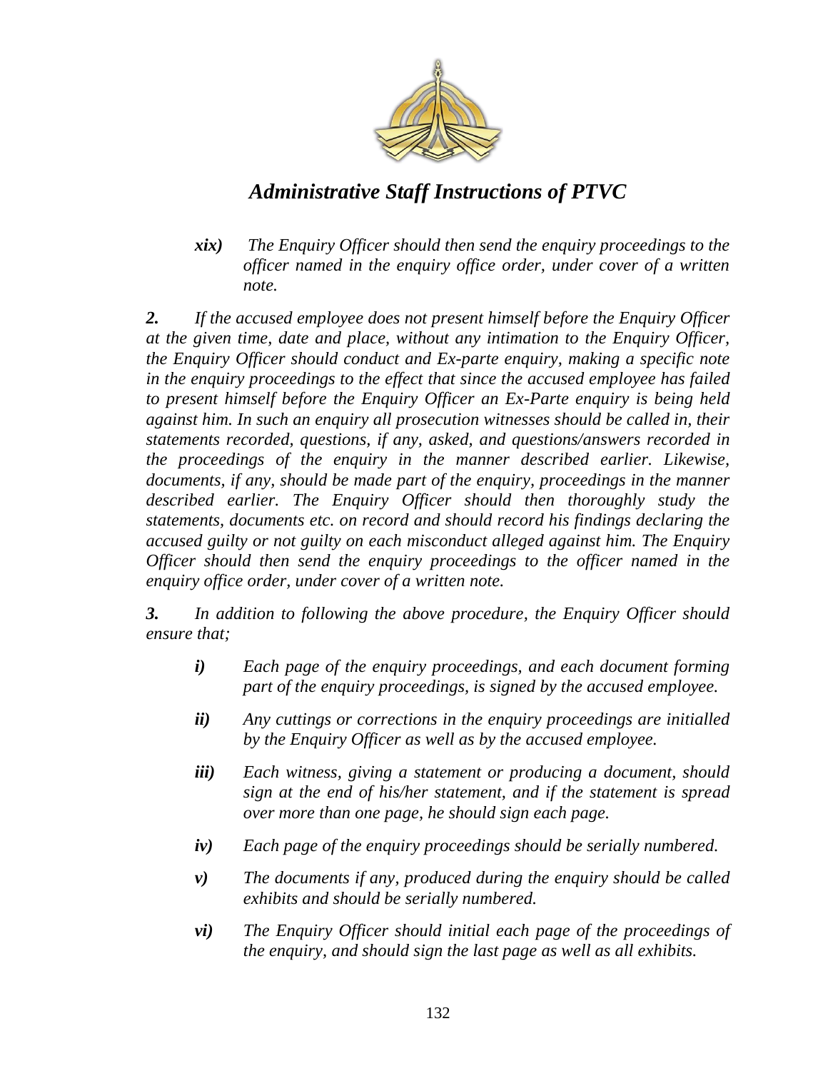*xix)* *The Enquiry Officer should then send the enquiry proceedings to the officer named in the enquiry office order, under cover of a written note.*

***2.*** *If the accused employee does not present himself before the Enquiry Officer at the given time, date and place, without any intimation to the Enquiry Officer, the Enquiry Officer should conduct and Ex-parte enquiry, making a specific note in the enquiry proceedings to the effect that since the accused employee has failed to present himself before the Enquiry Officer an Ex-Parte enquiry is being held against him. In such an enquiry all prosecution witnesses should be called in, their statements recorded, questions, if any, asked, and questions/answers recorded in the proceedings of the enquiry in the manner described earlier. Likewise, documents, if any, should be made part of the enquiry, proceedings in the manner described earlier. The Enquiry Officer should then thoroughly study the statements, documents etc. on record and should record his findings declaring the accused guilty or not guilty on each misconduct alleged against him. The Enquiry Officer should then send the enquiry proceedings to the officer named in the enquiry office order, under cover of a written note.*

***3.*** *In addition to following the above procedure, the Enquiry Officer should ensure that;*

- ***i)*** *Each page of the enquiry proceedings, and each document forming part of the enquiry proceedings, is signed by the accused employee.*
- ***ii)*** *Any cuttings or corrections in the enquiry proceedings are initialled by the Enquiry Officer as well as by the accused employee.*
- ***iii)*** *Each witness, giving a statement or producing a document, should sign at the end of his/her statement, and if the statement is spread over more than one page, he should sign each page.*
- ***iv)*** *Each page of the enquiry proceedings should be serially numbered.*
- ***v)*** *The documents if any, produced during the enquiry should be called exhibits and should be serially numbered.*
- ***vi)*** *The Enquiry Officer should initial each page of the proceedings of the enquiry, and should sign the last page as well as all exhibits.*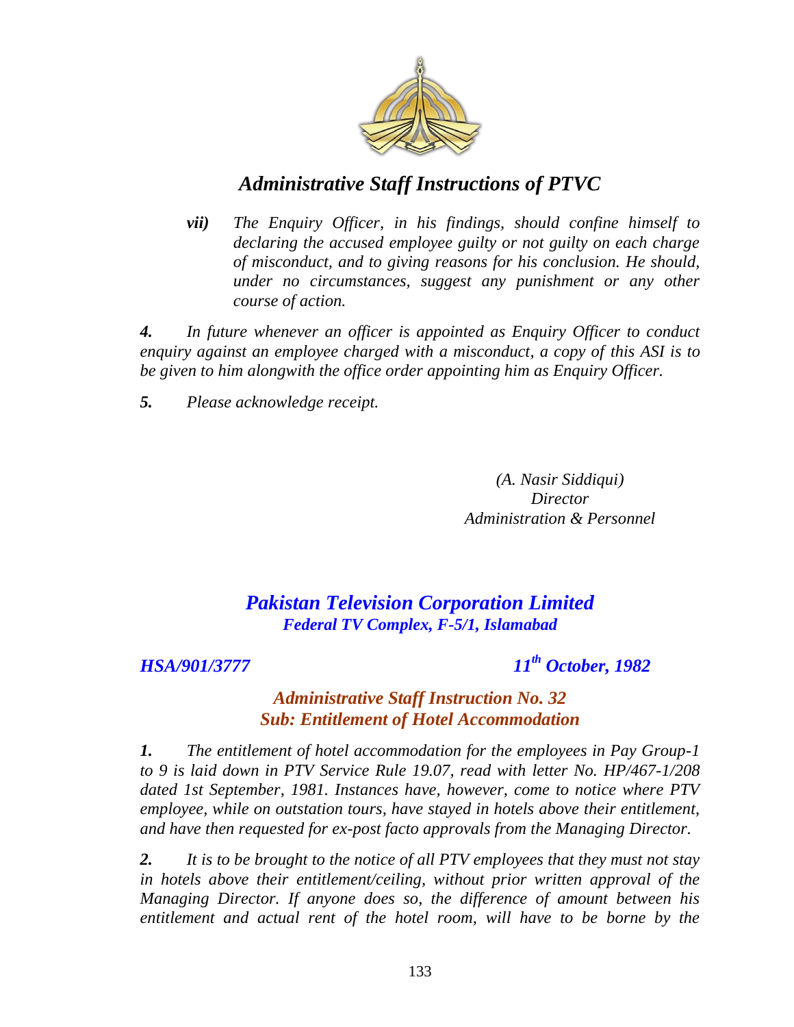*vii)* *The Enquiry Officer, in his findings, should confine himself to declaring the accused employee guilty or not guilty on each charge of misconduct, and to giving reasons for his conclusion. He should, under no circumstances, suggest any punishment or any other course of action.*

***4.*** *In future whenever an officer is appointed as Enquiry Officer to conduct enquiry against an employee charged with a misconduct, a copy of this ASI is to be given to him alongwith the office order appointing him as Enquiry Officer.*

***5.*** *Please acknowledge receipt.*

*(A. Nasir Siddiqui)*
*Director*
*Administration & Personnel*

## ***Pakistan Television Corporation Limited***

***Federal TV Complex, F-5/1, Islamabad***

***HSA/901/3777*** ***11th October, 1982***

### ***Administrative Staff Instruction No. 32***
### ***Sub: Entitlement of Hotel Accommodation***

***1.*** *The entitlement of hotel accommodation for the employees in Pay Group-1 to 9 is laid down in PTV Service Rule 19.07, read with letter No. HP/467-1/208 dated 1st September, 1981. Instances have, however, come to notice where PTV employee, while on outstation tours, have stayed in hotels above their entitlement, and have then requested for ex-post facto approvals from the Managing Director.*

***2.*** *It is to be brought to the notice of all PTV employees that they must not stay in hotels above their entitlement/ceiling, without prior written approval of the Managing Director. If anyone does so, the difference of amount between his entitlement and actual rent of the hotel room, will have to be borne by the*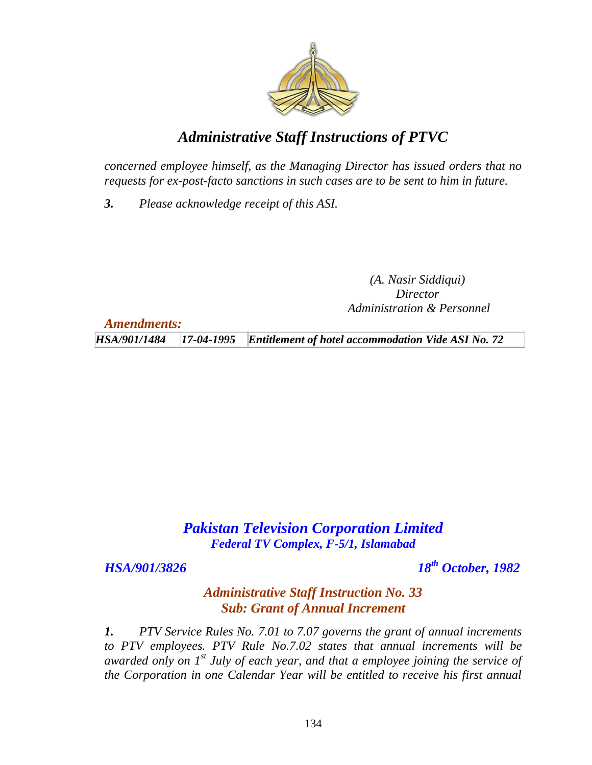*concerned employee himself, as the Managing Director has issued orders that no requests for ex-post-facto sanctions in such cases are to be sent to him in future.*

***3.*** *Please acknowledge receipt of this ASI.*

*(A. Nasir Siddiqui)*
*Director*
*Administration & Personnel*

***Amendments:***

| | | |
|---|---|---|
| ***HSA/901/1484*** | ***17-04-1995*** | ***Entitlement of hotel accommodation Vide ASI No. 72*** |

## *Pakistan Television Corporation Limited*

***Federal TV Complex, F-5/1, Islamabad***

***HSA/901/3826*** ***18th October, 1982***

### *Administrative Staff Instruction No. 33*
### *Sub: Grant of Annual Increment*

***1.*** *PTV Service Rules No. 7.01 to 7.07 governs the grant of annual increments to PTV employees. PTV Rule No.7.02 states that annual increments will be awarded only on 1st July of each year, and that a employee joining the service of the Corporation in one Calendar Year will be entitled to receive his first annual*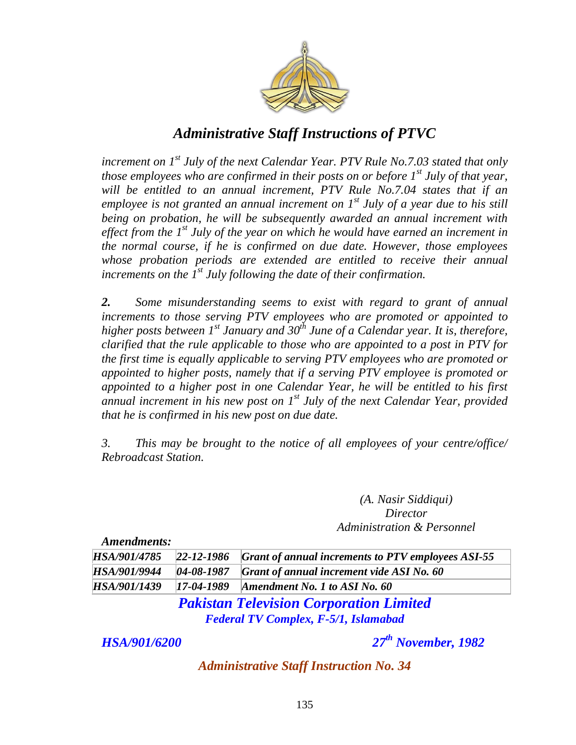increment on 1st July of the next Calendar Year. PTV Rule No.7.03 stated that only those employees who are confirmed in their posts on or before 1st July of that year, will be entitled to an annual increment, PTV Rule No.7.04 states that if an employee is not granted an annual increment on 1st July of a year due to his still being on probation, he will be subsequently awarded an annual increment with effect from the 1st July of the year on which he would have earned an increment in the normal course, if he is confirmed on due date. However, those employees whose probation periods are extended are entitled to receive their annual increments on the 1st July following the date of their confirmation.*

***2.*** *Some misunderstanding seems to exist with regard to grant of annual increments to those serving PTV employees who are promoted or appointed to higher posts between 1st January and 30th June of a Calendar year. It is, therefore, clarified that the rule applicable to those who are appointed to a post in PTV for the first time is equally applicable to serving PTV employees who are promoted or appointed to higher posts, namely that if a serving PTV employee is promoted or appointed to a higher post in one Calendar Year, he will be entitled to his first annual increment in his new post on 1st July of the next Calendar Year, provided that he is confirmed in his new post on due date.*

*3. This may be brought to the notice of all employees of your centre/office/ Rebroadcast Station.*

*(A. Nasir Siddiqui)*
*Director*
*Administration & Personnel*

***Amendments:***

| | | |
|---|---|---|
| ***HSA/901/4785*** | ***22-12-1986*** | ***Grant of annual increments to PTV employees ASI-55*** |
| ***HSA/901/9944*** | ***04-08-1987*** | ***Grant of annual increment vide ASI No. 60*** |
| ***HSA/901/1439*** | ***17-04-1989*** | ***Amendment No. 1 to ASI No. 60*** |

## Pakistan Television Corporation Limited

***Federal TV Complex, F-5/1, Islamabad***

***HSA/901/6200*** ***27th November, 1982***

## *Administrative Staff Instruction No. 34*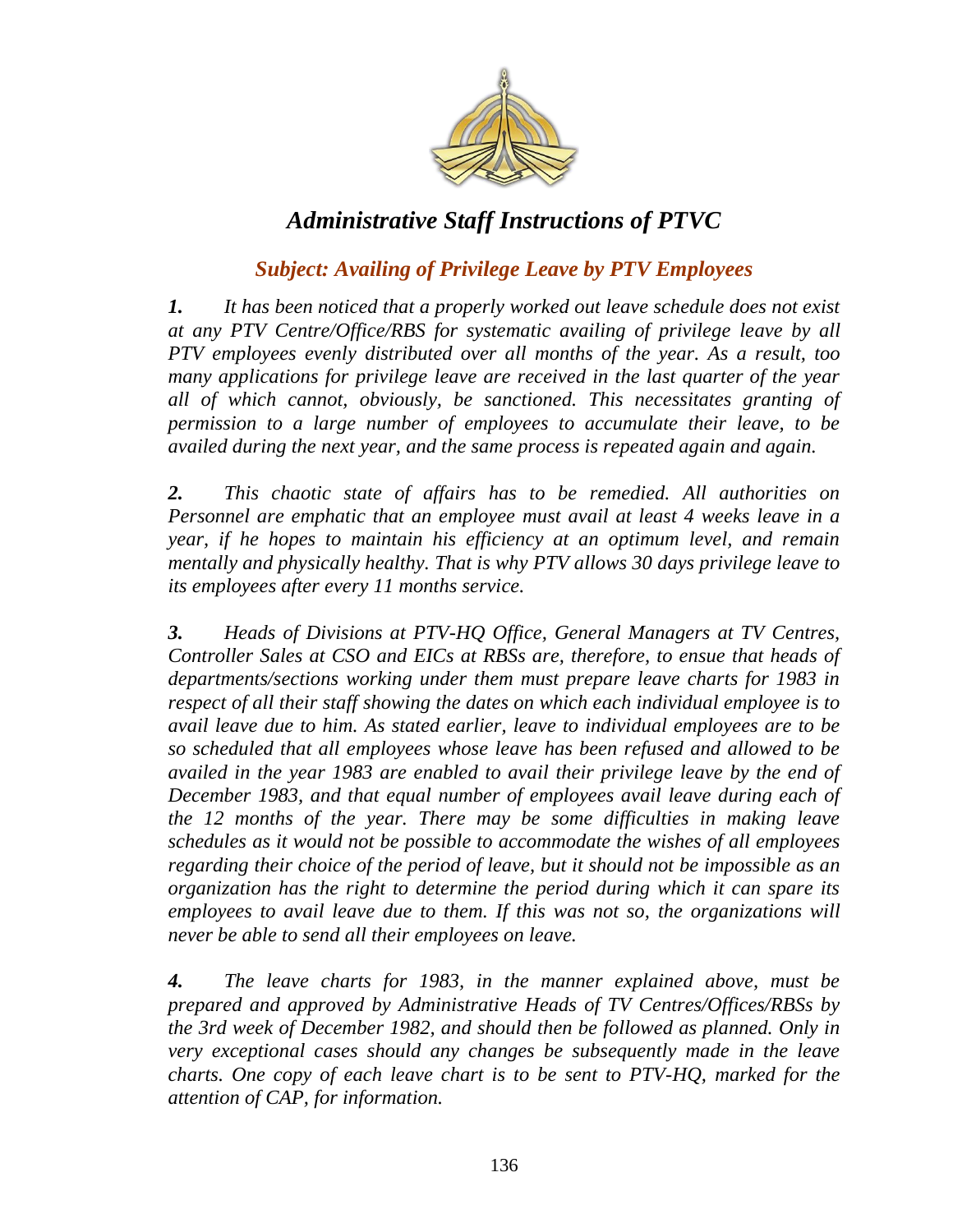# *Administrative Staff Instructions of PTVC*

## *Subject: Availing of Privilege Leave by PTV Employees*

***1.*** *It has been noticed that a properly worked out leave schedule does not exist at any PTV Centre/Office/RBS for systematic availing of privilege leave by all PTV employees evenly distributed over all months of the year. As a result, too many applications for privilege leave are received in the last quarter of the year all of which cannot, obviously, be sanctioned. This necessitates granting of permission to a large number of employees to accumulate their leave, to be availed during the next year, and the same process is repeated again and again.*

***2.*** *This chaotic state of affairs has to be remedied. All authorities on Personnel are emphatic that an employee must avail at least 4 weeks leave in a year, if he hopes to maintain his efficiency at an optimum level, and remain mentally and physically healthy. That is why PTV allows 30 days privilege leave to its employees after every 11 months service.*

***3.*** *Heads of Divisions at PTV-HQ Office, General Managers at TV Centres, Controller Sales at CSO and EICs at RBSs are, therefore, to ensue that heads of departments/sections working under them must prepare leave charts for 1983 in respect of all their staff showing the dates on which each individual employee is to avail leave due to him. As stated earlier, leave to individual employees are to be so scheduled that all employees whose leave has been refused and allowed to be availed in the year 1983 are enabled to avail their privilege leave by the end of December 1983, and that equal number of employees avail leave during each of the 12 months of the year. There may be some difficulties in making leave schedules as it would not be possible to accommodate the wishes of all employees regarding their choice of the period of leave, but it should not be impossible as an organization has the right to determine the period during which it can spare its employees to avail leave due to them. If this was not so, the organizations will never be able to send all their employees on leave.*

***4.*** *The leave charts for 1983, in the manner explained above, must be prepared and approved by Administrative Heads of TV Centres/Offices/RBSs by the 3rd week of December 1982, and should then be followed as planned. Only in very exceptional cases should any changes be subsequently made in the leave charts. One copy of each leave chart is to be sent to PTV-HQ, marked for the attention of CAP, for information.*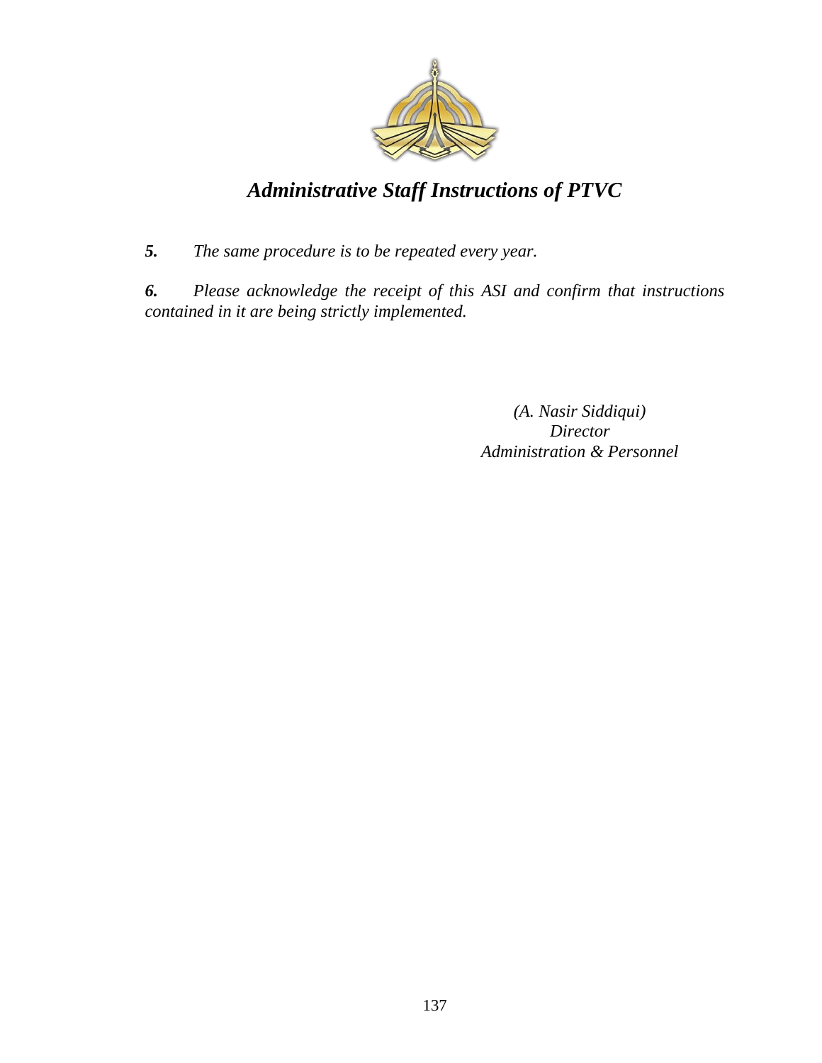***5.*** *The same procedure is to be repeated every year.*

***6.*** *Please acknowledge the receipt of this ASI and confirm that instructions contained in it are being strictly implemented.*

*(A. Nasir Siddiqui)*
*Director*
*Administration & Personnel*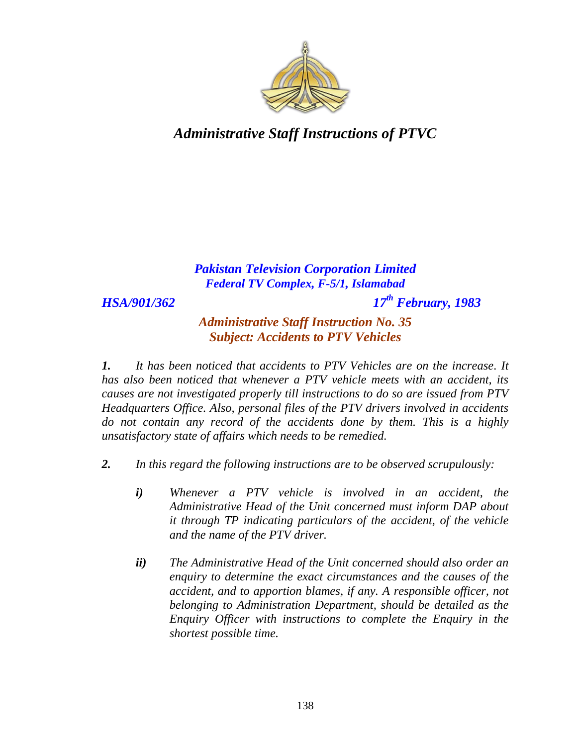# *Administrative Staff Instructions of PTVC*

***Pakistan Television Corporation Limited***
***Federal TV Complex, F-5/1, Islamabad***

***HSA/901/362*** ***17th February, 1983***

## *Administrative Staff Instruction No. 35*
## *Subject: Accidents to PTV Vehicles*

***1.*** *It has been noticed that accidents to PTV Vehicles are on the increase. It has also been noticed that whenever a PTV vehicle meets with an accident, its causes are not investigated properly till instructions to do so are issued from PTV Headquarters Office. Also, personal files of the PTV drivers involved in accidents do not contain any record of the accidents done by them. This is a highly unsatisfactory state of affairs which needs to be remedied.*

***2.*** *In this regard the following instructions are to be observed scrupulously:*

> ***i)*** *Whenever a PTV vehicle is involved in an accident, the Administrative Head of the Unit concerned must inform DAP about it through TP indicating particulars of the accident, of the vehicle and the name of the PTV driver.*
>
> ***ii)*** *The Administrative Head of the Unit concerned should also order an enquiry to determine the exact circumstances and the causes of the accident, and to apportion blames, if any. A responsible officer, not belonging to Administration Department, should be detailed as the Enquiry Officer with instructions to complete the Enquiry in the shortest possible time.*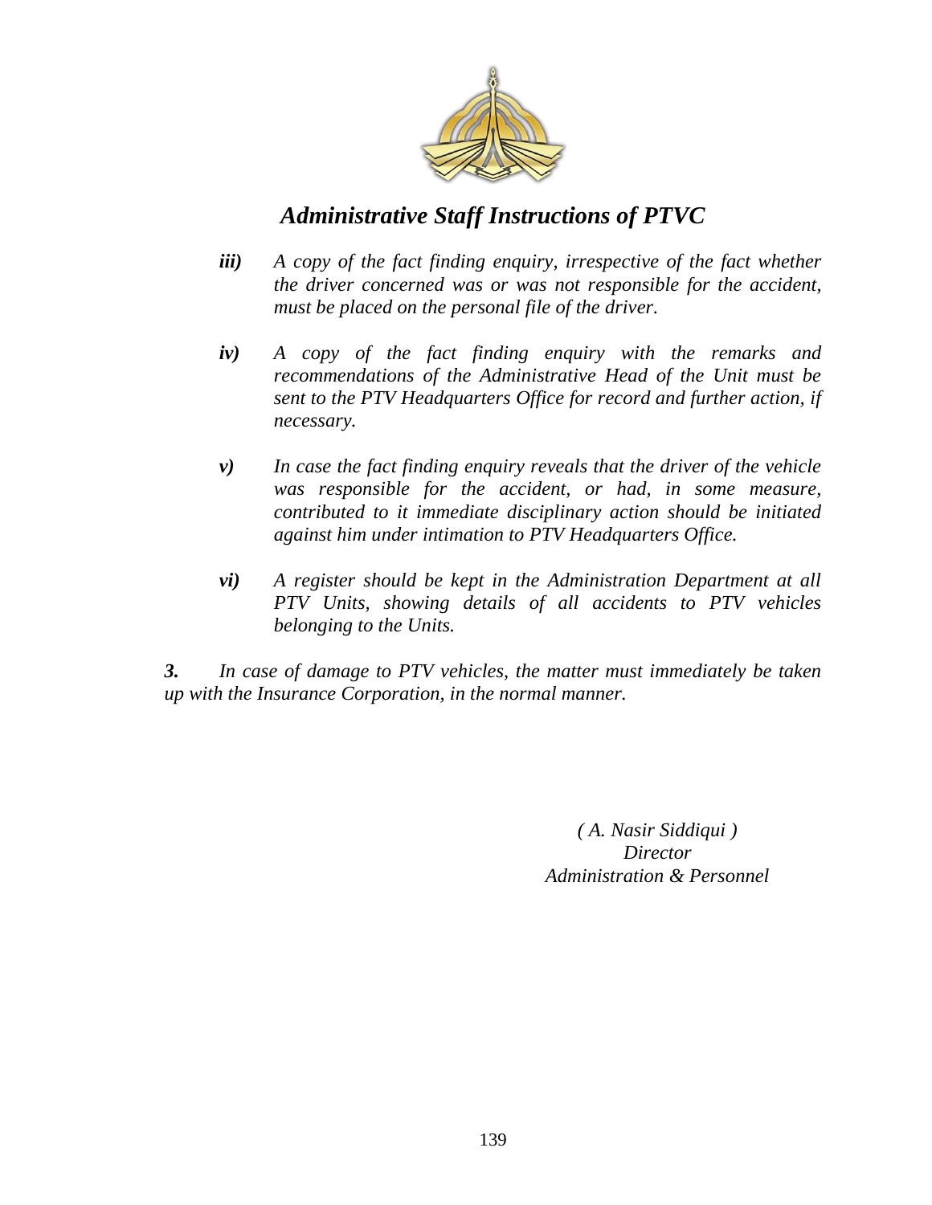*iii)* *A copy of the fact finding enquiry, irrespective of the fact whether the driver concerned was or was not responsible for the accident, must be placed on the personal file of the driver.*

*iv)* *A copy of the fact finding enquiry with the remarks and recommendations of the Administrative Head of the Unit must be sent to the PTV Headquarters Office for record and further action, if necessary.*

*v)* *In case the fact finding enquiry reveals that the driver of the vehicle was responsible for the accident, or had, in some measure, contributed to it immediate disciplinary action should be initiated against him under intimation to PTV Headquarters Office.*

*vi)* *A register should be kept in the Administration Department at all PTV Units, showing details of all accidents to PTV vehicles belonging to the Units.*

***3.*** *In case of damage to PTV vehicles, the matter must immediately be taken up with the Insurance Corporation, in the normal manner.*

*( A. Nasir Siddiqui )*
*Director*
*Administration & Personnel*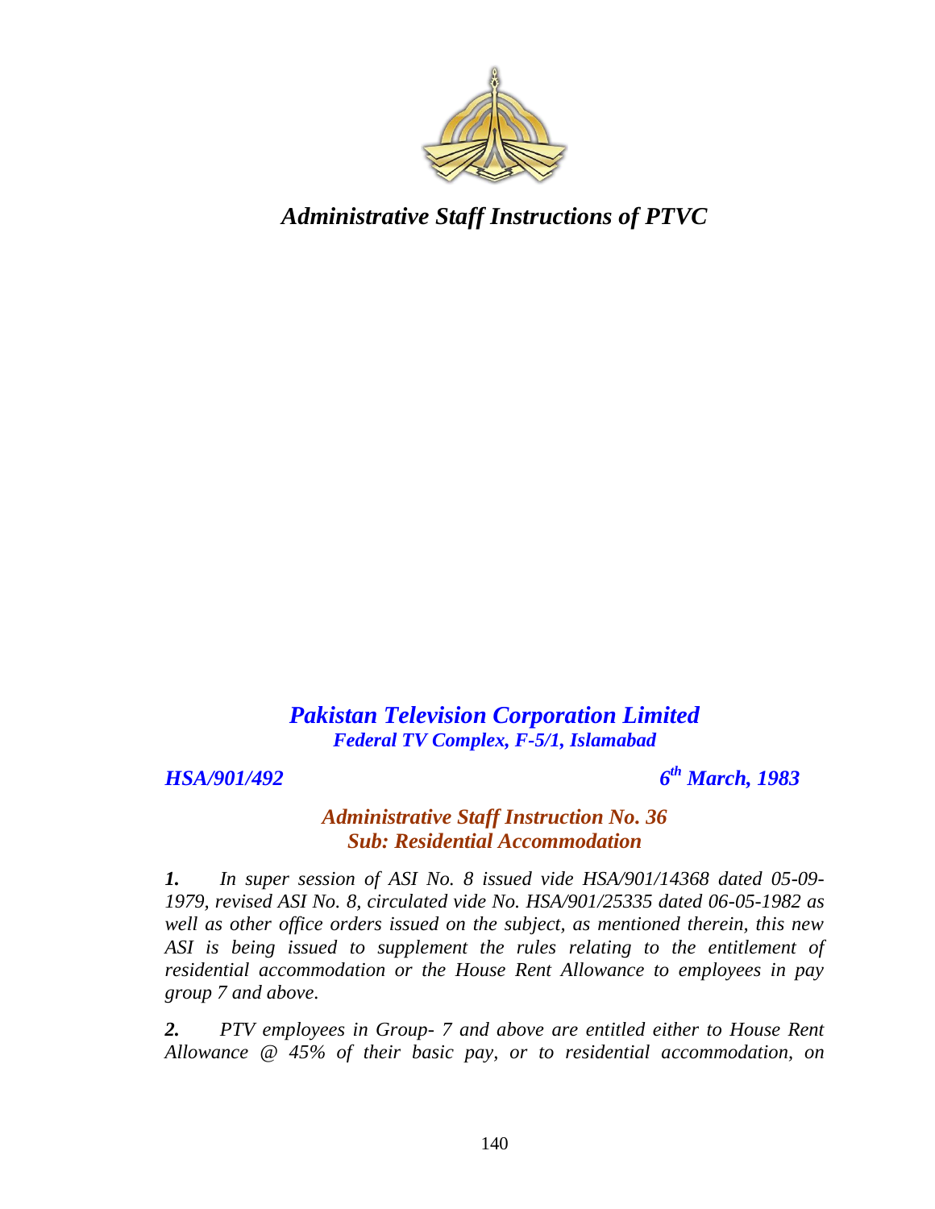*Administrative Staff Instructions of PTVC*

## *Pakistan Television Corporation Limited*
***Federal TV Complex, F-5/1, Islamabad***

***HSA/901/492*** ***6th March, 1983***

### *Administrative Staff Instruction No. 36*
### *Sub: Residential Accommodation*

***1.*** *In super session of ASI No. 8 issued vide HSA/901/14368 dated 05-09-1979, revised ASI No. 8, circulated vide No. HSA/901/25335 dated 06-05-1982 as well as other office orders issued on the subject, as mentioned therein, this new ASI is being issued to supplement the rules relating to the entitlement of residential accommodation or the House Rent Allowance to employees in pay group 7 and above.*

***2.*** *PTV employees in Group- 7 and above are entitled either to House Rent Allowance @ 45% of their basic pay, or to residential accommodation, on*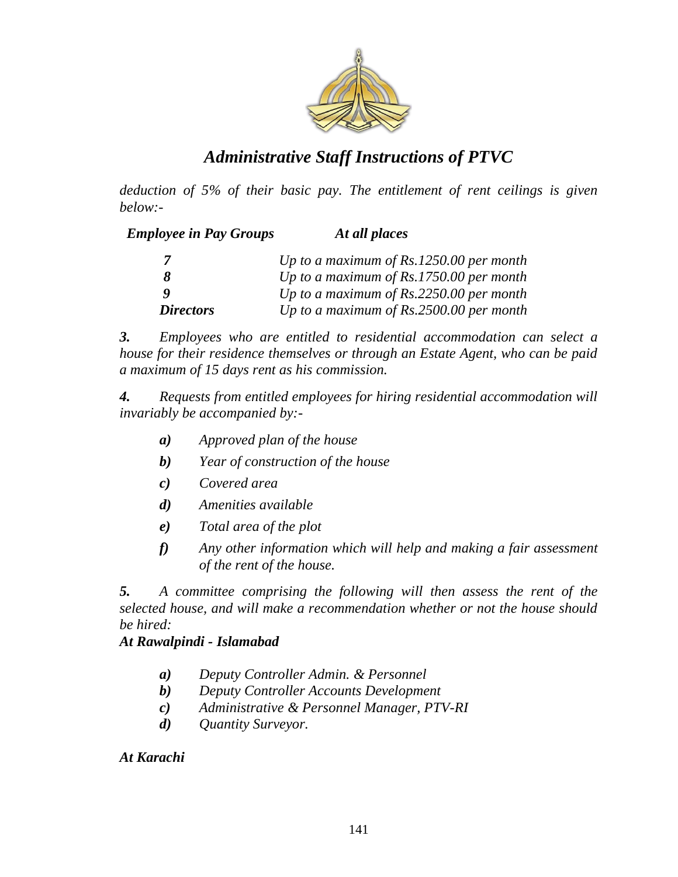*deduction of 5% of their basic pay. The entitlement of rent ceilings is given below:-*

| ***Employee in Pay Groups*** | ***At all places*** |
|---|---|
| ***7*** | *Up to a maximum of Rs.1250.00 per month* |
| ***8*** | *Up to a maximum of Rs.1750.00 per month* |
| ***9*** | *Up to a maximum of Rs.2250.00 per month* |
| ***Directors*** | *Up to a maximum of Rs.2500.00 per month* |

***3.*** *Employees who are entitled to residential accommodation can select a house for their residence themselves or through an Estate Agent, who can be paid a maximum of 15 days rent as his commission.*

***4.*** *Requests from entitled employees for hiring residential accommodation will invariably be accompanied by:-*

- ***a)*** *Approved plan of the house*
- ***b)*** *Year of construction of the house*
- ***c)*** *Covered area*
- ***d)*** *Amenities available*
- ***e)*** *Total area of the plot*
- ***f)*** *Any other information which will help and making a fair assessment of the rent of the house.*

***5.*** *A committee comprising the following will then assess the rent of the selected house, and will make a recommendation whether or not the house should be hired:*

***At Rawalpindi - Islamabad***

- ***a)*** *Deputy Controller Admin. & Personnel*
- ***b)*** *Deputy Controller Accounts Development*
- ***c)*** *Administrative & Personnel Manager, PTV-RI*
- ***d)*** *Quantity Surveyor.*

***At Karachi***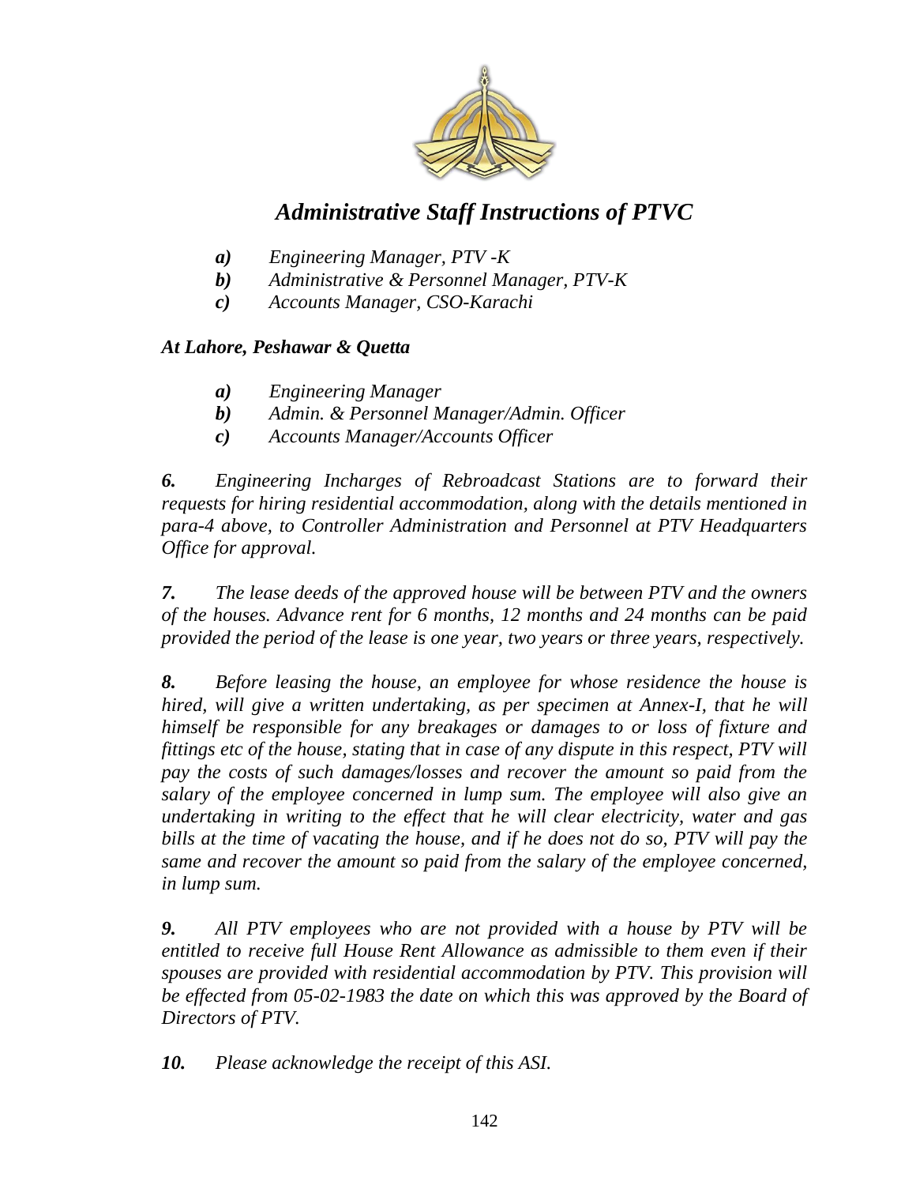# *Administrative Staff Instructions of PTVC*

- ***a)*** *Engineering Manager, PTV -K*
- ***b)*** *Administrative & Personnel Manager, PTV-K*
- ***c)*** *Accounts Manager, CSO-Karachi*

***At Lahore, Peshawar & Quetta***

- ***a)*** *Engineering Manager*
- ***b)*** *Admin. & Personnel Manager/Admin. Officer*
- ***c)*** *Accounts Manager/Accounts Officer*

***6.*** *Engineering Incharges of Rebroadcast Stations are to forward their requests for hiring residential accommodation, along with the details mentioned in para-4 above, to Controller Administration and Personnel at PTV Headquarters Office for approval.*

***7.*** *The lease deeds of the approved house will be between PTV and the owners of the houses. Advance rent for 6 months, 12 months and 24 months can be paid provided the period of the lease is one year, two years or three years, respectively.*

***8.*** *Before leasing the house, an employee for whose residence the house is hired, will give a written undertaking, as per specimen at Annex-I, that he will himself be responsible for any breakages or damages to or loss of fixture and fittings etc of the house, stating that in case of any dispute in this respect, PTV will pay the costs of such damages/losses and recover the amount so paid from the salary of the employee concerned in lump sum. The employee will also give an undertaking in writing to the effect that he will clear electricity, water and gas bills at the time of vacating the house, and if he does not do so, PTV will pay the same and recover the amount so paid from the salary of the employee concerned, in lump sum.*

***9.*** *All PTV employees who are not provided with a house by PTV will be entitled to receive full House Rent Allowance as admissible to them even if their spouses are provided with residential accommodation by PTV. This provision will be effected from 05-02-1983 the date on which this was approved by the Board of Directors of PTV.*

***10.*** *Please acknowledge the receipt of this ASI.*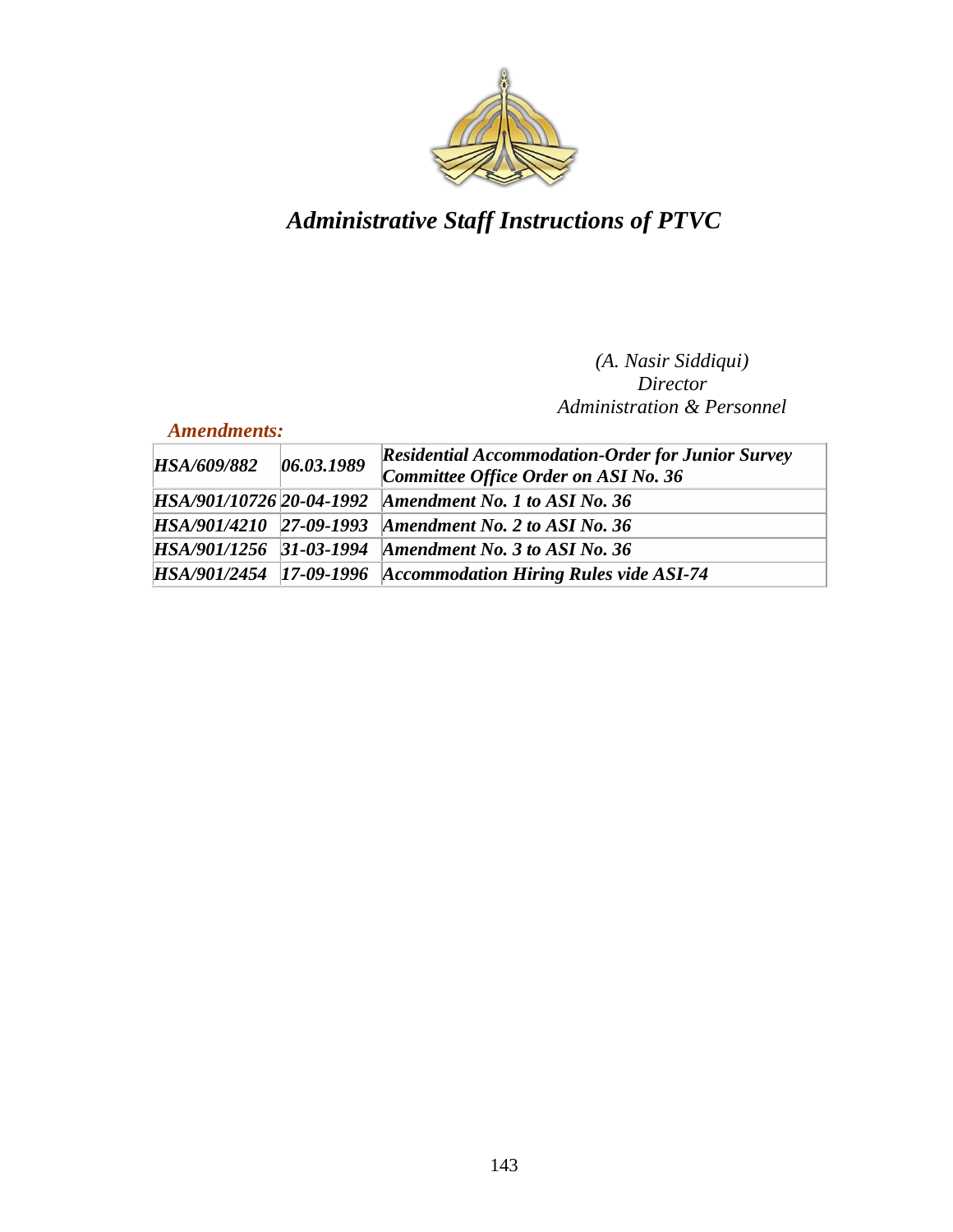# *Administrative Staff Instructions of PTVC*

*(A. Nasir Siddiqui)*
*Director*
*Administration & Personnel*

***Amendments:***

| | | |
|---|---|---|
| ***HSA/609/882*** | ***06.03.1989*** | ***Residential Accommodation-Order for Junior Survey Committee Office Order on ASI No. 36*** |
| ***HSA/901/10726*** | ***20-04-1992*** | ***Amendment No. 1 to ASI No. 36*** |
| ***HSA/901/4210*** | ***27-09-1993*** | ***Amendment No. 2 to ASI No. 36*** |
| ***HSA/901/1256*** | ***31-03-1994*** | ***Amendment No. 3 to ASI No. 36*** |
| ***HSA/901/2454*** | ***17-09-1996*** | ***Accommodation Hiring Rules vide ASI-74*** |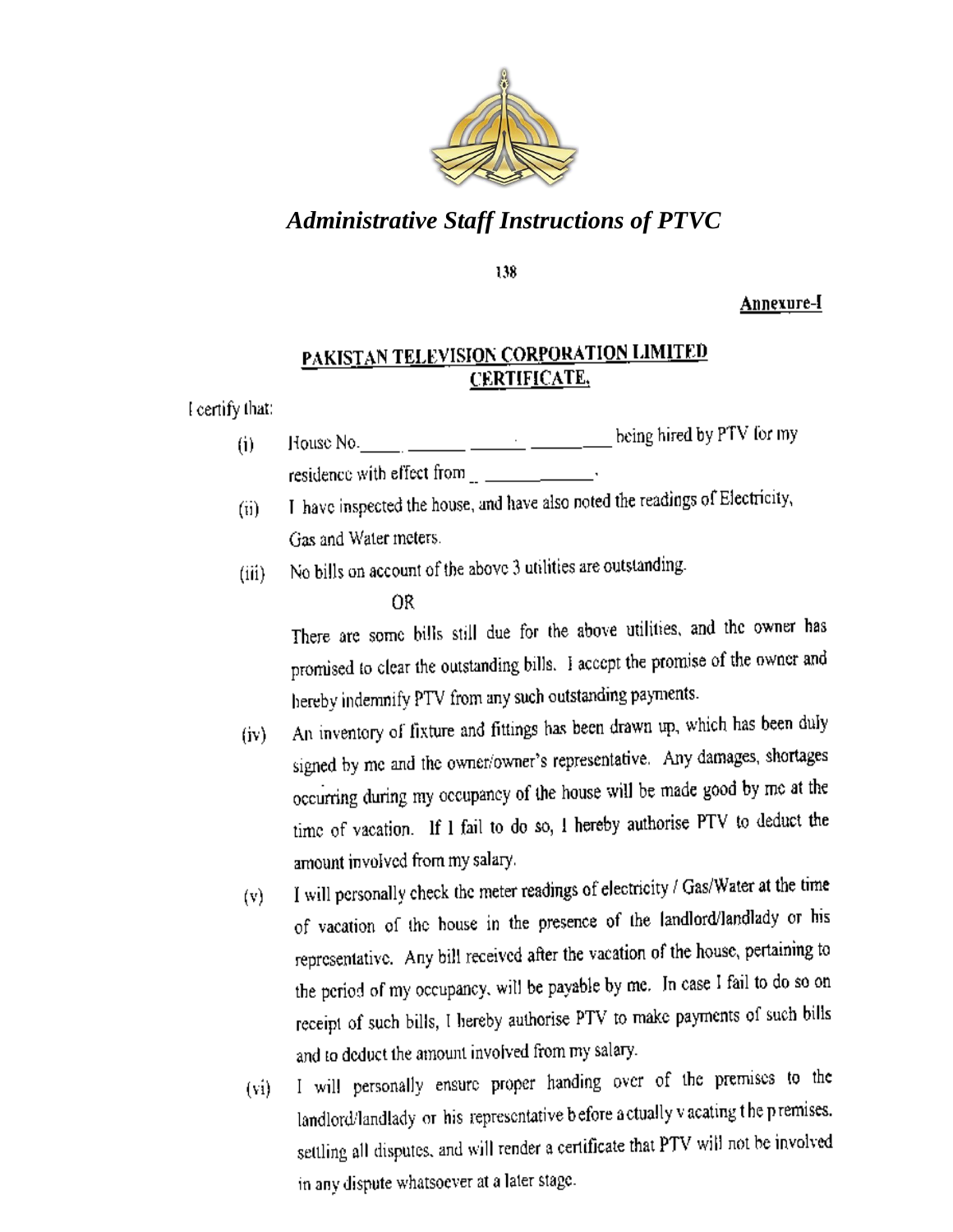138

**Annexure-I**

## PAKISTAN TELEVISION CORPORATION LIMITED

## CERTIFICATE.

I certify that:

(i) House No.\_\_\_\_\_ \_\_\_\_\_\_\_ \_\_\_\_\_\_ . \_\_\_\_\_\_\_\_\_ being hired by PTV for my residence with effect from \_\_ \_\_\_\_\_\_\_\_\_\_\_\_\_.

(ii) I have inspected the house, and have also noted the readings of Electricity, Gas and Water meters.

(iii) No bills on account of the above 3 utilities are outstanding.

OR

There are some bills still due for the above utilities, and the owner has promised to clear the outstanding bills. I accept the promise of the owner and hereby indemnify PTV from any such outstanding payments.

(iv) An inventory of fixture and fittings has been drawn up, which has been duly signed by me and the owner/owner's representative. Any damages, shortages occurring during my occupancy of the house will be made good by me at the time of vacation. If I fail to do so, I hereby authorise PTV to deduct the amount involved from my salary.

(v) I will personally check the meter readings of electricity / Gas/Water at the time of vacation of the house in the presence of the landlord/landlady or his representative. Any bill received after the vacation of the house, pertaining to the period of my occupancy, will be payable by me. In case I fail to do so on receipt of such bills, I hereby authorise PTV to make payments of such bills and to deduct the amount involved from my salary.

(vi) I will personally ensure proper handing over of the premises to the landlord/landlady or his representative before actually vacating the premises, settling all disputes, and will render a certificate that PTV will not be involved in any dispute whatsoever at a later stage.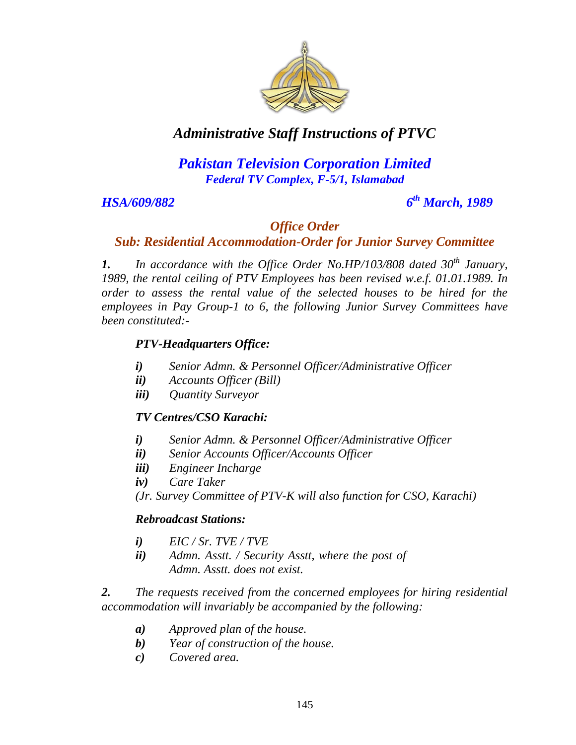# *Administrative Staff Instructions of PTVC*

## *Pakistan Television Corporation Limited*
### *Federal TV Complex, F-5/1, Islamabad*

***HSA/609/882*** ***6th March, 1989***

### *Office Order*
### *Sub: Residential Accommodation-Order for Junior Survey Committee*

***1.*** *In accordance with the Office Order No.HP/103/808 dated 30th January, 1989, the rental ceiling of PTV Employees has been revised w.e.f. 01.01.1989. In order to assess the rental value of the selected houses to be hired for the employees in Pay Group-1 to 6, the following Junior Survey Committees have been constituted:-*

***PTV-Headquarters Office:***

- ***i)*** *Senior Admn. & Personnel Officer/Administrative Officer*
- ***ii)*** *Accounts Officer (Bill)*
- ***iii)*** *Quantity Surveyor*

***TV Centres/CSO Karachi:***

- ***i)*** *Senior Admn. & Personnel Officer/Administrative Officer*
- ***ii)*** *Senior Accounts Officer/Accounts Officer*
- ***iii)*** *Engineer Incharge*
- ***iv)*** *Care Taker*

*(Jr. Survey Committee of PTV-K will also function for CSO, Karachi)*

***Rebroadcast Stations:***

- ***i)*** *EIC / Sr. TVE / TVE*
- ***ii)*** *Admn. Asstt. / Security Asstt, where the post of Admn. Asstt. does not exist.*

***2.*** *The requests received from the concerned employees for hiring residential accommodation will invariably be accompanied by the following:*

- ***a)*** *Approved plan of the house.*
- ***b)*** *Year of construction of the house.*
- ***c)*** *Covered area.*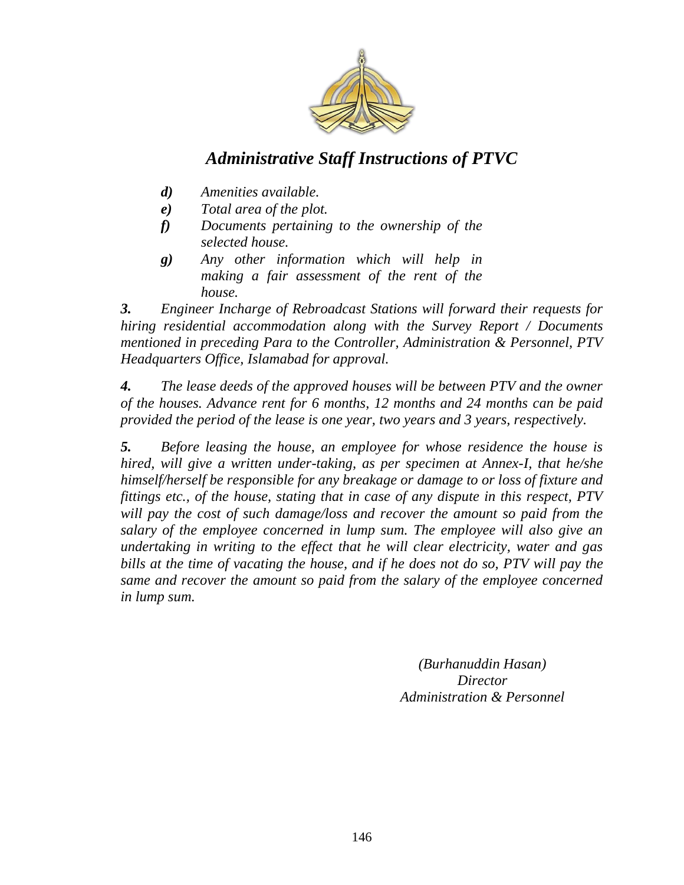*d)* *Amenities available.*

*e)* *Total area of the plot.*

*f)* *Documents pertaining to the ownership of the selected house.*

*g)* *Any other information which will help in making a fair assessment of the rent of the house.*

***3.*** *Engineer Incharge of Rebroadcast Stations will forward their requests for hiring residential accommodation along with the Survey Report / Documents mentioned in preceding Para to the Controller, Administration & Personnel, PTV Headquarters Office, Islamabad for approval.*

***4.*** *The lease deeds of the approved houses will be between PTV and the owner of the houses. Advance rent for 6 months, 12 months and 24 months can be paid provided the period of the lease is one year, two years and 3 years, respectively.*

***5.*** *Before leasing the house, an employee for whose residence the house is hired, will give a written under-taking, as per specimen at Annex-I, that he/she himself/herself be responsible for any breakage or damage to or loss of fixture and fittings etc., of the house, stating that in case of any dispute in this respect, PTV will pay the cost of such damage/loss and recover the amount so paid from the salary of the employee concerned in lump sum. The employee will also give an undertaking in writing to the effect that he will clear electricity, water and gas bills at the time of vacating the house, and if he does not do so, PTV will pay the same and recover the amount so paid from the salary of the employee concerned in lump sum.*

*(Burhanuddin Hasan)*
*Director*
*Administration & Personnel*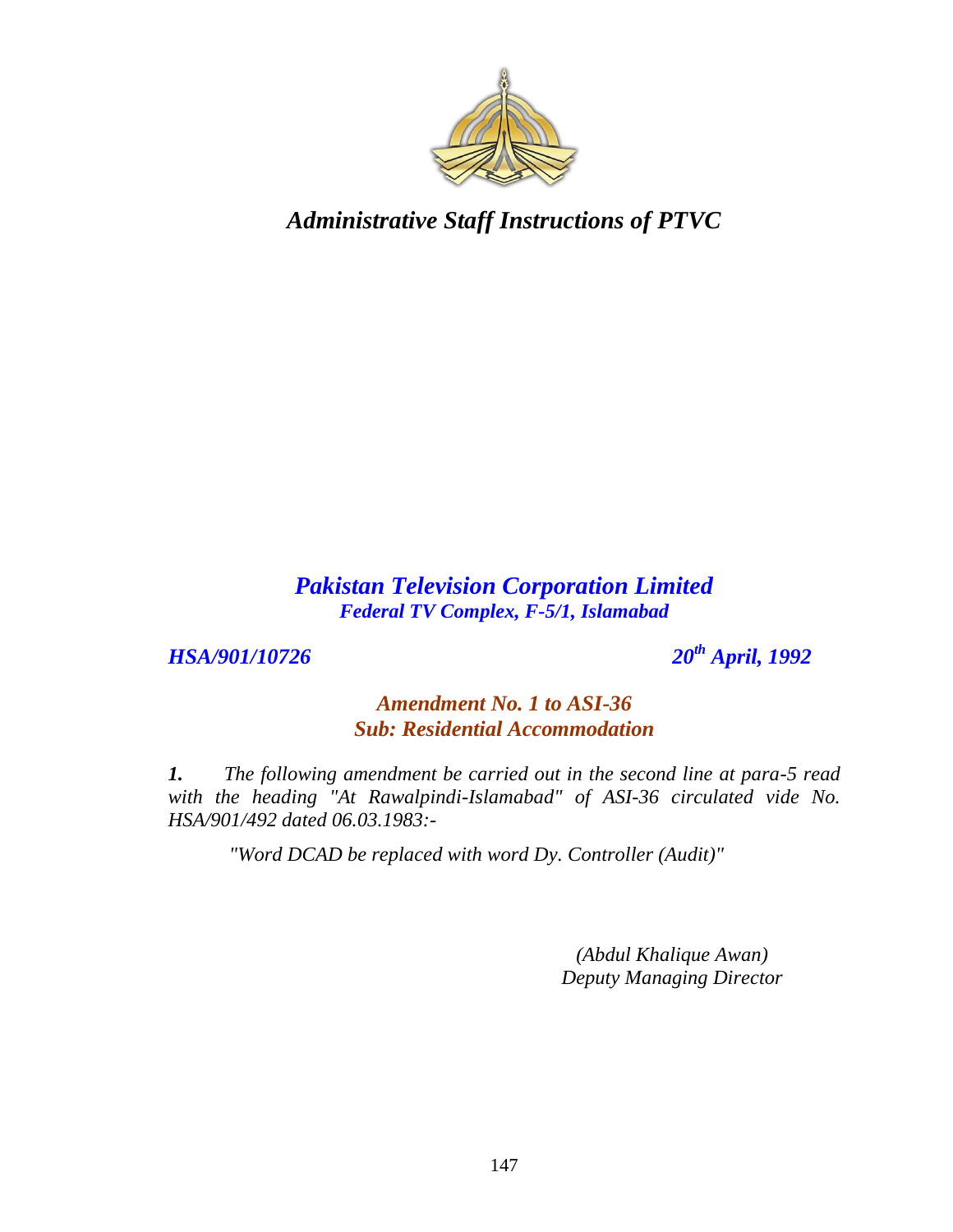*Administrative Staff Instructions of PTVC*

## *Pakistan Television Corporation Limited*
***Federal TV Complex, F-5/1, Islamabad***

***HSA/901/10726*** ***20th April, 1992***

### *Amendment No. 1 to ASI-36*
### *Sub: Residential Accommodation*

***1.*** *The following amendment be carried out in the second line at para-5 read with the heading "At Rawalpindi-Islamabad" of ASI-36 circulated vide No. HSA/901/492 dated 06.03.1983:-*

*"Word DCAD be replaced with word Dy. Controller (Audit)"*

*(Abdul Khalique Awan)*
*Deputy Managing Director*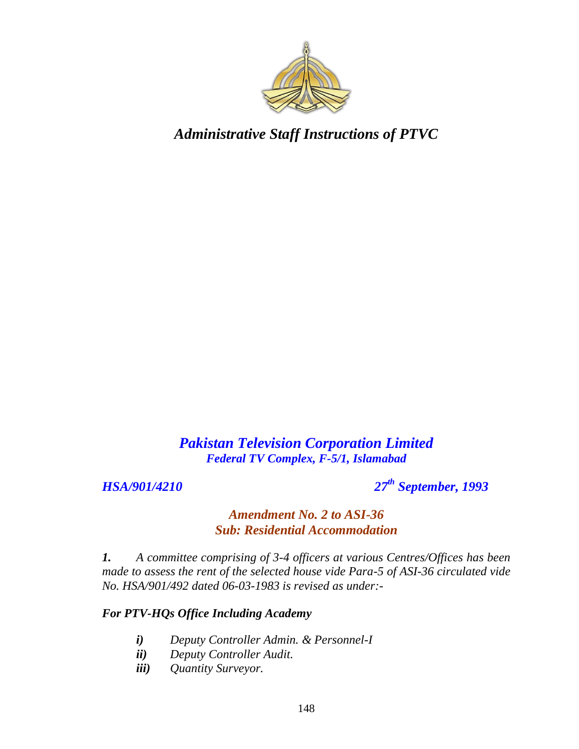# *Administrative Staff Instructions of PTVC*

***Pakistan Television Corporation Limited***
***Federal TV Complex, F-5/1, Islamabad***

***HSA/901/4210*** ***27th September, 1993***

## ***Amendment No. 2 to ASI-36***
## ***Sub: Residential Accommodation***

***1.*** *A committee comprising of 3-4 officers at various Centres/Offices has been made to assess the rent of the selected house vide Para-5 of ASI-36 circulated vide No. HSA/901/492 dated 06-03-1983 is revised as under:-*

***For PTV-HQs Office Including Academy***

- ***i)*** *Deputy Controller Admin. & Personnel-I*
- ***ii)*** *Deputy Controller Audit.*
- ***iii)*** *Quantity Surveyor.*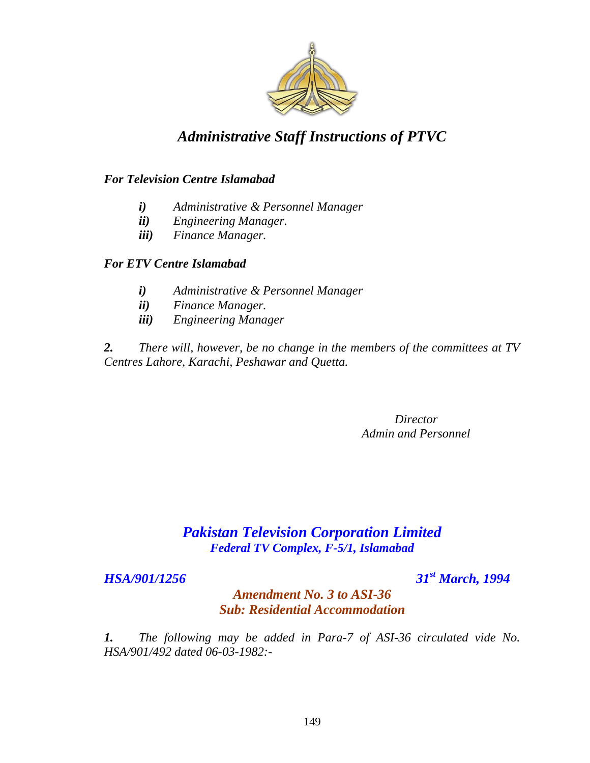*Administrative Staff Instructions of PTVC*

***For Television Centre Islamabad***

- ***i)*** *Administrative & Personnel Manager*
- ***ii)*** *Engineering Manager.*
- ***iii)*** *Finance Manager.*

***For ETV Centre Islamabad***

- ***i)*** *Administrative & Personnel Manager*
- ***ii)*** *Finance Manager.*
- ***iii)*** *Engineering Manager*

***2.*** *There will, however, be no change in the members of the committees at TV Centres Lahore, Karachi, Peshawar and Quetta.*

*Director*
*Admin and Personnel*

## ***Pakistan Television Corporation Limited***

***Federal TV Complex, F-5/1, Islamabad***

***HSA/901/1256*** ***31st March, 1994***

### ***Amendment No. 3 to ASI-36***
### ***Sub: Residential Accommodation***

***1.*** *The following may be added in Para-7 of ASI-36 circulated vide No. HSA/901/492 dated 06-03-1982:-*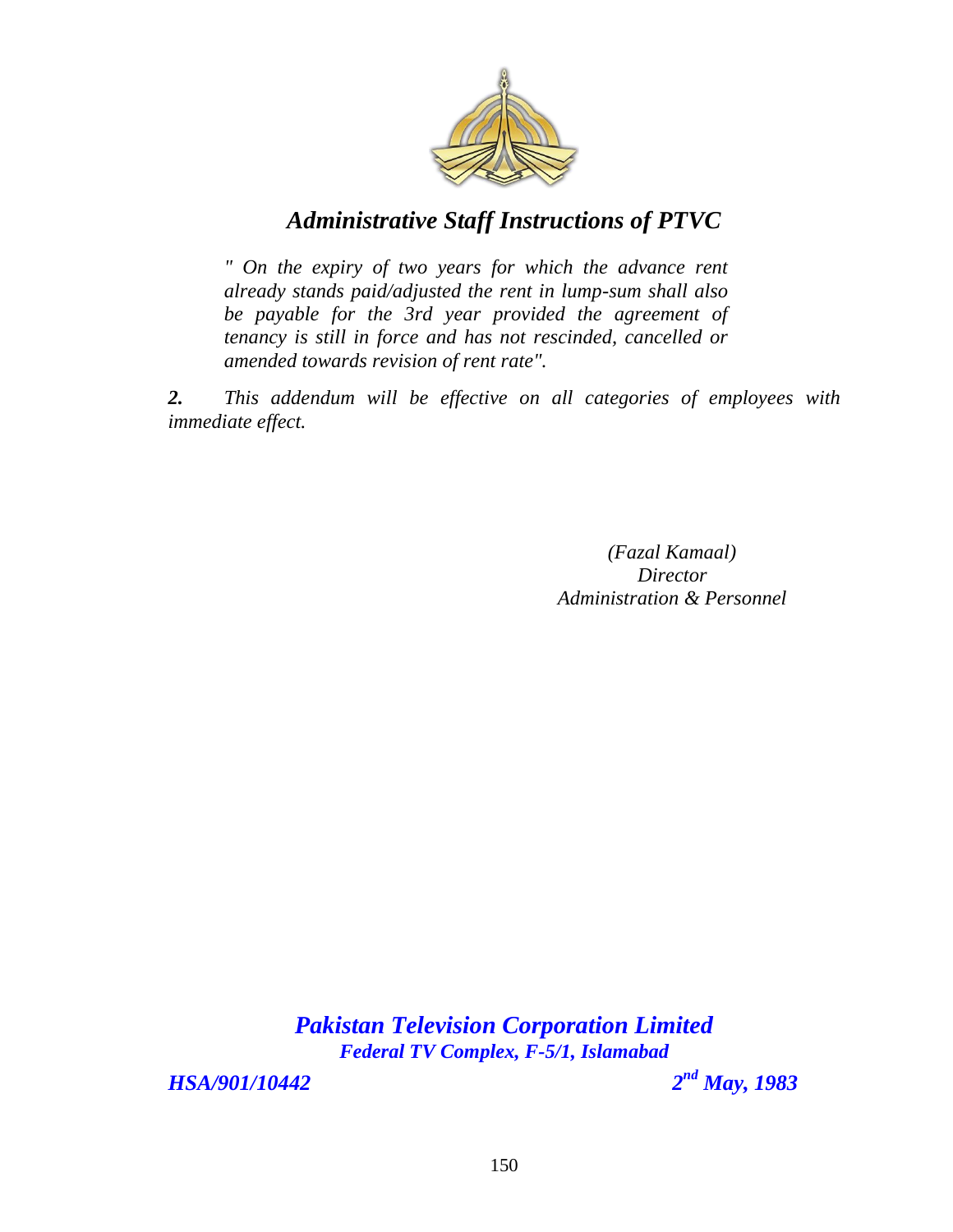*" On the expiry of two years for which the advance rent already stands paid/adjusted the rent in lump-sum shall also be payable for the 3rd year provided the agreement of tenancy is still in force and has not rescinded, cancelled or amended towards revision of rent rate".*

***2.*** *This addendum will be effective on all categories of employees with immediate effect.*

*(Fazal Kamaal)*
*Director*
*Administration & Personnel*

***Pakistan Television Corporation Limited***
***Federal TV Complex, F-5/1, Islamabad***

***HSA/901/10442*** ***2nd May, 1983***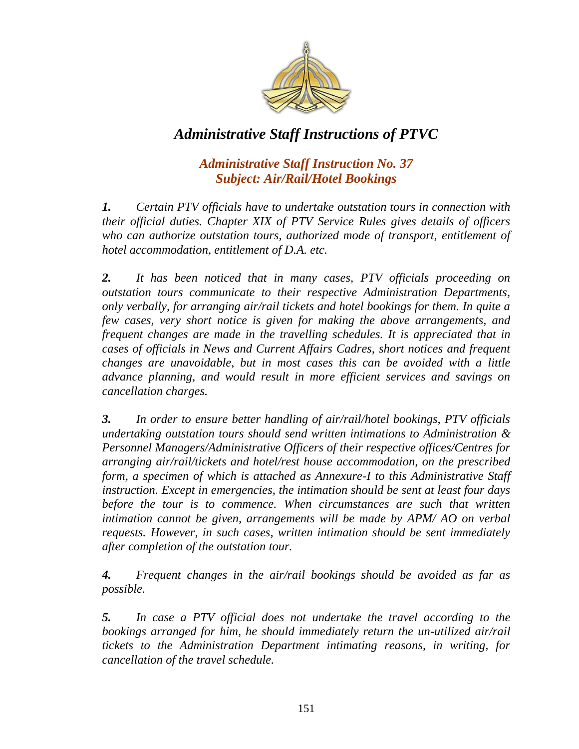# *Administrative Staff Instructions of PTVC*

## *Administrative Staff Instruction No. 37*
## *Subject: Air/Rail/Hotel Bookings*

***1.*** *Certain PTV officials have to undertake outstation tours in connection with their official duties. Chapter XIX of PTV Service Rules gives details of officers who can authorize outstation tours, authorized mode of transport, entitlement of hotel accommodation, entitlement of D.A. etc.*

***2.*** *It has been noticed that in many cases, PTV officials proceeding on outstation tours communicate to their respective Administration Departments, only verbally, for arranging air/rail tickets and hotel bookings for them. In quite a few cases, very short notice is given for making the above arrangements, and frequent changes are made in the travelling schedules. It is appreciated that in cases of officials in News and Current Affairs Cadres, short notices and frequent changes are unavoidable, but in most cases this can be avoided with a little advance planning, and would result in more efficient services and savings on cancellation charges.*

***3.*** *In order to ensure better handling of air/rail/hotel bookings, PTV officials undertaking outstation tours should send written intimations to Administration & Personnel Managers/Administrative Officers of their respective offices/Centres for arranging air/rail/tickets and hotel/rest house accommodation, on the prescribed form, a specimen of which is attached as Annexure-I to this Administrative Staff instruction. Except in emergencies, the intimation should be sent at least four days before the tour is to commence. When circumstances are such that written intimation cannot be given, arrangements will be made by APM/ AO on verbal requests. However, in such cases, written intimation should be sent immediately after completion of the outstation tour.*

***4.*** *Frequent changes in the air/rail bookings should be avoided as far as possible.*

***5.*** *In case a PTV official does not undertake the travel according to the bookings arranged for him, he should immediately return the un-utilized air/rail tickets to the Administration Department intimating reasons, in writing, for cancellation of the travel schedule.*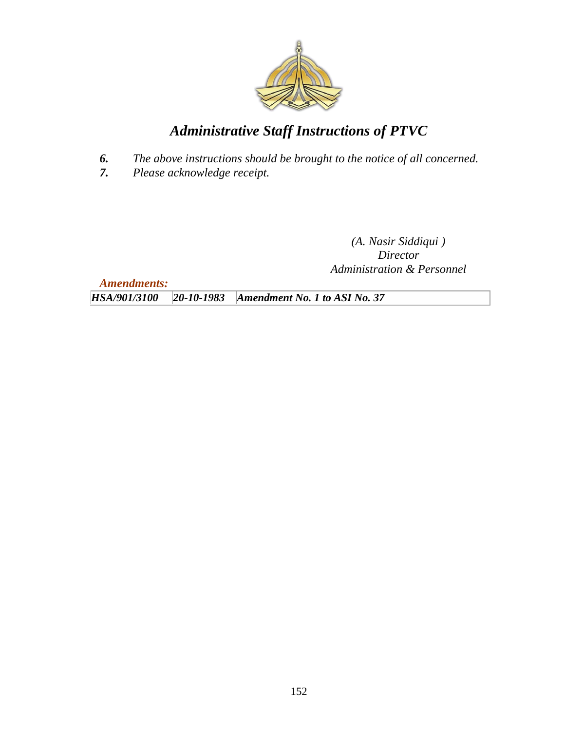*6.* *The above instructions should be brought to the notice of all concerned.*

*7.* *Please acknowledge receipt.*

*(A. Nasir Siddiqui )*
*Director*
*Administration & Personnel*

***Amendments:***

| ***HSA/901/3100*** | ***20-10-1983*** | ***Amendment No. 1 to ASI No. 37*** |
|---|---|---|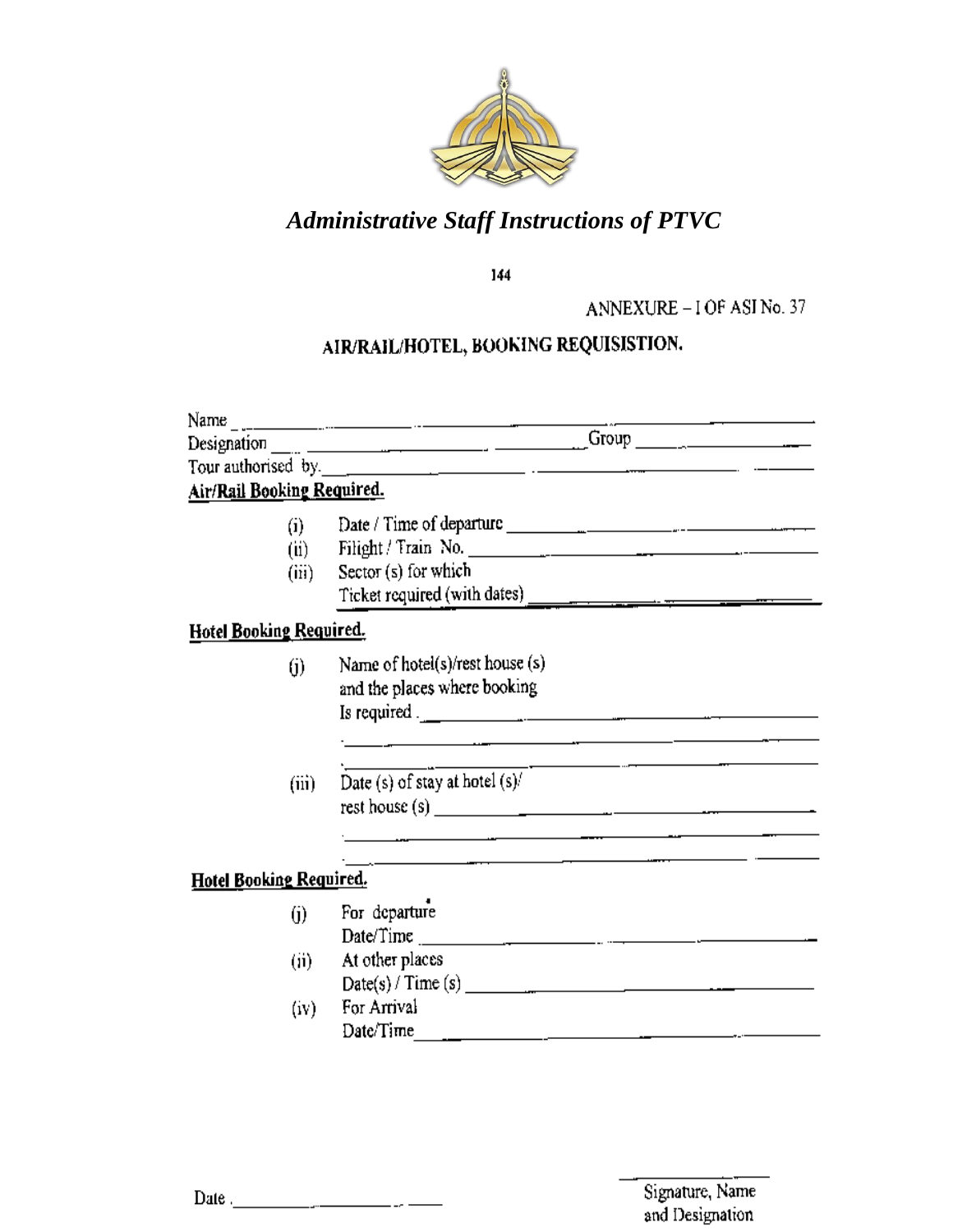ANNEXURE – I OF ASI No. 37

## AIR/RAIL/HOTEL, BOOKING REQUISISTION.

Name ____________________________________________

Designation ______________________ Group ______________

Tour authorised by. ______________________________________

**Air/Rail Booking Required.**

(i) Date / Time of departure ______________________________

(ii) Filight / Train No. ______________________________

(iii) Sector (s) for which Ticket required (with dates) ______________________________

**Hotel Booking Required.**

(j) Name of hotel(s)/rest house (s) and the places where booking Is required . ______________________________

______________________________

______________________________

(iii) Date (s) of stay at hotel (s)/ rest house (s) ______________________________

______________________________

______________________________

**Hotel Booking Required.**

(j) For departure Date/Time ______________________________

(ii) At other places Date(s) / Time (s) ______________________________

(iv) For Arrival Date/Time ______________________________

Date . ______________________

Signature, Name and Designation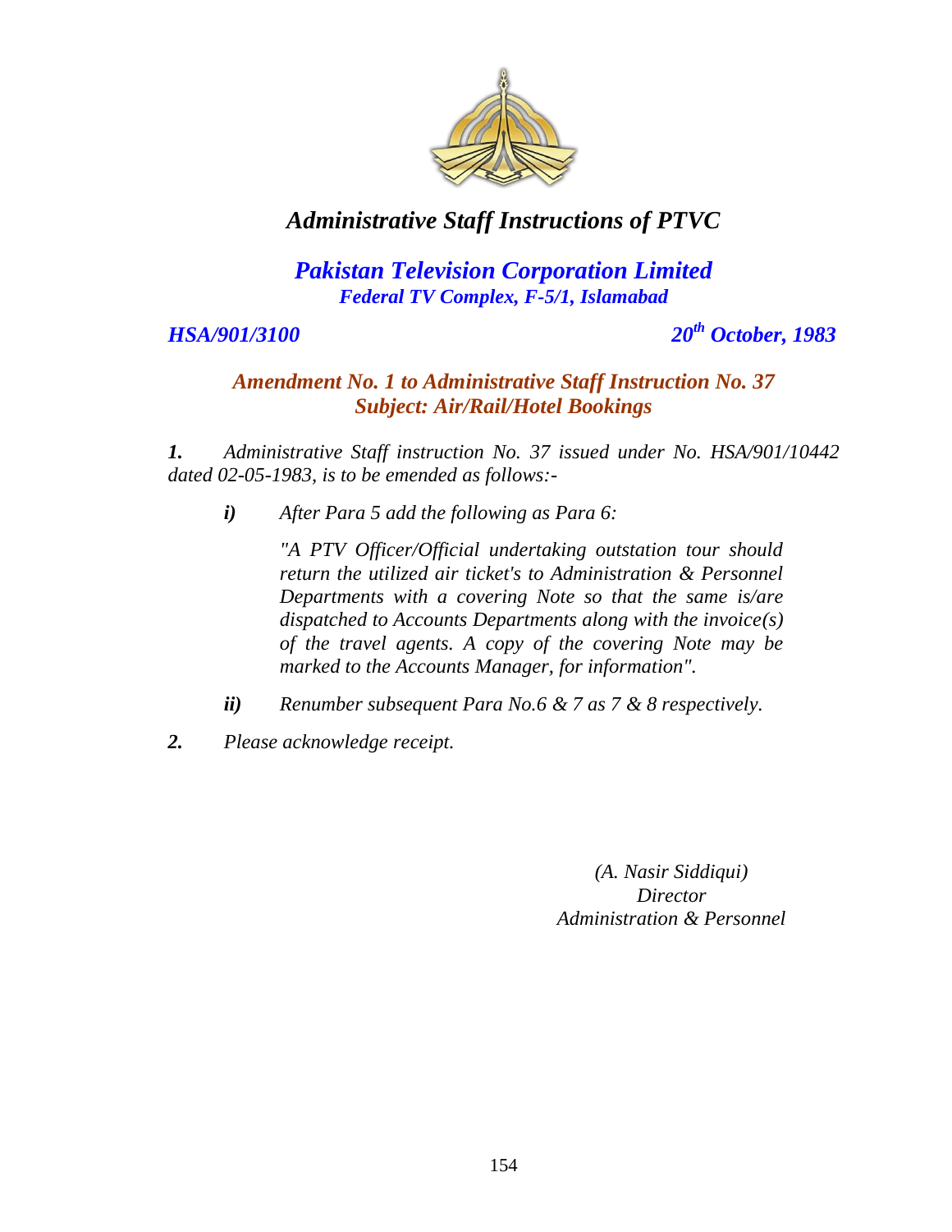# *Administrative Staff Instructions of PTVC*

## *Pakistan Television Corporation Limited*

***Federal TV Complex, F-5/1, Islamabad***

***HSA/901/3100*** ***20th October, 1983***

### *Amendment No. 1 to Administrative Staff Instruction No. 37*
### *Subject: Air/Rail/Hotel Bookings*

***1.*** *Administrative Staff instruction No. 37 issued under No. HSA/901/10442 dated 02-05-1983, is to be emended as follows:-*

> ***i)*** *After Para 5 add the following as Para 6:*
>
> *"A PTV Officer/Official undertaking outstation tour should return the utilized air ticket's to Administration & Personnel Departments with a covering Note so that the same is/are dispatched to Accounts Departments along with the invoice(s) of the travel agents. A copy of the covering Note may be marked to the Accounts Manager, for information".*
>
> ***ii)*** *Renumber subsequent Para No.6 & 7 as 7 & 8 respectively.*

***2.*** *Please acknowledge receipt.*

*(A. Nasir Siddiqui)*
*Director*
*Administration & Personnel*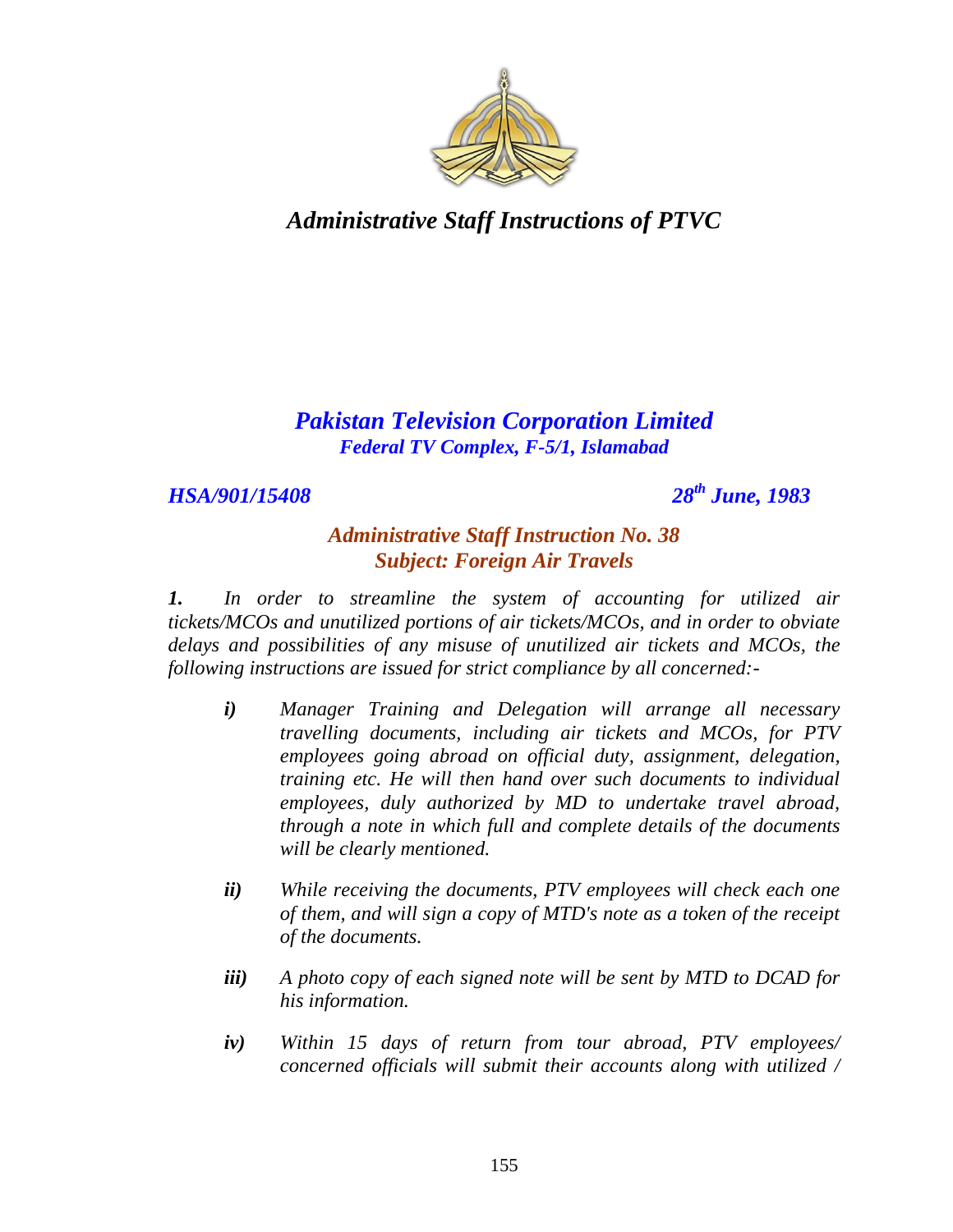# *Administrative Staff Instructions of PTVC*

## *Pakistan Television Corporation Limited*

***Federal TV Complex, F-5/1, Islamabad***

***HSA/901/15408*** ***28th June, 1983***

### *Administrative Staff Instruction No. 38*
### *Subject: Foreign Air Travels*

***1.*** *In order to streamline the system of accounting for utilized air tickets/MCOs and unutilized portions of air tickets/MCOs, and in order to obviate delays and possibilities of any misuse of unutilized air tickets and MCOs, the following instructions are issued for strict compliance by all concerned:-*

***i)*** *Manager Training and Delegation will arrange all necessary travelling documents, including air tickets and MCOs, for PTV employees going abroad on official duty, assignment, delegation, training etc. He will then hand over such documents to individual employees, duly authorized by MD to undertake travel abroad, through a note in which full and complete details of the documents will be clearly mentioned.*

***ii)*** *While receiving the documents, PTV employees will check each one of them, and will sign a copy of MTD's note as a token of the receipt of the documents.*

***iii)*** *A photo copy of each signed note will be sent by MTD to DCAD for his information.*

***iv)*** *Within 15 days of return from tour abroad, PTV employees/ concerned officials will submit their accounts along with utilized /*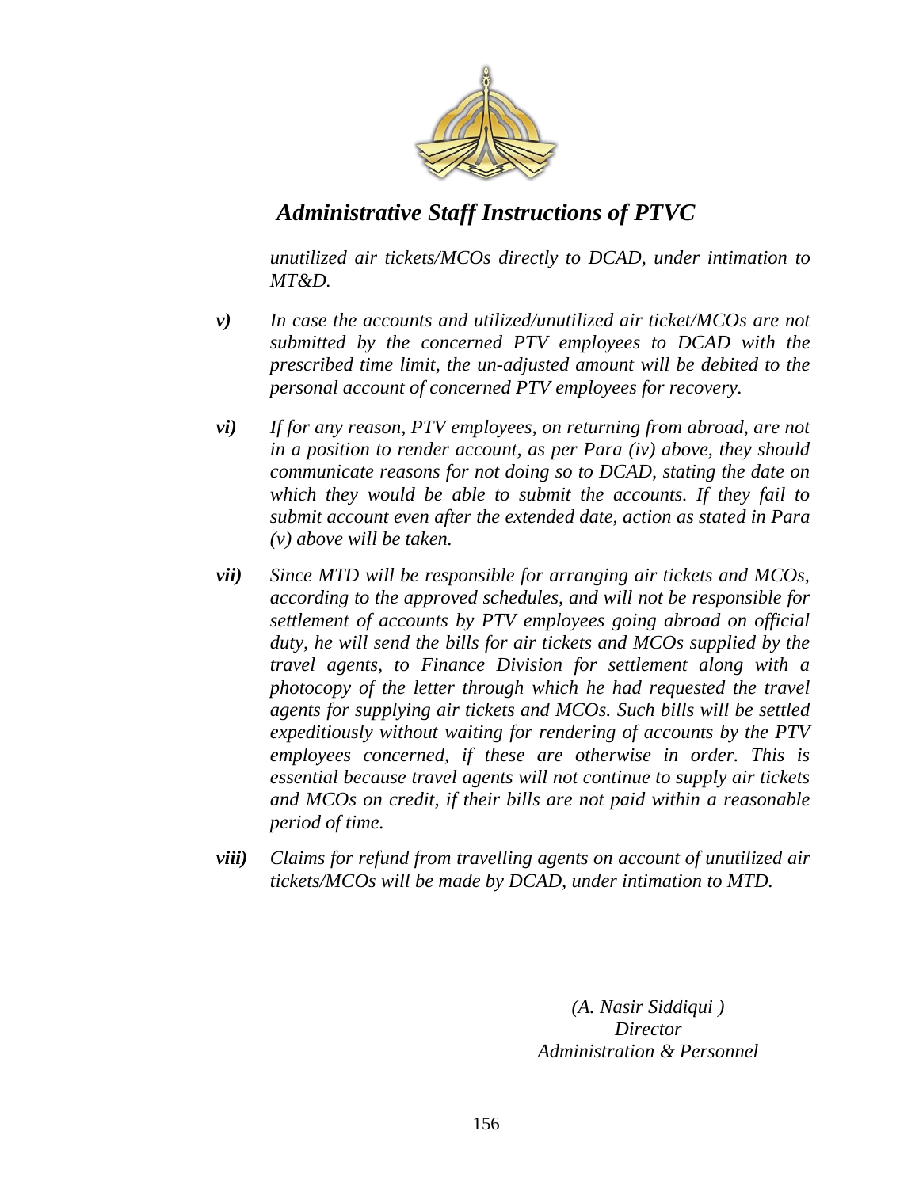*unutilized air tickets/MCOs directly to DCAD, under intimation to MT&D.*

***v)*** *In case the accounts and utilized/unutilized air ticket/MCOs are not submitted by the concerned PTV employees to DCAD with the prescribed time limit, the un-adjusted amount will be debited to the personal account of concerned PTV employees for recovery.*

***vi)*** *If for any reason, PTV employees, on returning from abroad, are not in a position to render account, as per Para (iv) above, they should communicate reasons for not doing so to DCAD, stating the date on which they would be able to submit the accounts. If they fail to submit account even after the extended date, action as stated in Para (v) above will be taken.*

***vii)*** *Since MTD will be responsible for arranging air tickets and MCOs, according to the approved schedules, and will not be responsible for settlement of accounts by PTV employees going abroad on official duty, he will send the bills for air tickets and MCOs supplied by the travel agents, to Finance Division for settlement along with a photocopy of the letter through which he had requested the travel agents for supplying air tickets and MCOs. Such bills will be settled expeditiously without waiting for rendering of accounts by the PTV employees concerned, if these are otherwise in order. This is essential because travel agents will not continue to supply air tickets and MCOs on credit, if their bills are not paid within a reasonable period of time.*

***viii)*** *Claims for refund from travelling agents on account of unutilized air tickets/MCOs will be made by DCAD, under intimation to MTD.*

*(A. Nasir Siddiqui )*
*Director*
*Administration & Personnel*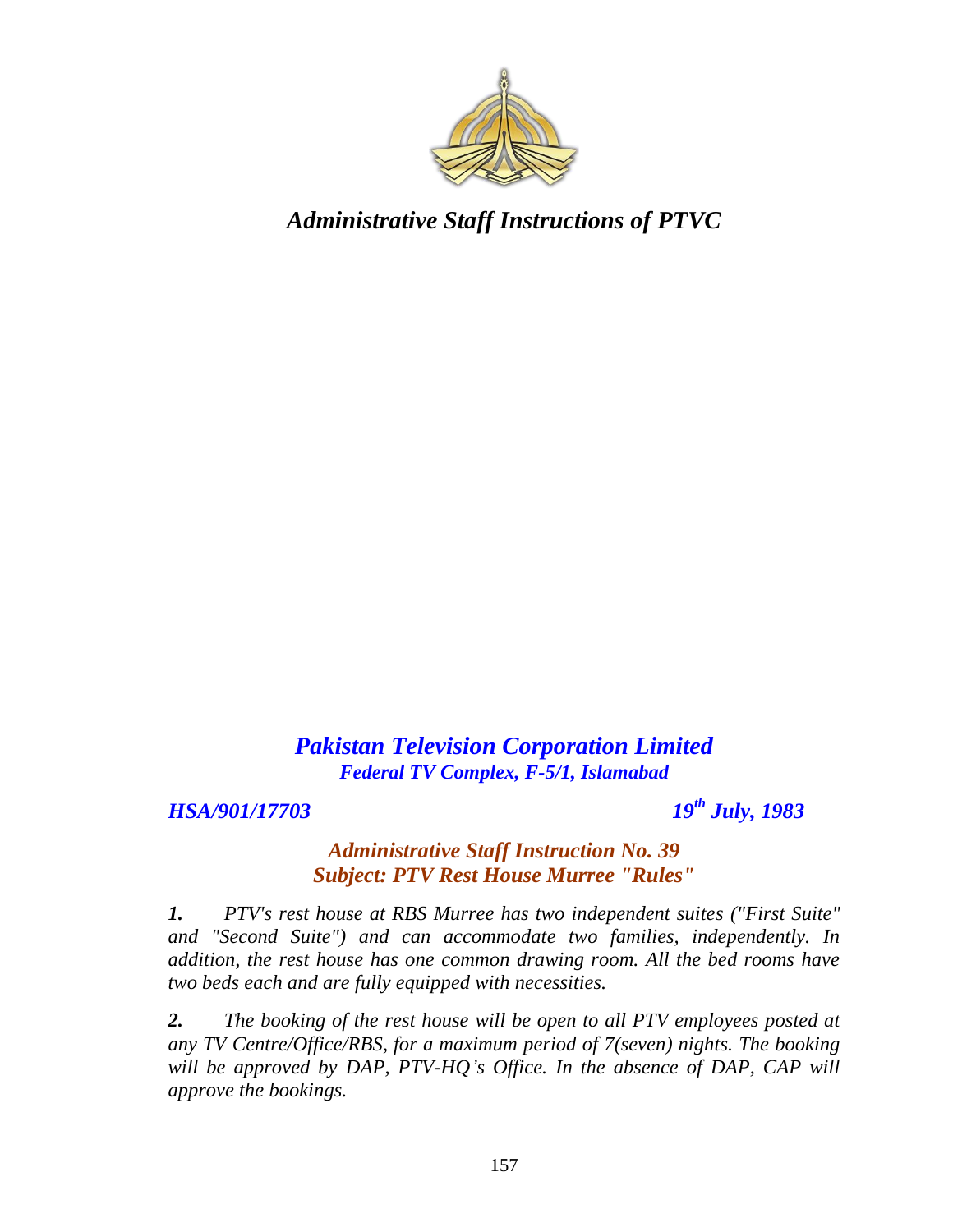*Administrative Staff Instructions of PTVC*

## *Pakistan Television Corporation Limited*

***Federal TV Complex, F-5/1, Islamabad***

***HSA/901/17703*** ***19th July, 1983***

### *Administrative Staff Instruction No. 39*
### *Subject: PTV Rest House Murree "Rules"*

***1.*** *PTV's rest house at RBS Murree has two independent suites ("First Suite" and "Second Suite") and can accommodate two families, independently. In addition, the rest house has one common drawing room. All the bed rooms have two beds each and are fully equipped with necessities.*

***2.*** *The booking of the rest house will be open to all PTV employees posted at any TV Centre/Office/RBS, for a maximum period of 7(seven) nights. The booking will be approved by DAP, PTV-HQ's Office. In the absence of DAP, CAP will approve the bookings.*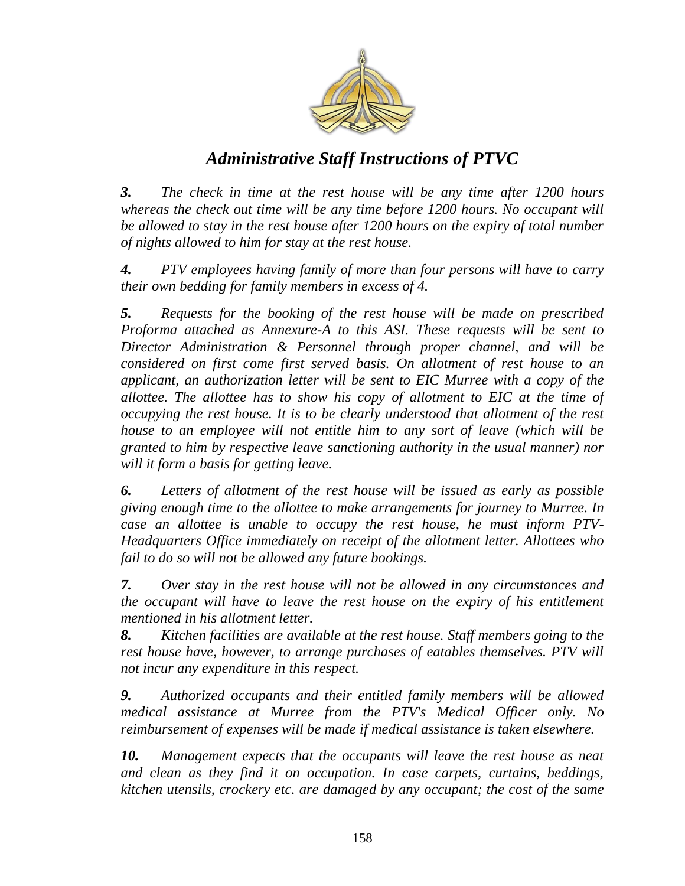# *Administrative Staff Instructions of PTVC*

***3.*** *The check in time at the rest house will be any time after 1200 hours whereas the check out time will be any time before 1200 hours. No occupant will be allowed to stay in the rest house after 1200 hours on the expiry of total number of nights allowed to him for stay at the rest house.*

***4.*** *PTV employees having family of more than four persons will have to carry their own bedding for family members in excess of 4.*

***5.*** *Requests for the booking of the rest house will be made on prescribed Proforma attached as Annexure-A to this ASI. These requests will be sent to Director Administration & Personnel through proper channel, and will be considered on first come first served basis. On allotment of rest house to an applicant, an authorization letter will be sent to EIC Murree with a copy of the allottee. The allottee has to show his copy of allotment to EIC at the time of occupying the rest house. It is to be clearly understood that allotment of the rest house to an employee will not entitle him to any sort of leave (which will be granted to him by respective leave sanctioning authority in the usual manner) nor will it form a basis for getting leave.*

***6.*** *Letters of allotment of the rest house will be issued as early as possible giving enough time to the allottee to make arrangements for journey to Murree. In case an allottee is unable to occupy the rest house, he must inform PTV-Headquarters Office immediately on receipt of the allotment letter. Allottees who fail to do so will not be allowed any future bookings.*

***7.*** *Over stay in the rest house will not be allowed in any circumstances and the occupant will have to leave the rest house on the expiry of his entitlement mentioned in his allotment letter.*

***8.*** *Kitchen facilities are available at the rest house. Staff members going to the rest house have, however, to arrange purchases of eatables themselves. PTV will not incur any expenditure in this respect.*

***9.*** *Authorized occupants and their entitled family members will be allowed medical assistance at Murree from the PTV's Medical Officer only. No reimbursement of expenses will be made if medical assistance is taken elsewhere.*

***10.*** *Management expects that the occupants will leave the rest house as neat and clean as they find it on occupation. In case carpets, curtains, beddings, kitchen utensils, crockery etc. are damaged by any occupant; the cost of the same*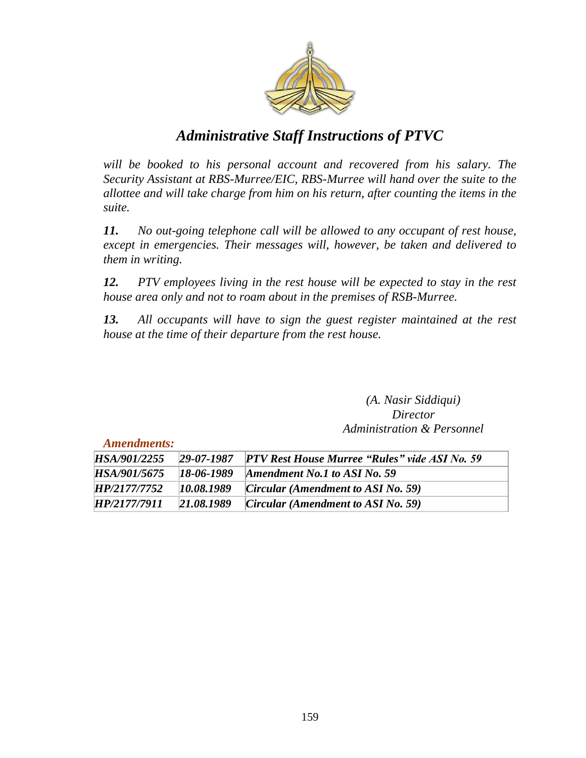*will be booked to his personal account and recovered from his salary. The Security Assistant at RBS-Murree/EIC, RBS-Murree will hand over the suite to the allottee and will take charge from him on his return, after counting the items in the suite.*

***11.*** *No out-going telephone call will be allowed to any occupant of rest house, except in emergencies. Their messages will, however, be taken and delivered to them in writing.*

***12.*** *PTV employees living in the rest house will be expected to stay in the rest house area only and not to roam about in the premises of RSB-Murree.*

***13.*** *All occupants will have to sign the guest register maintained at the rest house at the time of their departure from the rest house.*

*(A. Nasir Siddiqui)*
*Director*
*Administration & Personnel*

***Amendments:***

| | | |
|---|---|---|
| ***HSA/901/2255*** | ***29-07-1987*** | ***PTV Rest House Murree "Rules" vide ASI No. 59*** |
| ***HSA/901/5675*** | ***18-06-1989*** | ***Amendment No.1 to ASI No. 59*** |
| ***HP/2177/7752*** | ***10.08.1989*** | ***Circular (Amendment to ASI No. 59)*** |
| ***HP/2177/7911*** | ***21.08.1989*** | ***Circular (Amendment to ASI No. 59)*** |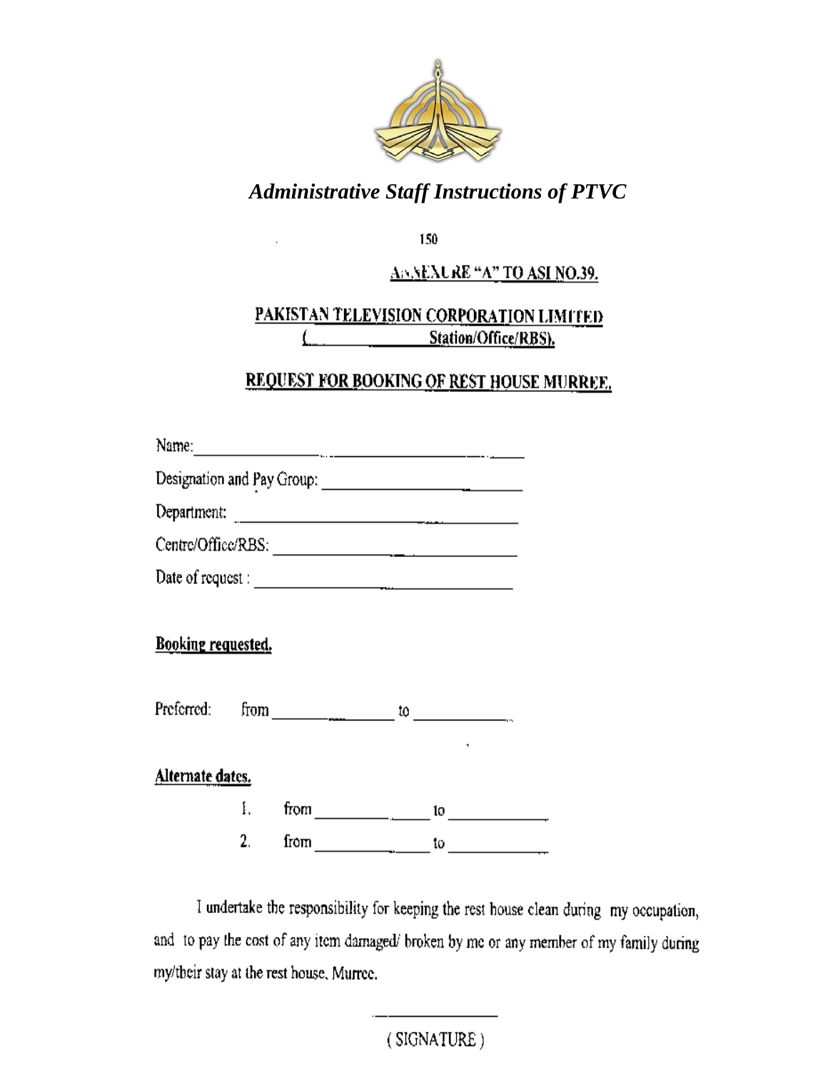*Administrative Staff Instructions of PTVC*

150

ANNEXURE "A" TO ASI NO.39.

**PAKISTAN TELEVISION CORPORATION LIMITED**

**(\_\_\_\_\_\_\_\_\_\_\_\_\_\_\_\_ Station/Office/RBS).**

**REQUEST FOR BOOKING OF REST HOUSE MURREE.**

Name: \_\_\_\_\_\_\_\_\_\_\_\_\_\_\_\_\_\_\_\_\_\_\_\_\_\_\_\_\_\_\_\_\_\_\_\_\_\_\_\_

Designation and Pay Group: \_\_\_\_\_\_\_\_\_\_\_\_\_\_\_\_\_\_\_\_\_\_\_\_

Department: \_\_\_\_\_\_\_\_\_\_\_\_\_\_\_\_\_\_\_\_\_\_\_\_\_\_\_\_\_\_\_\_\_\_

Centre/Office/RBS: \_\_\_\_\_\_\_\_\_\_\_\_\_\_\_\_\_\_\_\_\_\_\_\_\_\_\_\_

Date of request : \_\_\_\_\_\_\_\_\_\_\_\_\_\_\_\_\_\_\_\_\_\_\_\_\_\_\_\_\_\_

**Booking requested.**

Preferred: from \_\_\_\_\_\_\_\_\_\_\_\_\_\_\_ to \_\_\_\_\_\_\_\_\_\_\_\_

**Alternate dates.**

1. from \_\_\_\_\_\_\_\_\_\_\_\_\_\_\_ to \_\_\_\_\_\_\_\_\_\_\_\_
2. from \_\_\_\_\_\_\_\_\_\_\_\_\_\_\_ to \_\_\_\_\_\_\_\_\_\_\_\_

I undertake the responsibility for keeping the rest house clean during my occupation, and to pay the cost of any item damaged/ broken by me or any member of my family during my/their stay at the rest house, Murree.

\_\_\_\_\_\_\_\_\_\_\_\_\_\_\_\_

( SIGNATURE )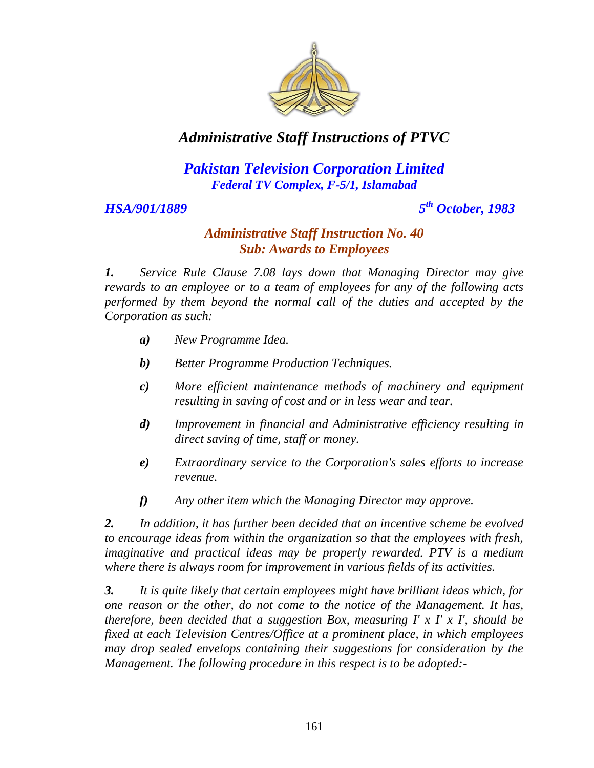# *Administrative Staff Instructions of PTVC*

## *Pakistan Television Corporation Limited*

***Federal TV Complex, F-5/1, Islamabad***

***HSA/901/1889*** ***5th October, 1983***

### *Administrative Staff Instruction No. 40*

### *Sub: Awards to Employees*

***1.*** *Service Rule Clause 7.08 lays down that Managing Director may give rewards to an employee or to a team of employees for any of the following acts performed by them beyond the normal call of the duties and accepted by the Corporation as such:*

- ***a)*** *New Programme Idea.*
- ***b)*** *Better Programme Production Techniques.*
- ***c)*** *More efficient maintenance methods of machinery and equipment resulting in saving of cost and or in less wear and tear.*
- ***d)*** *Improvement in financial and Administrative efficiency resulting in direct saving of time, staff or money.*
- ***e)*** *Extraordinary service to the Corporation's sales efforts to increase revenue.*
- ***f)*** *Any other item which the Managing Director may approve.*

***2.*** *In addition, it has further been decided that an incentive scheme be evolved to encourage ideas from within the organization so that the employees with fresh, imaginative and practical ideas may be properly rewarded. PTV is a medium where there is always room for improvement in various fields of its activities.*

***3.*** *It is quite likely that certain employees might have brilliant ideas which, for one reason or the other, do not come to the notice of the Management. It has, therefore, been decided that a suggestion Box, measuring I' x I' x I', should be fixed at each Television Centres/Office at a prominent place, in which employees may drop sealed envelops containing their suggestions for consideration by the Management. The following procedure in this respect is to be adopted:-*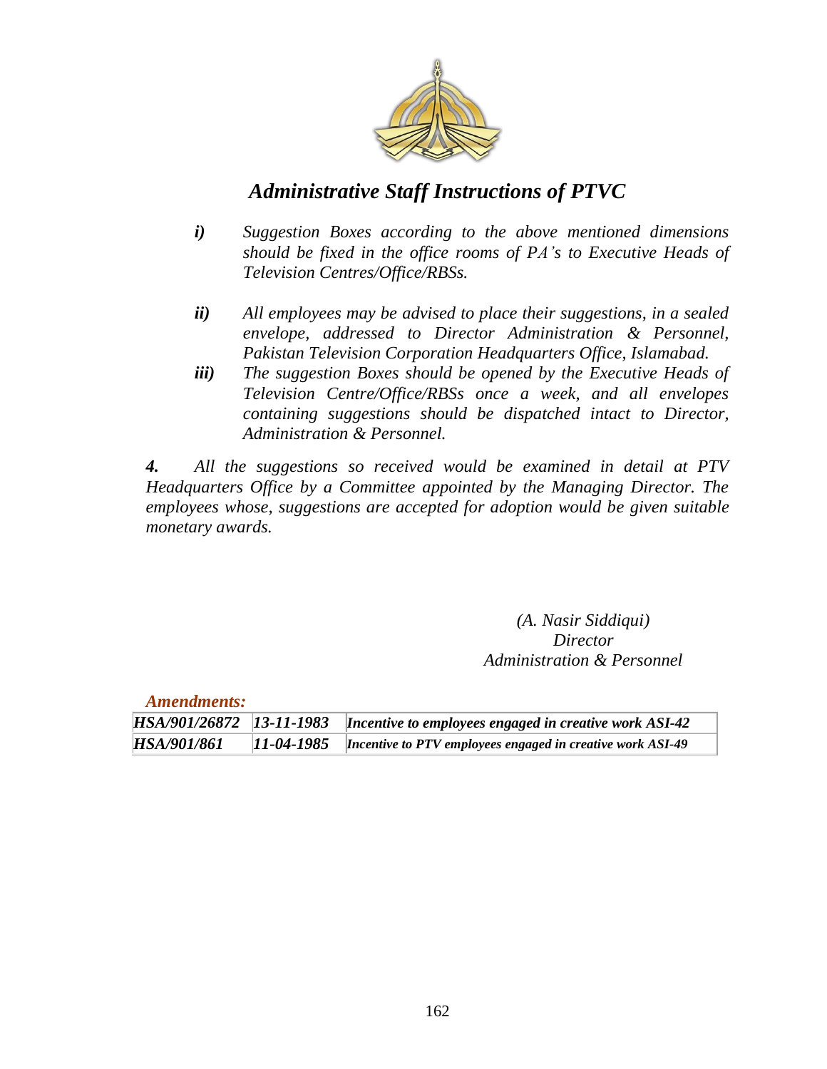# *Administrative Staff Instructions of PTVC*

***i)*** *Suggestion Boxes according to the above mentioned dimensions should be fixed in the office rooms of PA's to Executive Heads of Television Centres/Office/RBSs.*

***ii)*** *All employees may be advised to place their suggestions, in a sealed envelope, addressed to Director Administration & Personnel, Pakistan Television Corporation Headquarters Office, Islamabad.*

***iii)*** *The suggestion Boxes should be opened by the Executive Heads of Television Centre/Office/RBSs once a week, and all envelopes containing suggestions should be dispatched intact to Director, Administration & Personnel.*

***4.*** *All the suggestions so received would be examined in detail at PTV Headquarters Office by a Committee appointed by the Managing Director. The employees whose, suggestions are accepted for adoption would be given suitable monetary awards.*

*(A. Nasir Siddiqui)*
*Director*
*Administration & Personnel*

***Amendments:***

| | | |
|---|---|---|
| ***HSA/901/26872*** | ***13-11-1983*** | ***Incentive to employees engaged in creative work ASI-42*** |
| ***HSA/901/861*** | ***11-04-1985*** | ***Incentive to PTV employees engaged in creative work ASI-49*** |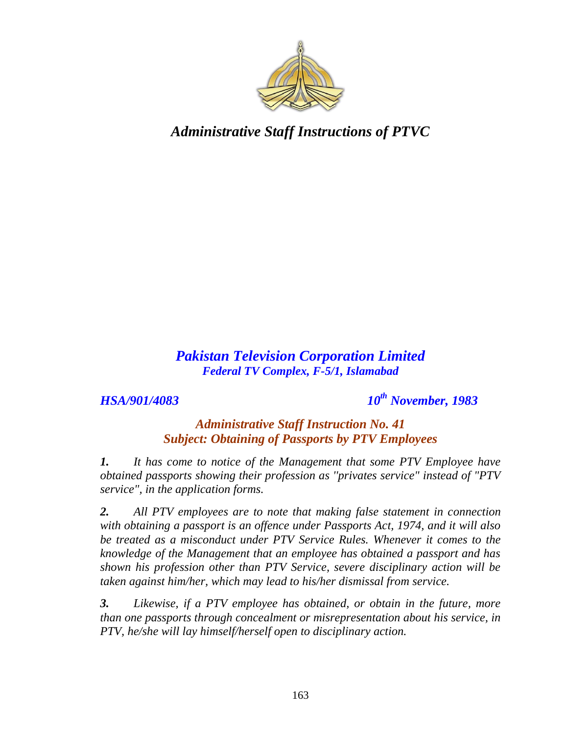# *Administrative Staff Instructions of PTVC*

## *Pakistan Television Corporation Limited*

***Federal TV Complex, F-5/1, Islamabad***

***HSA/901/4083*** ***10th November, 1983***

### *Administrative Staff Instruction No. 41*
### *Subject: Obtaining of Passports by PTV Employees*

***1.*** *It has come to notice of the Management that some PTV Employee have obtained passports showing their profession as "privates service" instead of "PTV service", in the application forms.*

***2.*** *All PTV employees are to note that making false statement in connection with obtaining a passport is an offence under Passports Act, 1974, and it will also be treated as a misconduct under PTV Service Rules. Whenever it comes to the knowledge of the Management that an employee has obtained a passport and has shown his profession other than PTV Service, severe disciplinary action will be taken against him/her, which may lead to his/her dismissal from service.*

***3.*** *Likewise, if a PTV employee has obtained, or obtain in the future, more than one passports through concealment or misrepresentation about his service, in PTV, he/she will lay himself/herself open to disciplinary action.*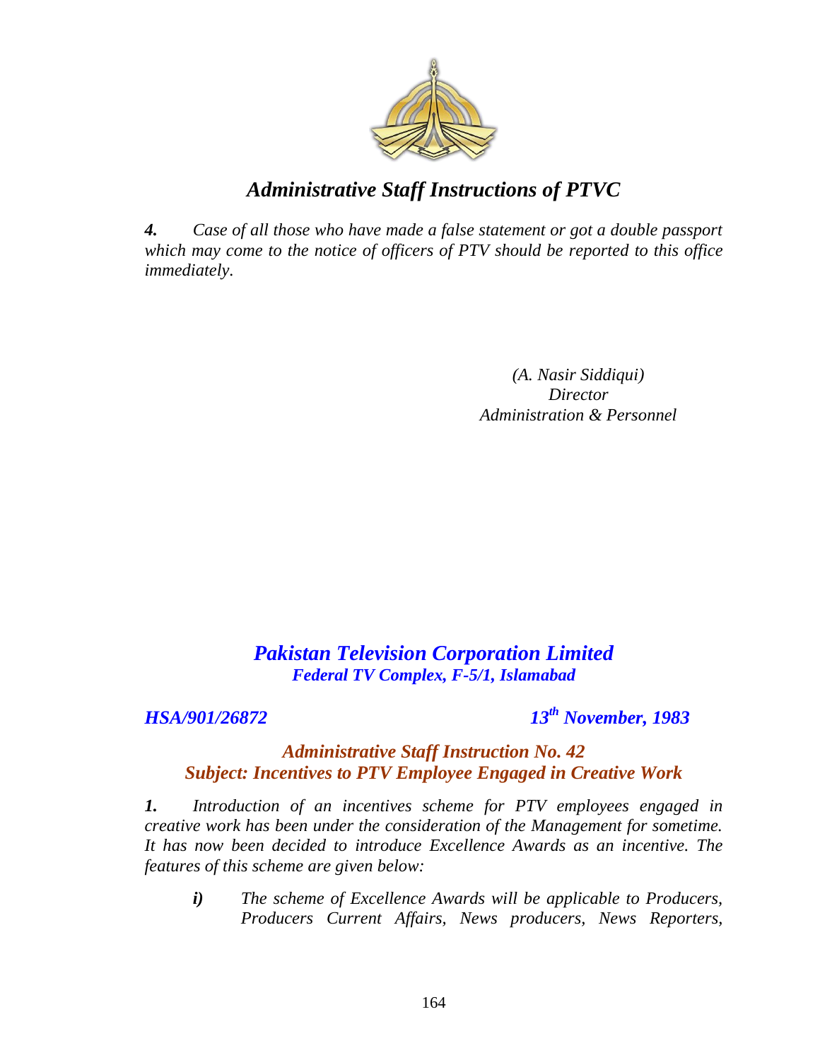*Administrative Staff Instructions of PTVC*

***4.*** *Case of all those who have made a false statement or got a double passport which may come to the notice of officers of PTV should be reported to this office immediately.*

*(A. Nasir Siddiqui)*
*Director*
*Administration & Personnel*

## *Pakistan Television Corporation Limited*
***Federal TV Complex, F-5/1, Islamabad***

***HSA/901/26872*** ***13th November, 1983***

### *Administrative Staff Instruction No. 42*
### *Subject: Incentives to PTV Employee Engaged in Creative Work*

***1.*** *Introduction of an incentives scheme for PTV employees engaged in creative work has been under the consideration of the Management for sometime. It has now been decided to introduce Excellence Awards as an incentive. The features of this scheme are given below:*

> ***i)*** *The scheme of Excellence Awards will be applicable to Producers, Producers Current Affairs, News producers, News Reporters,*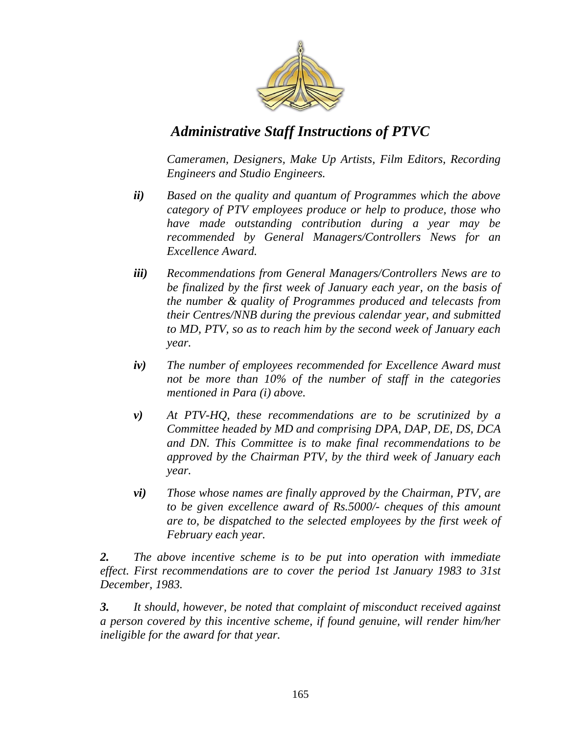*Cameramen, Designers, Make Up Artists, Film Editors, Recording Engineers and Studio Engineers.*

***ii)*** *Based on the quality and quantum of Programmes which the above category of PTV employees produce or help to produce, those who have made outstanding contribution during a year may be recommended by General Managers/Controllers News for an Excellence Award.*

***iii)*** *Recommendations from General Managers/Controllers News are to be finalized by the first week of January each year, on the basis of the number & quality of Programmes produced and telecasts from their Centres/NNB during the previous calendar year, and submitted to MD, PTV, so as to reach him by the second week of January each year.*

***iv)*** *The number of employees recommended for Excellence Award must not be more than 10% of the number of staff in the categories mentioned in Para (i) above.*

***v)*** *At PTV-HQ, these recommendations are to be scrutinized by a Committee headed by MD and comprising DPA, DAP, DE, DS, DCA and DN. This Committee is to make final recommendations to be approved by the Chairman PTV, by the third week of January each year.*

***vi)*** *Those whose names are finally approved by the Chairman, PTV, are to be given excellence award of Rs.5000/- cheques of this amount are to, be dispatched to the selected employees by the first week of February each year.*

***2.*** *The above incentive scheme is to be put into operation with immediate effect. First recommendations are to cover the period 1st January 1983 to 31st December, 1983.*

***3.*** *It should, however, be noted that complaint of misconduct received against a person covered by this incentive scheme, if found genuine, will render him/her ineligible for the award for that year.*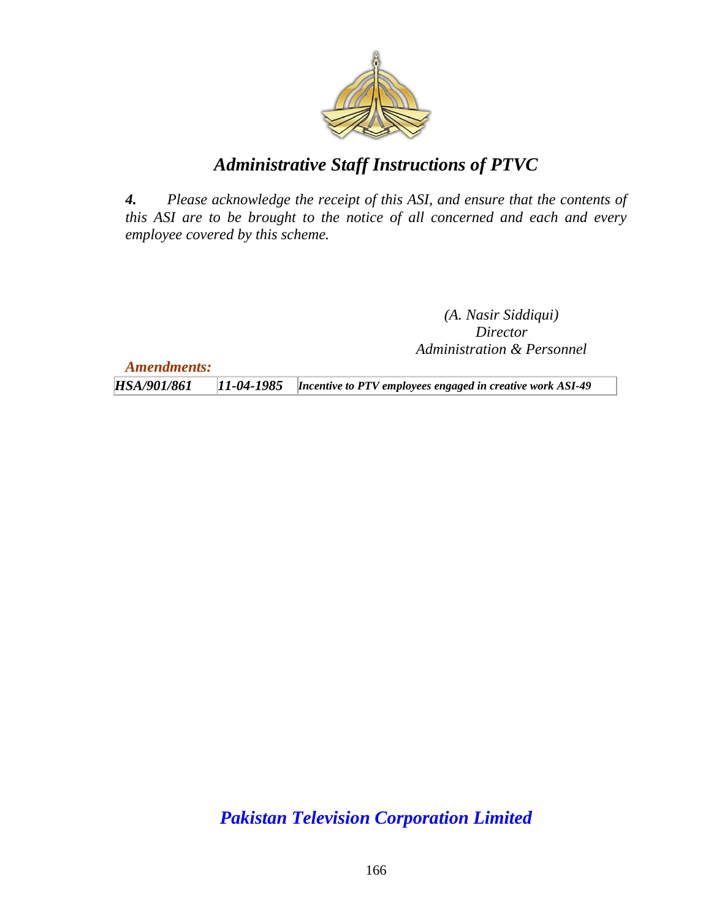*Administrative Staff Instructions of PTVC*

***4.*** *Please acknowledge the receipt of this ASI, and ensure that the contents of this ASI are to be brought to the notice of all concerned and each and every employee covered by this scheme.*

*(A. Nasir Siddiqui)*
*Director*
*Administration & Personnel*

***Amendments:***

| | | |
|---|---|---|
| ***HSA/901/861*** | ***11-04-1985*** | ***Incentive to PTV employees engaged in creative work ASI-49*** |

***Pakistan Television Corporation Limited***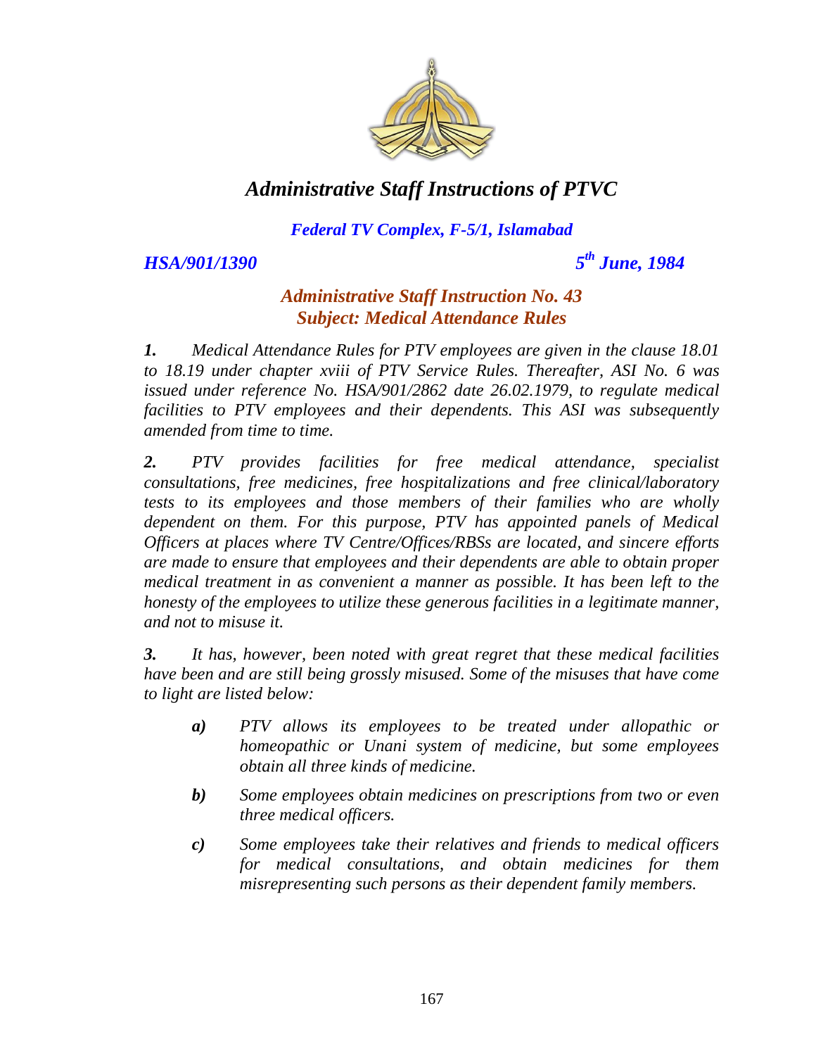# *Administrative Staff Instructions of PTVC*

***Federal TV Complex, F-5/1, Islamabad***

***HSA/901/1390*** ***5th June, 1984***

## ***Administrative Staff Instruction No. 43***
## ***Subject: Medical Attendance Rules***

***1.*** *Medical Attendance Rules for PTV employees are given in the clause 18.01 to 18.19 under chapter xviii of PTV Service Rules. Thereafter, ASI No. 6 was issued under reference No. HSA/901/2862 date 26.02.1979, to regulate medical facilities to PTV employees and their dependents. This ASI was subsequently amended from time to time.*

***2.*** *PTV provides facilities for free medical attendance, specialist consultations, free medicines, free hospitalizations and free clinical/laboratory tests to its employees and those members of their families who are wholly dependent on them. For this purpose, PTV has appointed panels of Medical Officers at places where TV Centre/Offices/RBSs are located, and sincere efforts are made to ensure that employees and their dependents are able to obtain proper medical treatment in as convenient a manner as possible. It has been left to the honesty of the employees to utilize these generous facilities in a legitimate manner, and not to misuse it.*

***3.*** *It has, however, been noted with great regret that these medical facilities have been and are still being grossly misused. Some of the misuses that have come to light are listed below:*

- ***a)*** *PTV allows its employees to be treated under allopathic or homeopathic or Unani system of medicine, but some employees obtain all three kinds of medicine.*
- ***b)*** *Some employees obtain medicines on prescriptions from two or even three medical officers.*
- ***c)*** *Some employees take their relatives and friends to medical officers for medical consultations, and obtain medicines for them misrepresenting such persons as their dependent family members.*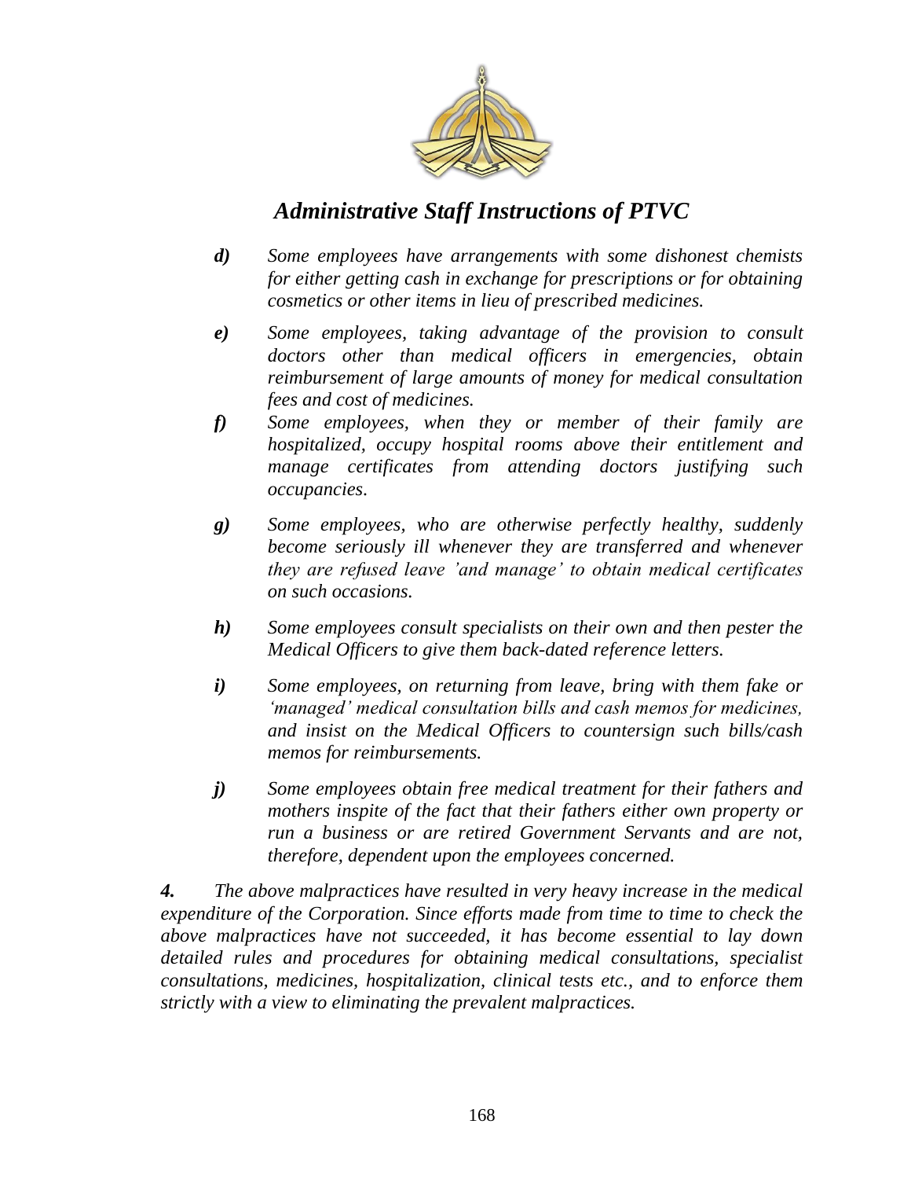*d)* *Some employees have arrangements with some dishonest chemists for either getting cash in exchange for prescriptions or for obtaining cosmetics or other items in lieu of prescribed medicines.*

*e)* *Some employees, taking advantage of the provision to consult doctors other than medical officers in emergencies, obtain reimbursement of large amounts of money for medical consultation fees and cost of medicines.*

*f)* *Some employees, when they or member of their family are hospitalized, occupy hospital rooms above their entitlement and manage certificates from attending doctors justifying such occupancies.*

*g)* *Some employees, who are otherwise perfectly healthy, suddenly become seriously ill whenever they are transferred and whenever they are refused leave 'and manage' to obtain medical certificates on such occasions.*

*h)* *Some employees consult specialists on their own and then pester the Medical Officers to give them back-dated reference letters.*

*i)* *Some employees, on returning from leave, bring with them fake or 'managed' medical consultation bills and cash memos for medicines, and insist on the Medical Officers to countersign such bills/cash memos for reimbursements.*

*j)* *Some employees obtain free medical treatment for their fathers and mothers inspite of the fact that their fathers either own property or run a business or are retired Government Servants and are not, therefore, dependent upon the employees concerned.*

***4.*** *The above malpractices have resulted in very heavy increase in the medical expenditure of the Corporation. Since efforts made from time to time to check the above malpractices have not succeeded, it has become essential to lay down detailed rules and procedures for obtaining medical consultations, specialist consultations, medicines, hospitalization, clinical tests etc., and to enforce them strictly with a view to eliminating the prevalent malpractices.*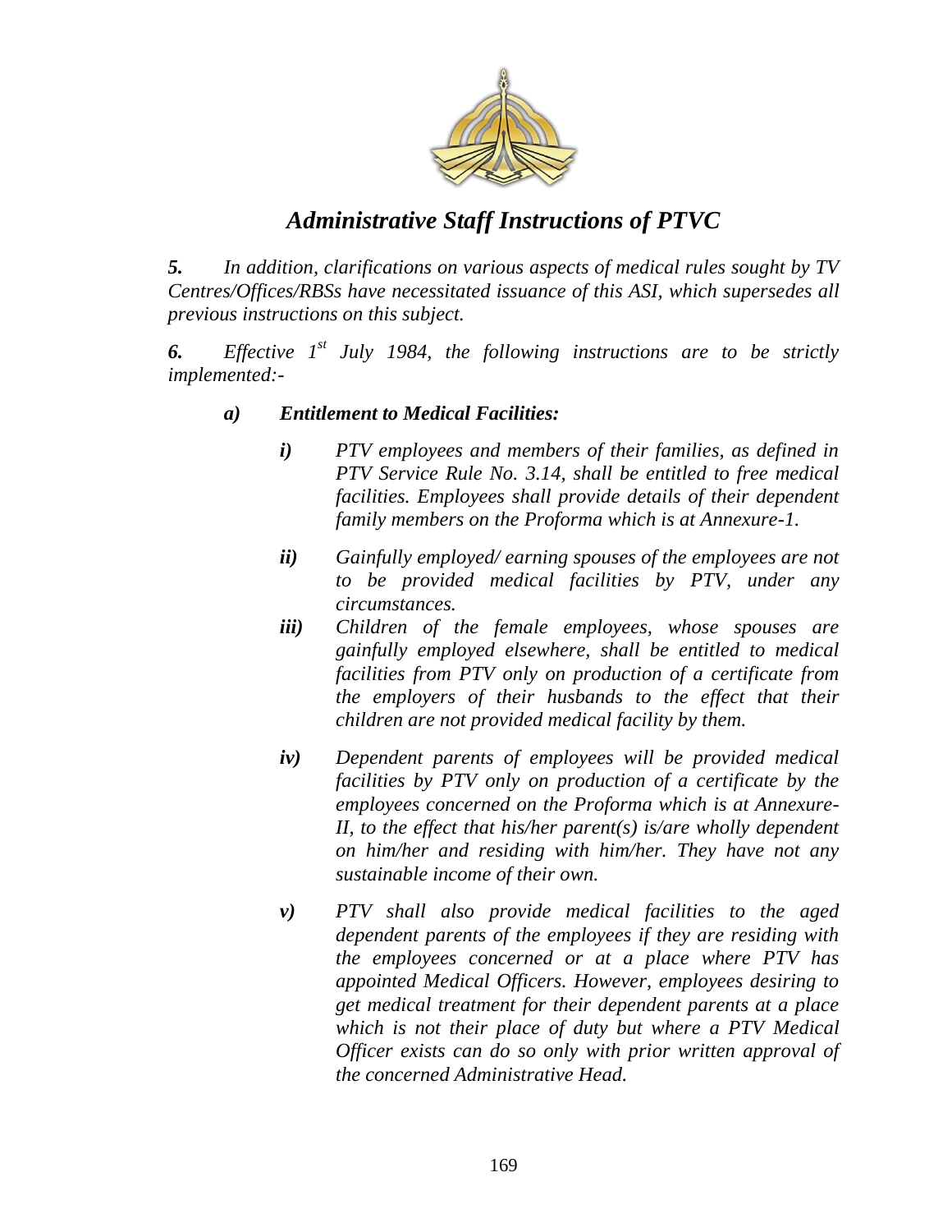*5. In addition, clarifications on various aspects of medical rules sought by TV Centres/Offices/RBSs have necessitated issuance of this ASI, which supersedes all previous instructions on this subject.*

*6. Effective 1st July 1984, the following instructions are to be strictly implemented:-*

***a) Entitlement to Medical Facilities:***

*i) PTV employees and members of their families, as defined in PTV Service Rule No. 3.14, shall be entitled to free medical facilities. Employees shall provide details of their dependent family members on the Proforma which is at Annexure-1.*

*ii) Gainfully employed/ earning spouses of the employees are not to be provided medical facilities by PTV, under any circumstances.*

*iii) Children of the female employees, whose spouses are gainfully employed elsewhere, shall be entitled to medical facilities from PTV only on production of a certificate from the employers of their husbands to the effect that their children are not provided medical facility by them.*

*iv) Dependent parents of employees will be provided medical facilities by PTV only on production of a certificate by the employees concerned on the Proforma which is at Annexure-II, to the effect that his/her parent(s) is/are wholly dependent on him/her and residing with him/her. They have not any sustainable income of their own.*

*v) PTV shall also provide medical facilities to the aged dependent parents of the employees if they are residing with the employees concerned or at a place where PTV has appointed Medical Officers. However, employees desiring to get medical treatment for their dependent parents at a place which is not their place of duty but where a PTV Medical Officer exists can do so only with prior written approval of the concerned Administrative Head.*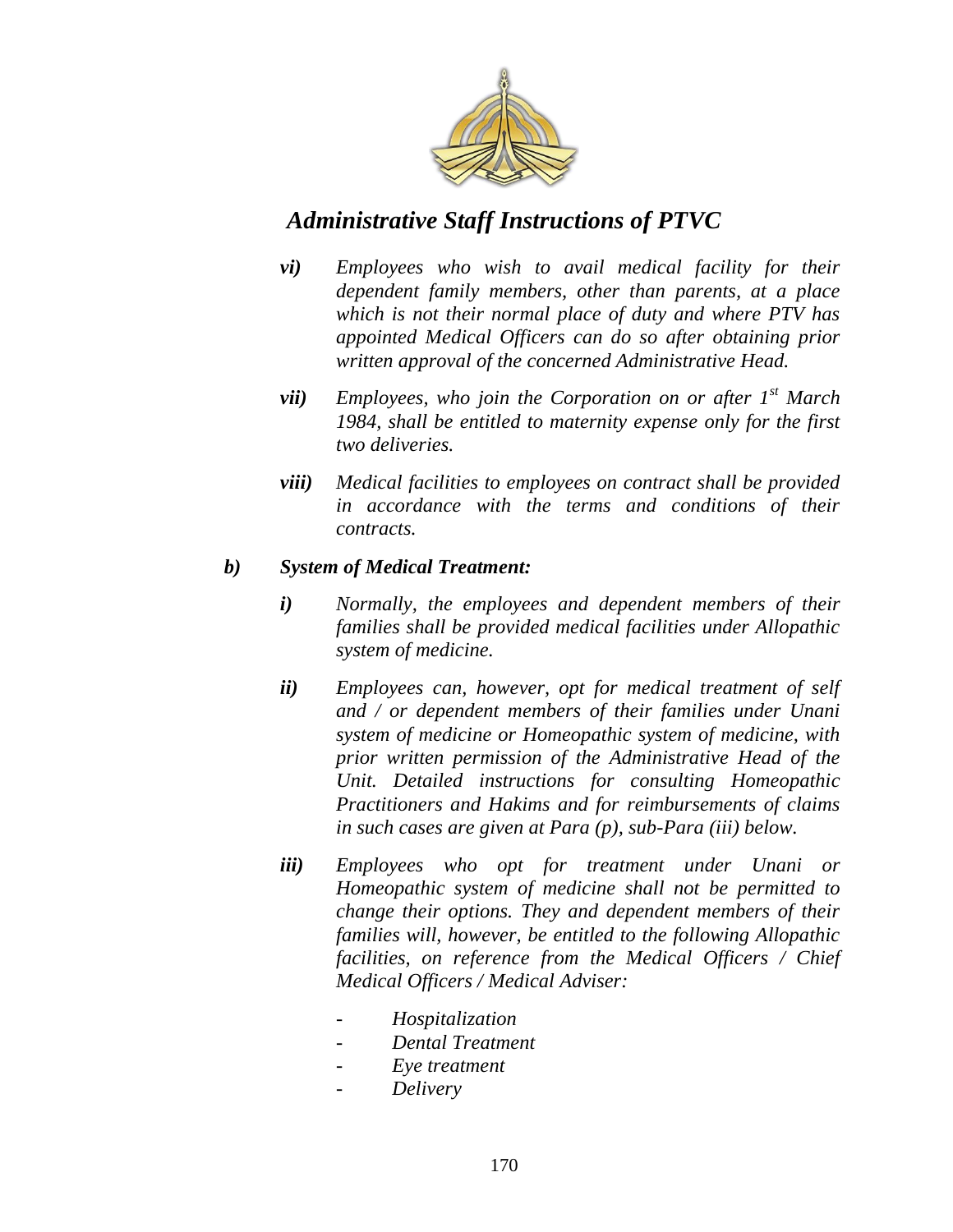*vi)* *Employees who wish to avail medical facility for their dependent family members, other than parents, at a place which is not their normal place of duty and where PTV has appointed Medical Officers can do so after obtaining prior written approval of the concerned Administrative Head.*

*vii)* *Employees, who join the Corporation on or after 1st March 1984, shall be entitled to maternity expense only for the first two deliveries.*

*viii)* *Medical facilities to employees on contract shall be provided in accordance with the terms and conditions of their contracts.*

***b) System of Medical Treatment:***

*i)* *Normally, the employees and dependent members of their families shall be provided medical facilities under Allopathic system of medicine.*

*ii)* *Employees can, however, opt for medical treatment of self and / or dependent members of their families under Unani system of medicine or Homeopathic system of medicine, with prior written permission of the Administrative Head of the Unit. Detailed instructions for consulting Homeopathic Practitioners and Hakims and for reimbursements of claims in such cases are given at Para (p), sub-Para (iii) below.*

*iii)* *Employees who opt for treatment under Unani or Homeopathic system of medicine shall not be permitted to change their options. They and dependent members of their families will, however, be entitled to the following Allopathic facilities, on reference from the Medical Officers / Chief Medical Officers / Medical Adviser:*

- *Hospitalization*
- *Dental Treatment*
- *Eye treatment*
- *Delivery*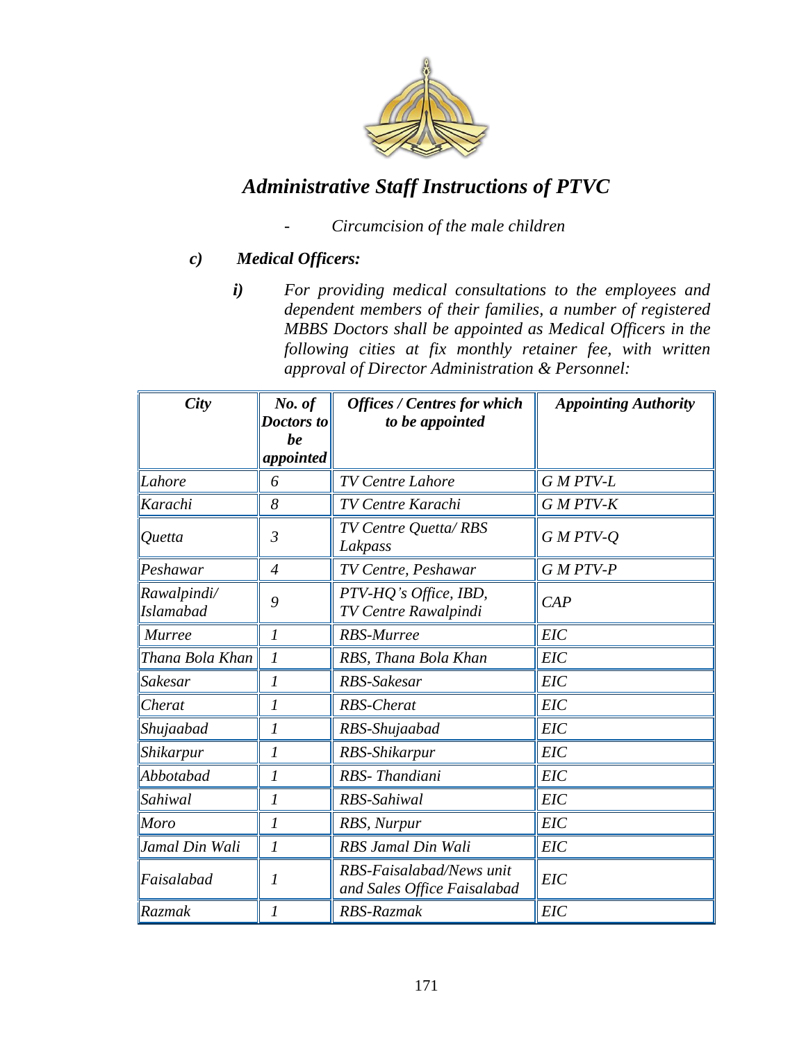- *Circumcision of the male children*

*c)* ***Medical Officers:***

***i)*** *For providing medical consultations to the employees and dependent members of their families, a number of registered MBBS Doctors shall be appointed as Medical Officers in the following cities at fix monthly retainer fee, with written approval of Director Administration & Personnel:*

| *City* | *No. of Doctors to be appointed* | *Offices / Centres for which to be appointed* | *Appointing Authority* |
|---|---|---|---|
| Lahore | 6 | TV Centre Lahore | G M PTV-L |
| Karachi | 8 | TV Centre Karachi | G M PTV-K |
| Quetta | 3 | TV Centre Quetta/ RBS Lakpass | G M PTV-Q |
| Peshawar | 4 | TV Centre, Peshawar | G M PTV-P |
| Rawalpindi/ Islamabad | 9 | PTV-HQ's Office, IBD, TV Centre Rawalpindi | CAP |
| Murree | 1 | RBS-Murree | EIC |
| Thana Bola Khan | 1 | RBS, Thana Bola Khan | EIC |
| Sakesar | 1 | RBS-Sakesar | EIC |
| Cherat | 1 | RBS-Cherat | EIC |
| Shujaabad | 1 | RBS-Shujaabad | EIC |
| Shikarpur | 1 | RBS-Shikarpur | EIC |
| Abbotabad | 1 | RBS- Thandiani | EIC |
| Sahiwal | 1 | RBS-Sahiwal | EIC |
| Moro | 1 | RBS, Nurpur | EIC |
| Jamal Din Wali | 1 | RBS Jamal Din Wali | EIC |
| Faisalabad | 1 | RBS-Faisalabad/News unit and Sales Office Faisalabad | EIC |
| Razmak | 1 | RBS-Razmak | EIC |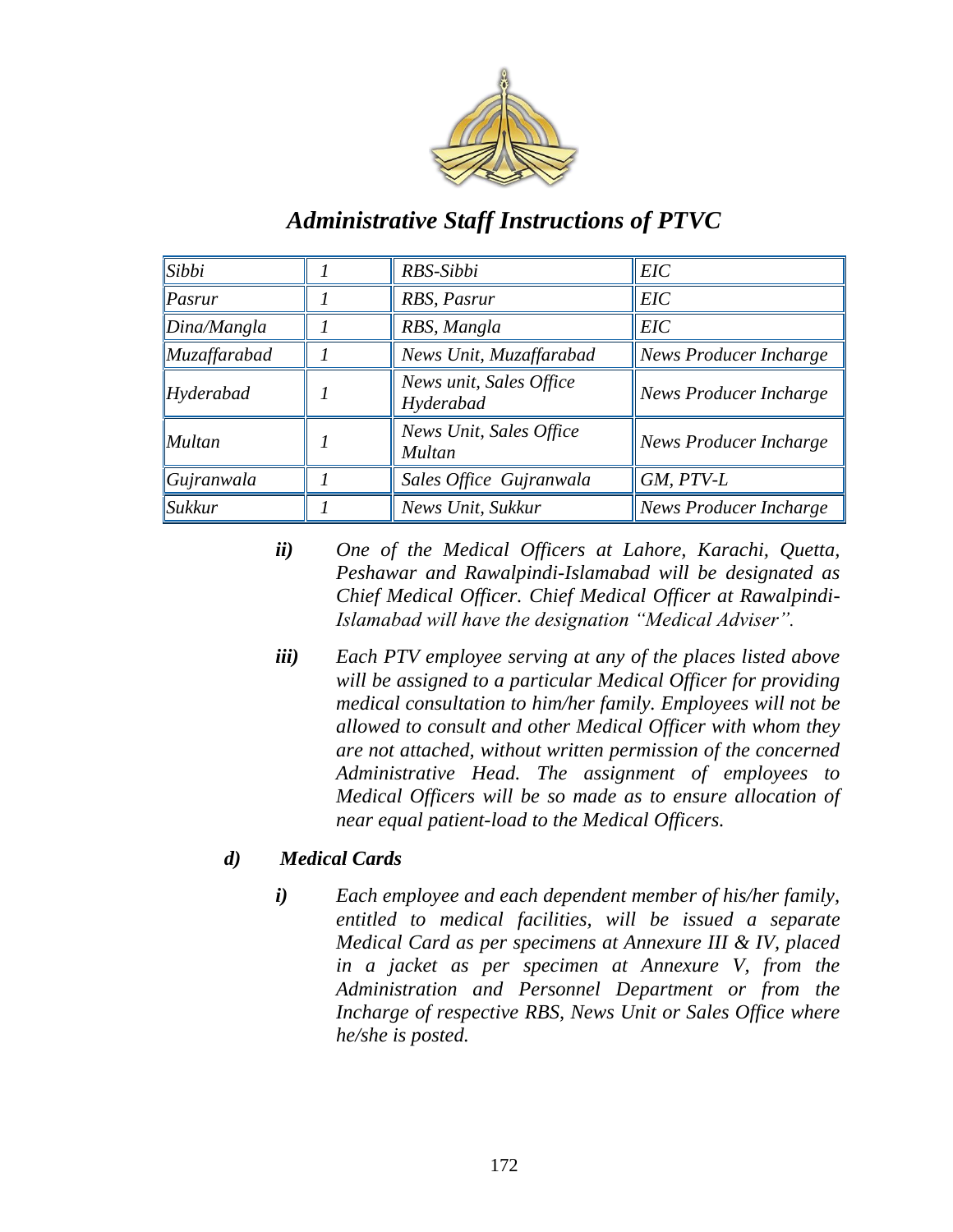| Sibbi | 1 | RBS-Sibbi | EIC |
|---|---|---|---|
| Pasrur | 1 | RBS, Pasrur | EIC |
| Dina/Mangla | 1 | RBS, Mangla | EIC |
| Muzaffarabad | 1 | News Unit, Muzaffarabad | News Producer Incharge |
| Hyderabad | 1 | News unit, Sales Office Hyderabad | News Producer Incharge |
| Multan | 1 | News Unit, Sales Office Multan | News Producer Incharge |
| Gujranwala | 1 | Sales Office Gujranwala | GM, PTV-L |
| Sukkur | 1 | News Unit, Sukkur | News Producer Incharge |

***ii)*** *One of the Medical Officers at Lahore, Karachi, Quetta, Peshawar and Rawalpindi-Islamabad will be designated as Chief Medical Officer. Chief Medical Officer at Rawalpindi-Islamabad will have the designation "Medical Adviser".*

***iii)*** *Each PTV employee serving at any of the places listed above will be assigned to a particular Medical Officer for providing medical consultation to him/her family. Employees will not be allowed to consult and other Medical Officer with whom they are not attached, without written permission of the concerned Administrative Head. The assignment of employees to Medical Officers will be so made as to ensure allocation of near equal patient-load to the Medical Officers.*

***d) Medical Cards***

***i)*** *Each employee and each dependent member of his/her family, entitled to medical facilities, will be issued a separate Medical Card as per specimens at Annexure III & IV, placed in a jacket as per specimen at Annexure V, from the Administration and Personnel Department or from the Incharge of respective RBS, News Unit or Sales Office where he/she is posted.*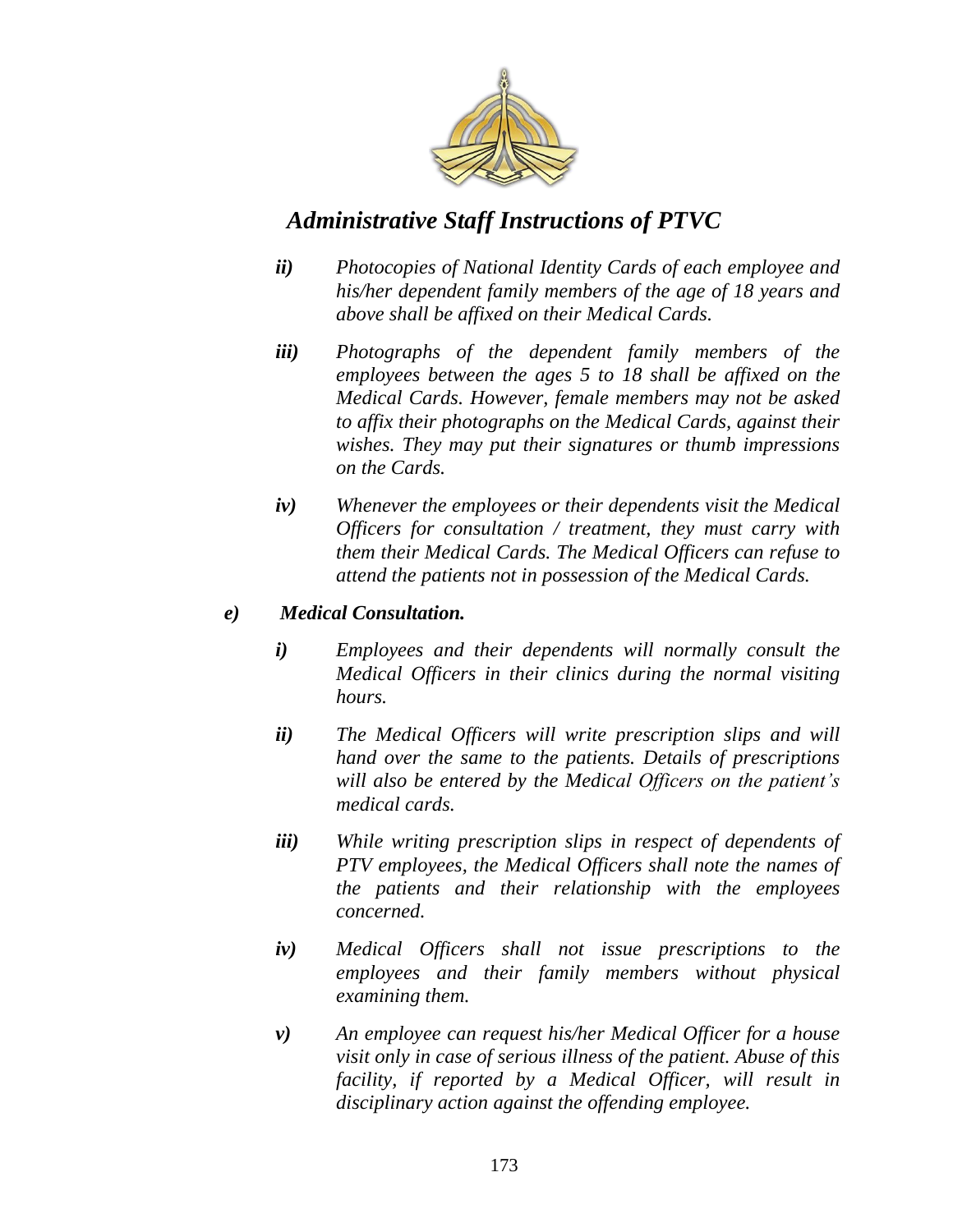*ii)* *Photocopies of National Identity Cards of each employee and his/her dependent family members of the age of 18 years and above shall be affixed on their Medical Cards.*

*iii)* *Photographs of the dependent family members of the employees between the ages 5 to 18 shall be affixed on the Medical Cards. However, female members may not be asked to affix their photographs on the Medical Cards, against their wishes. They may put their signatures or thumb impressions on the Cards.*

*iv)* *Whenever the employees or their dependents visit the Medical Officers for consultation / treatment, they must carry with them their Medical Cards. The Medical Officers can refuse to attend the patients not in possession of the Medical Cards.*

***e) Medical Consultation.***

*i)* *Employees and their dependents will normally consult the Medical Officers in their clinics during the normal visiting hours.*

*ii)* *The Medical Officers will write prescription slips and will hand over the same to the patients. Details of prescriptions will also be entered by the Medical Officers on the patient's medical cards.*

*iii)* *While writing prescription slips in respect of dependents of PTV employees, the Medical Officers shall note the names of the patients and their relationship with the employees concerned.*

*iv)* *Medical Officers shall not issue prescriptions to the employees and their family members without physical examining them.*

*v)* *An employee can request his/her Medical Officer for a house visit only in case of serious illness of the patient. Abuse of this facility, if reported by a Medical Officer, will result in disciplinary action against the offending employee.*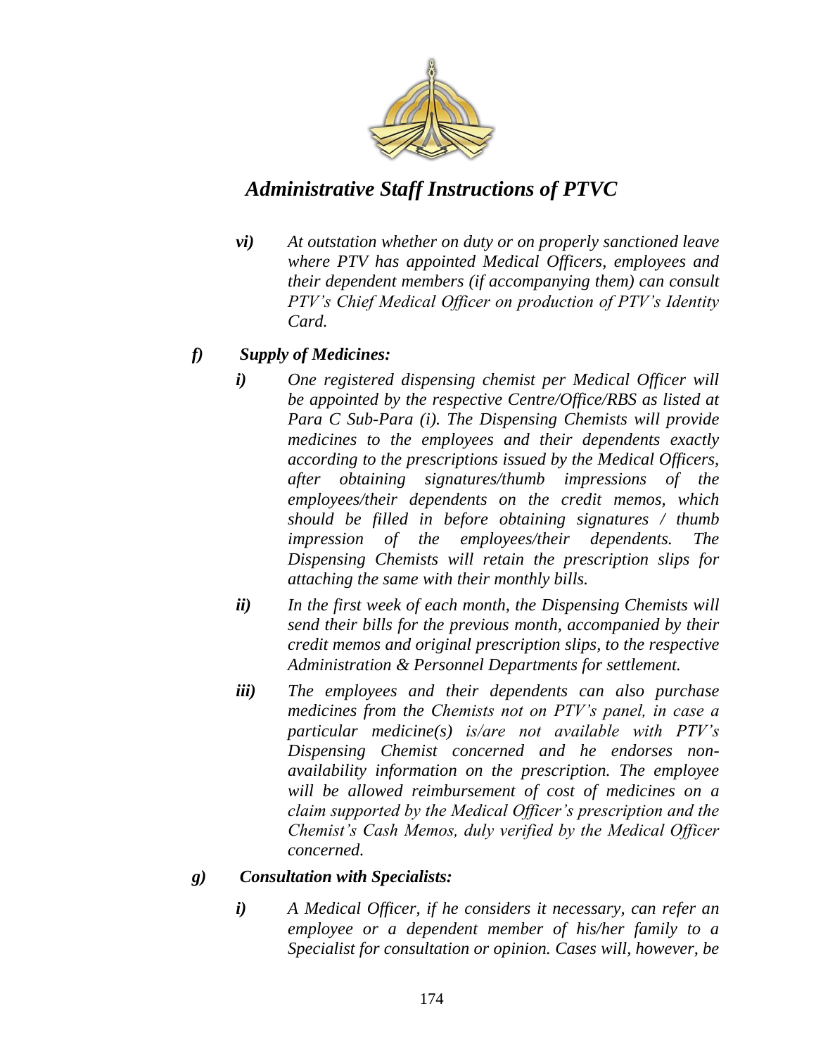*vi)* *At outstation whether on duty or on properly sanctioned leave where PTV has appointed Medical Officers, employees and their dependent members (if accompanying them) can consult PTV's Chief Medical Officer on production of PTV's Identity Card.*

***f) Supply of Medicines:***

*i)* *One registered dispensing chemist per Medical Officer will be appointed by the respective Centre/Office/RBS as listed at Para C Sub-Para (i). The Dispensing Chemists will provide medicines to the employees and their dependents exactly according to the prescriptions issued by the Medical Officers, after obtaining signatures/thumb impressions of the employees/their dependents on the credit memos, which should be filled in before obtaining signatures / thumb impression of the employees/their dependents. The Dispensing Chemists will retain the prescription slips for attaching the same with their monthly bills.*

*ii)* *In the first week of each month, the Dispensing Chemists will send their bills for the previous month, accompanied by their credit memos and original prescription slips, to the respective Administration & Personnel Departments for settlement.*

*iii)* *The employees and their dependents can also purchase medicines from the Chemists not on PTV's panel, in case a particular medicine(s) is/are not available with PTV's Dispensing Chemist concerned and he endorses non-availability information on the prescription. The employee will be allowed reimbursement of cost of medicines on a claim supported by the Medical Officer's prescription and the Chemist's Cash Memos, duly verified by the Medical Officer concerned.*

***g) Consultation with Specialists:***

*i)* *A Medical Officer, if he considers it necessary, can refer an employee or a dependent member of his/her family to a Specialist for consultation or opinion. Cases will, however, be*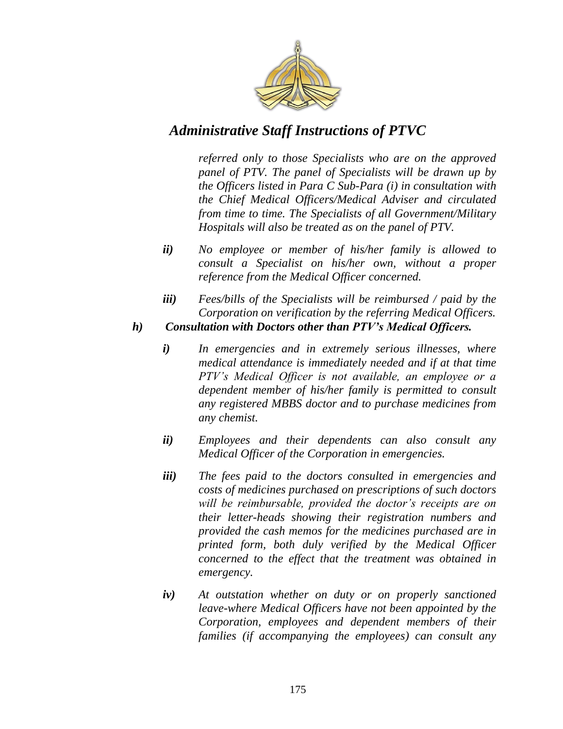*referred only to those Specialists who are on the approved panel of PTV. The panel of Specialists will be drawn up by the Officers listed in Para C Sub-Para (i) in consultation with the Chief Medical Officers/Medical Adviser and circulated from time to time. The Specialists of all Government/Military Hospitals will also be treated as on the panel of PTV.*

***ii)*** *No employee or member of his/her family is allowed to consult a Specialist on his/her own, without a proper reference from the Medical Officer concerned.*

***iii)*** *Fees/bills of the Specialists will be reimbursed / paid by the Corporation on verification by the referring Medical Officers.*

***h)*** ***Consultation with Doctors other than PTV's Medical Officers.***

***i)*** *In emergencies and in extremely serious illnesses, where medical attendance is immediately needed and if at that time PTV's Medical Officer is not available, an employee or a dependent member of his/her family is permitted to consult any registered MBBS doctor and to purchase medicines from any chemist.*

***ii)*** *Employees and their dependents can also consult any Medical Officer of the Corporation in emergencies.*

***iii)*** *The fees paid to the doctors consulted in emergencies and costs of medicines purchased on prescriptions of such doctors will be reimbursable, provided the doctor's receipts are on their letter-heads showing their registration numbers and provided the cash memos for the medicines purchased are in printed form, both duly verified by the Medical Officer concerned to the effect that the treatment was obtained in emergency.*

***iv)*** *At outstation whether on duty or on properly sanctioned leave-where Medical Officers have not been appointed by the Corporation, employees and dependent members of their families (if accompanying the employees) can consult any*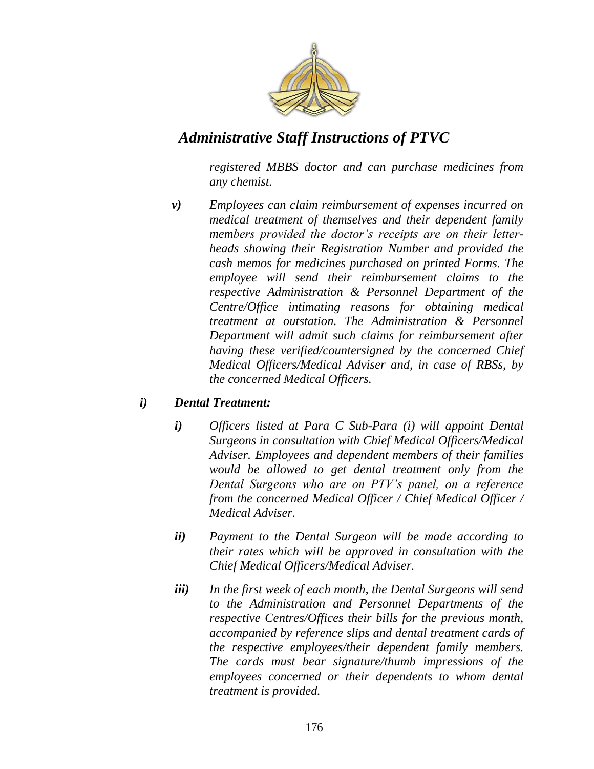*registered MBBS doctor and can purchase medicines from any chemist.*

***v)*** *Employees can claim reimbursement of expenses incurred on medical treatment of themselves and their dependent family members provided the doctor's receipts are on their letter-heads showing their Registration Number and provided the cash memos for medicines purchased on printed Forms. The employee will send their reimbursement claims to the respective Administration & Personnel Department of the Centre/Office intimating reasons for obtaining medical treatment at outstation. The Administration & Personnel Department will admit such claims for reimbursement after having these verified/countersigned by the concerned Chief Medical Officers/Medical Adviser and, in case of RBSs, by the concerned Medical Officers.*

***i) Dental Treatment:***

***i)*** *Officers listed at Para C Sub-Para (i) will appoint Dental Surgeons in consultation with Chief Medical Officers/Medical Adviser. Employees and dependent members of their families would be allowed to get dental treatment only from the Dental Surgeons who are on PTV's panel, on a reference from the concerned Medical Officer / Chief Medical Officer / Medical Adviser.*

***ii)*** *Payment to the Dental Surgeon will be made according to their rates which will be approved in consultation with the Chief Medical Officers/Medical Adviser.*

***iii)*** *In the first week of each month, the Dental Surgeons will send to the Administration and Personnel Departments of the respective Centres/Offices their bills for the previous month, accompanied by reference slips and dental treatment cards of the respective employees/their dependent family members. The cards must bear signature/thumb impressions of the employees concerned or their dependents to whom dental treatment is provided.*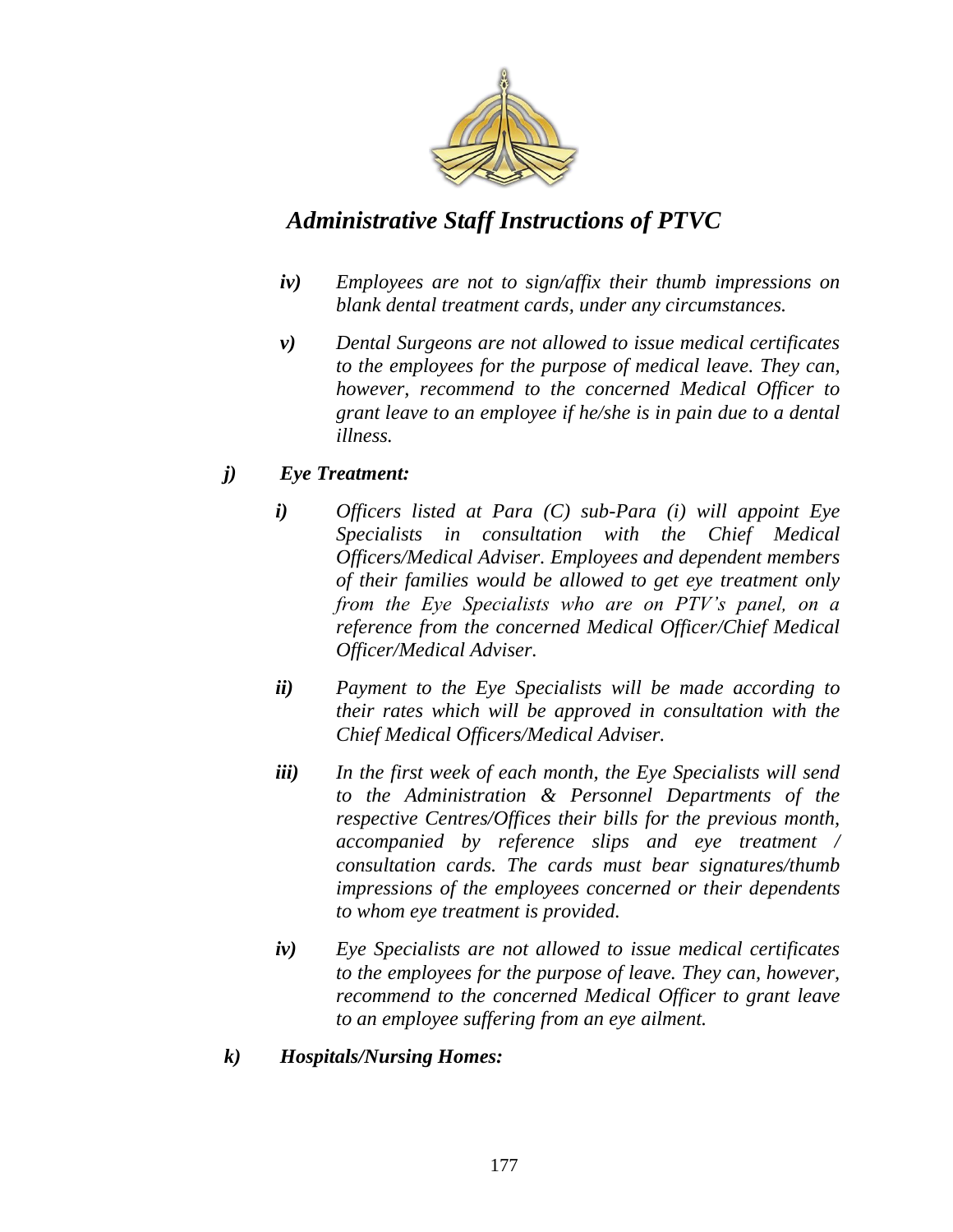*iv) Employees are not to sign/affix their thumb impressions on blank dental treatment cards, under any circumstances.*

*v) Dental Surgeons are not allowed to issue medical certificates to the employees for the purpose of medical leave. They can, however, recommend to the concerned Medical Officer to grant leave to an employee if he/she is in pain due to a dental illness.*

***j) Eye Treatment:***

*i) Officers listed at Para (C) sub-Para (i) will appoint Eye Specialists in consultation with the Chief Medical Officers/Medical Adviser. Employees and dependent members of their families would be allowed to get eye treatment only from the Eye Specialists who are on PTV's panel, on a reference from the concerned Medical Officer/Chief Medical Officer/Medical Adviser.*

*ii) Payment to the Eye Specialists will be made according to their rates which will be approved in consultation with the Chief Medical Officers/Medical Adviser.*

*iii) In the first week of each month, the Eye Specialists will send to the Administration & Personnel Departments of the respective Centres/Offices their bills for the previous month, accompanied by reference slips and eye treatment / consultation cards. The cards must bear signatures/thumb impressions of the employees concerned or their dependents to whom eye treatment is provided.*

*iv) Eye Specialists are not allowed to issue medical certificates to the employees for the purpose of leave. They can, however, recommend to the concerned Medical Officer to grant leave to an employee suffering from an eye ailment.*

***k) Hospitals/Nursing Homes:***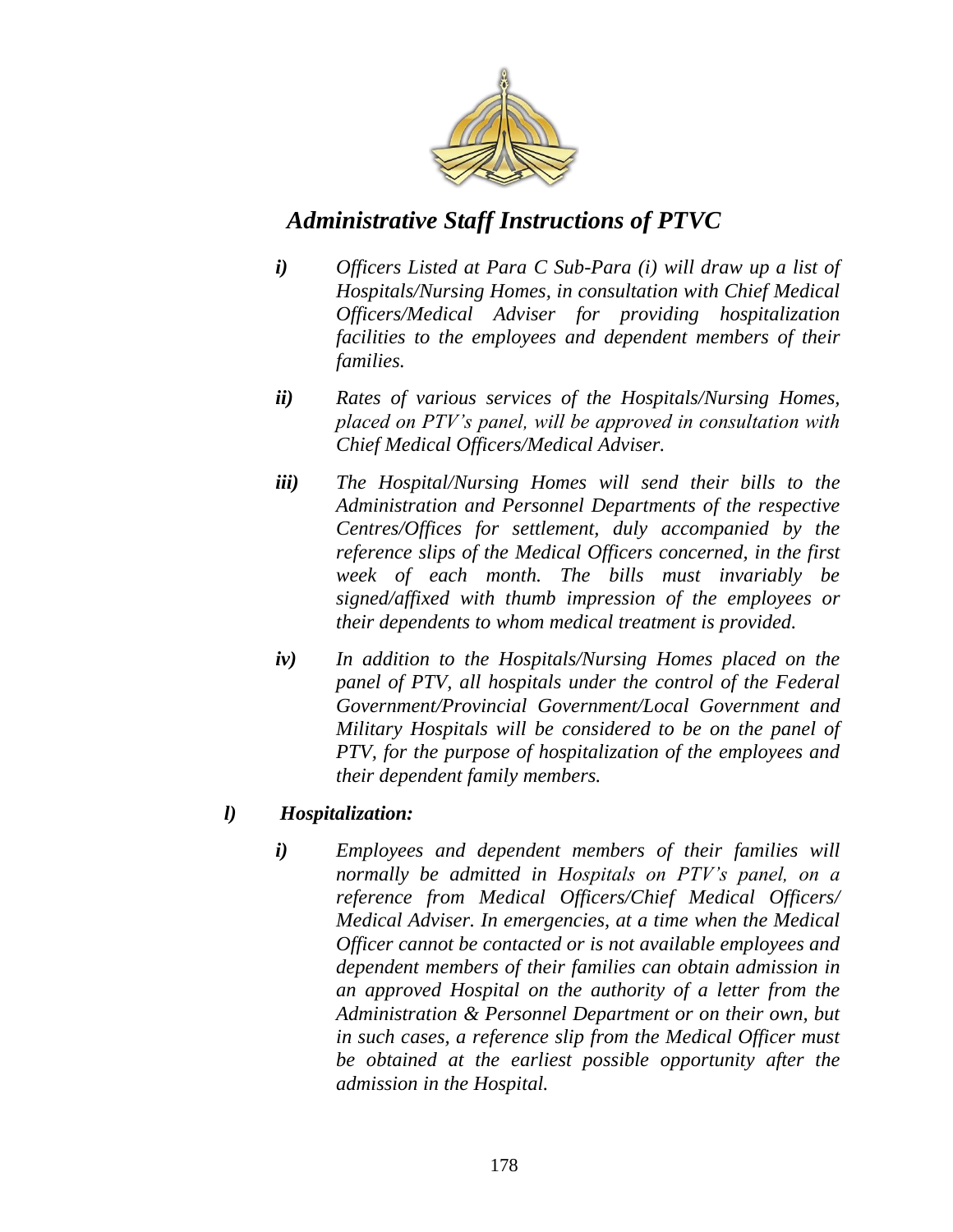*i)* *Officers Listed at Para C Sub-Para (i) will draw up a list of Hospitals/Nursing Homes, in consultation with Chief Medical Officers/Medical Adviser for providing hospitalization facilities to the employees and dependent members of their families.*

*ii)* *Rates of various services of the Hospitals/Nursing Homes, placed on PTV's panel, will be approved in consultation with Chief Medical Officers/Medical Adviser.*

*iii)* *The Hospital/Nursing Homes will send their bills to the Administration and Personnel Departments of the respective Centres/Offices for settlement, duly accompanied by the reference slips of the Medical Officers concerned, in the first week of each month. The bills must invariably be signed/affixed with thumb impression of the employees or their dependents to whom medical treatment is provided.*

*iv)* *In addition to the Hospitals/Nursing Homes placed on the panel of PTV, all hospitals under the control of the Federal Government/Provincial Government/Local Government and Military Hospitals will be considered to be on the panel of PTV, for the purpose of hospitalization of the employees and their dependent family members.*

***l)*** ***Hospitalization:***

*i)* *Employees and dependent members of their families will normally be admitted in Hospitals on PTV's panel, on a reference from Medical Officers/Chief Medical Officers/ Medical Adviser. In emergencies, at a time when the Medical Officer cannot be contacted or is not available employees and dependent members of their families can obtain admission in an approved Hospital on the authority of a letter from the Administration & Personnel Department or on their own, but in such cases, a reference slip from the Medical Officer must be obtained at the earliest possible opportunity after the admission in the Hospital.*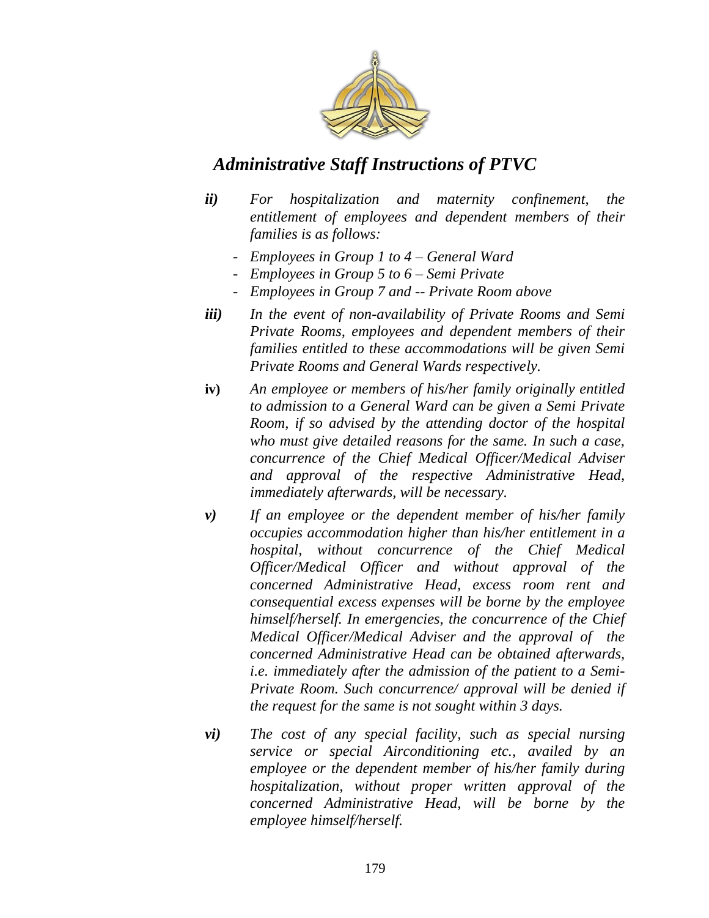*ii)* *For hospitalization and maternity confinement, the entitlement of employees and dependent members of their families is as follows:*

- *Employees in Group 1 to 4 – General Ward*
- *Employees in Group 5 to 6 – Semi Private*
- *Employees in Group 7 and -- Private Room above*

*iii)* *In the event of non-availability of Private Rooms and Semi Private Rooms, employees and dependent members of their families entitled to these accommodations will be given Semi Private Rooms and General Wards respectively.*

**iv)** *An employee or members of his/her family originally entitled to admission to a General Ward can be given a Semi Private Room, if so advised by the attending doctor of the hospital who must give detailed reasons for the same. In such a case, concurrence of the Chief Medical Officer/Medical Adviser and approval of the respective Administrative Head, immediately afterwards, will be necessary.*

*v)* *If an employee or the dependent member of his/her family occupies accommodation higher than his/her entitlement in a hospital, without concurrence of the Chief Medical Officer/Medical Officer and without approval of the concerned Administrative Head, excess room rent and consequential excess expenses will be borne by the employee himself/herself. In emergencies, the concurrence of the Chief Medical Officer/Medical Adviser and the approval of the concerned Administrative Head can be obtained afterwards, i.e. immediately after the admission of the patient to a Semi-Private Room. Such concurrence/ approval will be denied if the request for the same is not sought within 3 days.*

*vi)* *The cost of any special facility, such as special nursing service or special Airconditioning etc., availed by an employee or the dependent member of his/her family during hospitalization, without proper written approval of the concerned Administrative Head, will be borne by the employee himself/herself.*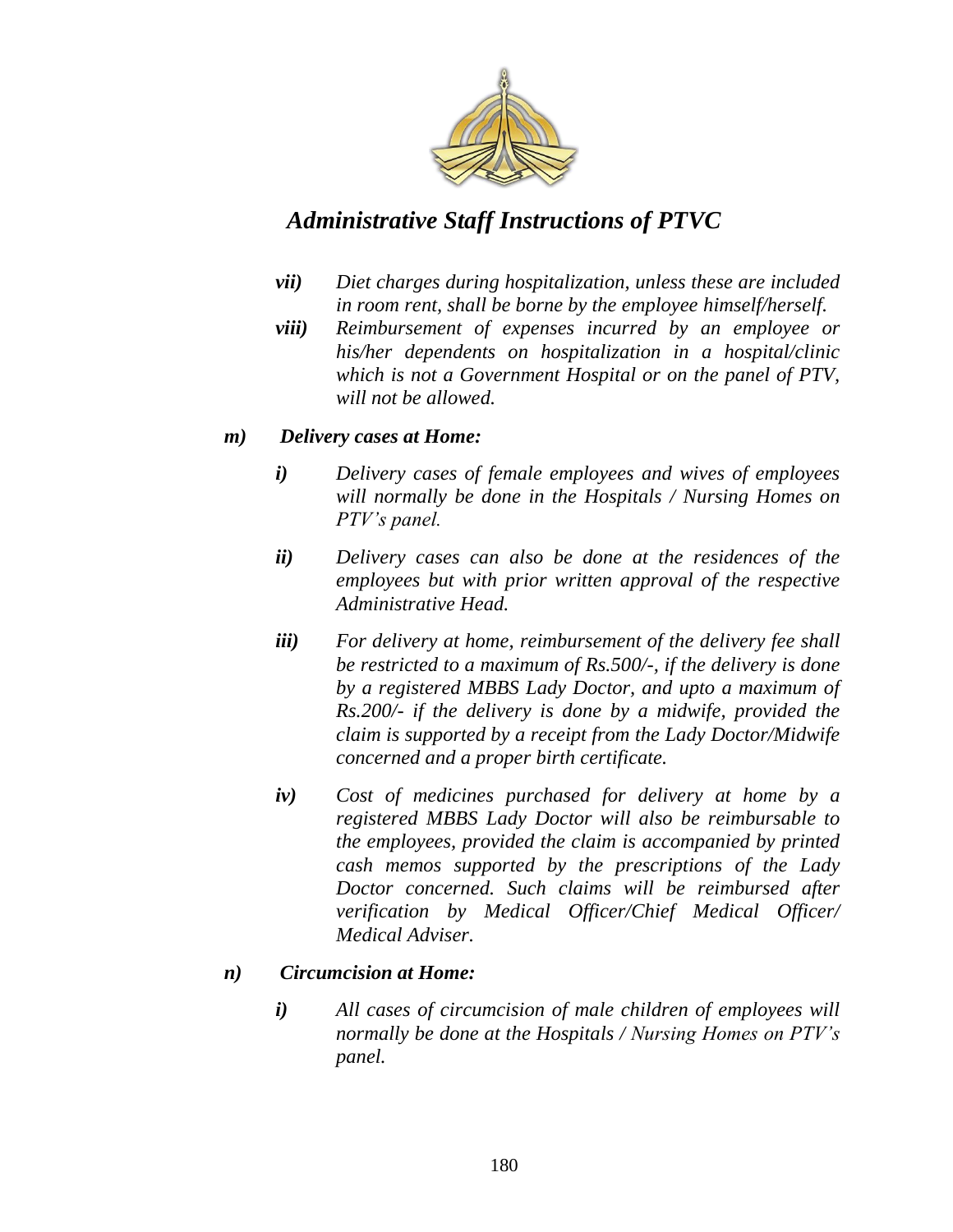*vii)* *Diet charges during hospitalization, unless these are included in room rent, shall be borne by the employee himself/herself.*

*viii)* *Reimbursement of expenses incurred by an employee or his/her dependents on hospitalization in a hospital/clinic which is not a Government Hospital or on the panel of PTV, will not be allowed.*

***m) Delivery cases at Home:***

*i)* *Delivery cases of female employees and wives of employees will normally be done in the Hospitals / Nursing Homes on PTV's panel.*

*ii)* *Delivery cases can also be done at the residences of the employees but with prior written approval of the respective Administrative Head.*

*iii)* *For delivery at home, reimbursement of the delivery fee shall be restricted to a maximum of Rs.500/-, if the delivery is done by a registered MBBS Lady Doctor, and upto a maximum of Rs.200/- if the delivery is done by a midwife, provided the claim is supported by a receipt from the Lady Doctor/Midwife concerned and a proper birth certificate.*

*iv)* *Cost of medicines purchased for delivery at home by a registered MBBS Lady Doctor will also be reimbursable to the employees, provided the claim is accompanied by printed cash memos supported by the prescriptions of the Lady Doctor concerned. Such claims will be reimbursed after verification by Medical Officer/Chief Medical Officer/ Medical Adviser.*

***n) Circumcision at Home:***

*i)* *All cases of circumcision of male children of employees will normally be done at the Hospitals / Nursing Homes on PTV's panel.*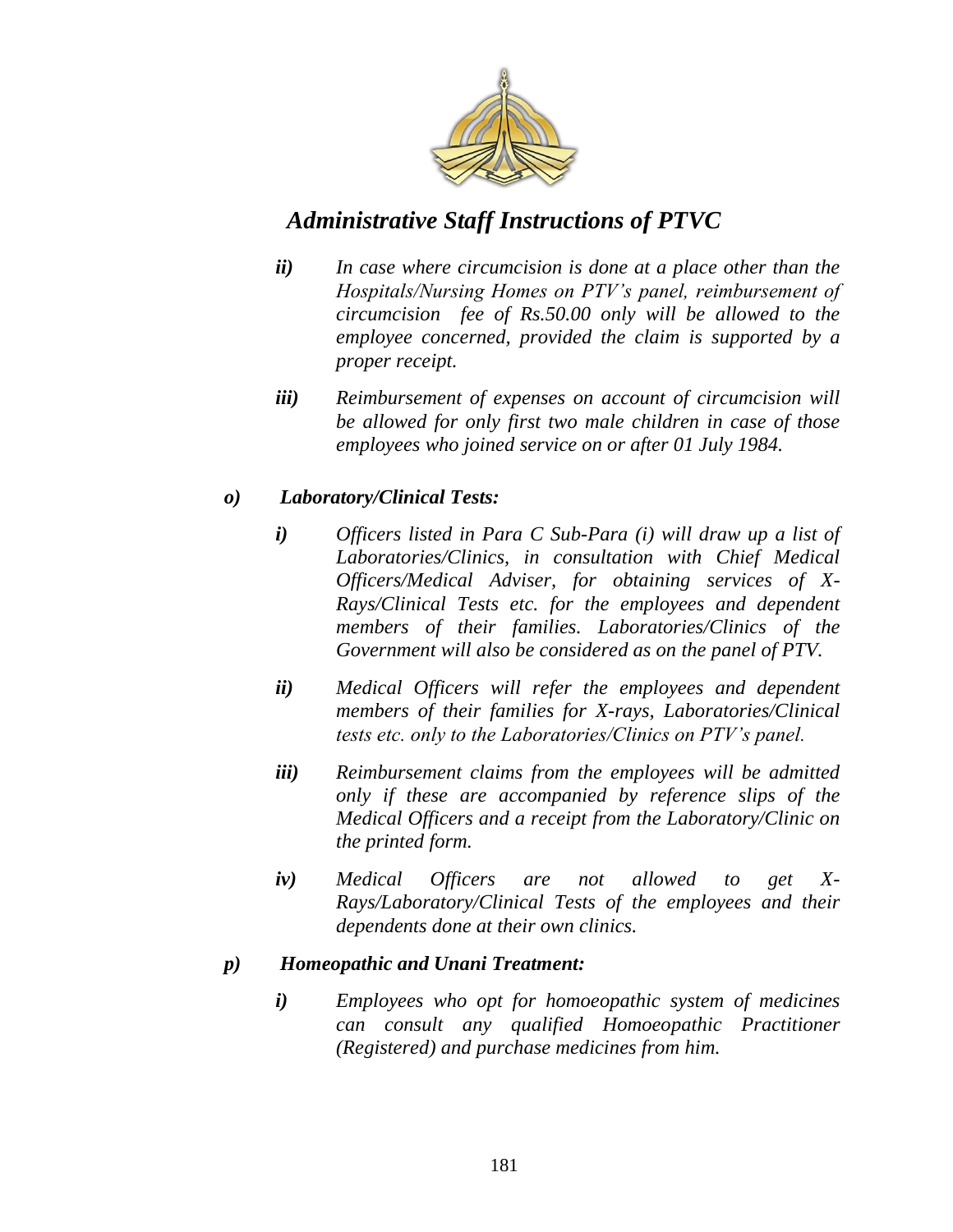*ii)* *In case where circumcision is done at a place other than the Hospitals/Nursing Homes on PTV's panel, reimbursement of circumcision fee of Rs.50.00 only will be allowed to the employee concerned, provided the claim is supported by a proper receipt.*

*iii)* *Reimbursement of expenses on account of circumcision will be allowed for only first two male children in case of those employees who joined service on or after 01 July 1984.*

***o) Laboratory/Clinical Tests:***

*i)* *Officers listed in Para C Sub-Para (i) will draw up a list of Laboratories/Clinics, in consultation with Chief Medical Officers/Medical Adviser, for obtaining services of X-Rays/Clinical Tests etc. for the employees and dependent members of their families. Laboratories/Clinics of the Government will also be considered as on the panel of PTV.*

*ii)* *Medical Officers will refer the employees and dependent members of their families for X-rays, Laboratories/Clinical tests etc. only to the Laboratories/Clinics on PTV's panel.*

*iii)* *Reimbursement claims from the employees will be admitted only if these are accompanied by reference slips of the Medical Officers and a receipt from the Laboratory/Clinic on the printed form.*

*iv)* *Medical Officers are not allowed to get X-Rays/Laboratory/Clinical Tests of the employees and their dependents done at their own clinics.*

***p) Homeopathic and Unani Treatment:***

*i)* *Employees who opt for homoeopathic system of medicines can consult any qualified Homoeopathic Practitioner (Registered) and purchase medicines from him.*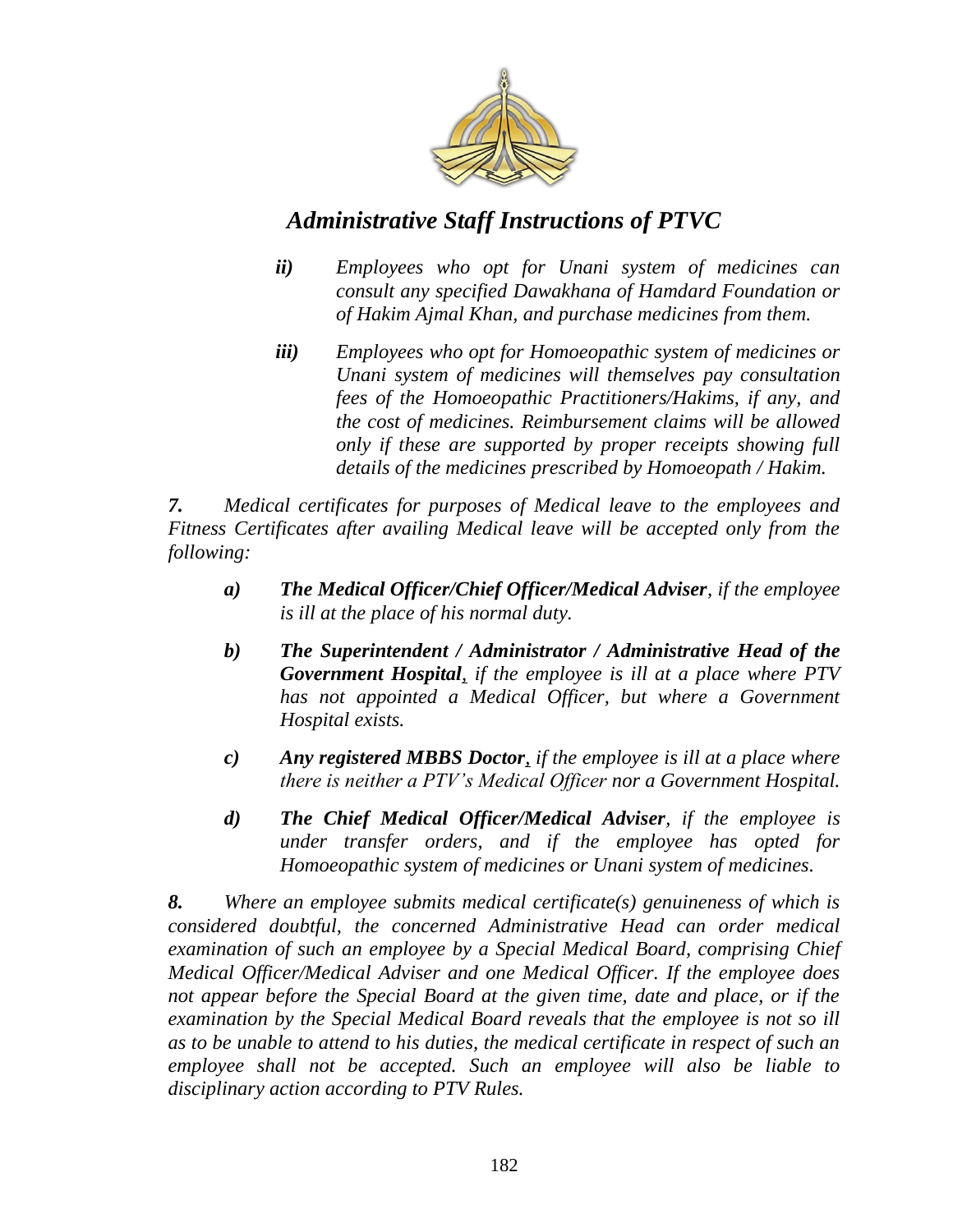*ii)* *Employees who opt for Unani system of medicines can consult any specified Dawakhana of Hamdard Foundation or of Hakim Ajmal Khan, and purchase medicines from them.*

*iii)* *Employees who opt for Homoeopathic system of medicines or Unani system of medicines will themselves pay consultation fees of the Homoeopathic Practitioners/Hakims, if any, and the cost of medicines. Reimbursement claims will be allowed only if these are supported by proper receipts showing full details of the medicines prescribed by Homoeopath / Hakim.*

***7.*** *Medical certificates for purposes of Medical leave to the employees and Fitness Certificates after availing Medical leave will be accepted only from the following:*

***a)*** ***The Medical Officer/Chief Officer/Medical Adviser****, if the employee is ill at the place of his normal duty.*

***b)*** ***The Superintendent / Administrator / Administrative Head of the Government Hospital****, if the employee is ill at a place where PTV has not appointed a Medical Officer, but where a Government Hospital exists.*

***c)*** ***Any registered MBBS Doctor****, if the employee is ill at a place where there is neither a PTV's Medical Officer nor a Government Hospital.*

***d)*** ***The Chief Medical Officer/Medical Adviser****, if the employee is under transfer orders, and if the employee has opted for Homoeopathic system of medicines or Unani system of medicines.*

***8.*** *Where an employee submits medical certificate(s) genuineness of which is considered doubtful, the concerned Administrative Head can order medical examination of such an employee by a Special Medical Board, comprising Chief Medical Officer/Medical Adviser and one Medical Officer. If the employee does not appear before the Special Board at the given time, date and place, or if the examination by the Special Medical Board reveals that the employee is not so ill as to be unable to attend to his duties, the medical certificate in respect of such an employee shall not be accepted. Such an employee will also be liable to disciplinary action according to PTV Rules.*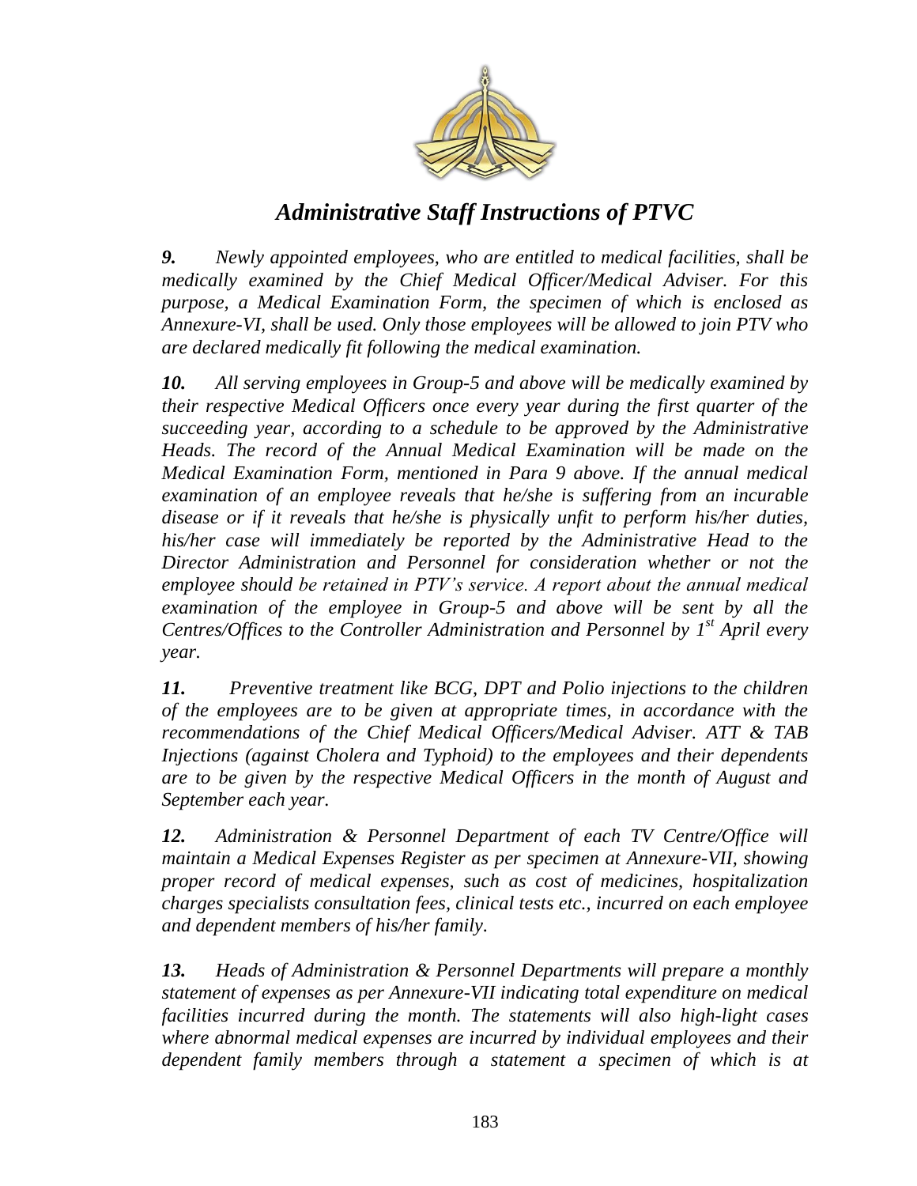*Administrative Staff Instructions of PTVC*

***9.*** *Newly appointed employees, who are entitled to medical facilities, shall be medically examined by the Chief Medical Officer/Medical Adviser. For this purpose, a Medical Examination Form, the specimen of which is enclosed as Annexure-VI, shall be used. Only those employees will be allowed to join PTV who are declared medically fit following the medical examination.*

***10.*** *All serving employees in Group-5 and above will be medically examined by their respective Medical Officers once every year during the first quarter of the succeeding year, according to a schedule to be approved by the Administrative Heads. The record of the Annual Medical Examination will be made on the Medical Examination Form, mentioned in Para 9 above. If the annual medical examination of an employee reveals that he/she is suffering from an incurable disease or if it reveals that he/she is physically unfit to perform his/her duties, his/her case will immediately be reported by the Administrative Head to the Director Administration and Personnel for consideration whether or not the employee should be retained in PTV's service. A report about the annual medical examination of the employee in Group-5 and above will be sent by all the Centres/Offices to the Controller Administration and Personnel by 1st April every year.*

***11.*** *Preventive treatment like BCG, DPT and Polio injections to the children of the employees are to be given at appropriate times, in accordance with the recommendations of the Chief Medical Officers/Medical Adviser. ATT & TAB Injections (against Cholera and Typhoid) to the employees and their dependents are to be given by the respective Medical Officers in the month of August and September each year.*

***12.*** *Administration & Personnel Department of each TV Centre/Office will maintain a Medical Expenses Register as per specimen at Annexure-VII, showing proper record of medical expenses, such as cost of medicines, hospitalization charges specialists consultation fees, clinical tests etc., incurred on each employee and dependent members of his/her family.*

***13.*** *Heads of Administration & Personnel Departments will prepare a monthly statement of expenses as per Annexure-VII indicating total expenditure on medical facilities incurred during the month. The statements will also high-light cases where abnormal medical expenses are incurred by individual employees and their dependent family members through a statement a specimen of which is at*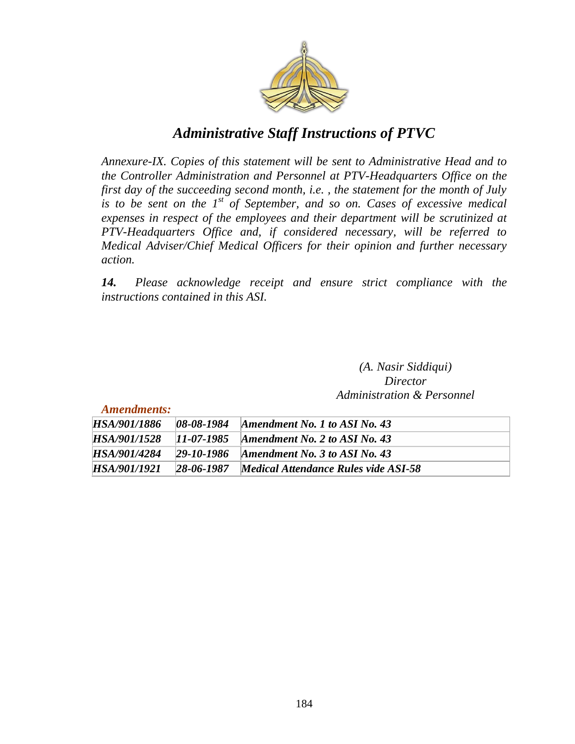# *Administrative Staff Instructions of PTVC*

*Annexure-IX. Copies of this statement will be sent to Administrative Head and to the Controller Administration and Personnel at PTV-Headquarters Office on the first day of the succeeding second month, i.e. , the statement for the month of July is to be sent on the 1st of September, and so on. Cases of excessive medical expenses in respect of the employees and their department will be scrutinized at PTV-Headquarters Office and, if considered necessary, will be referred to Medical Adviser/Chief Medical Officers for their opinion and further necessary action.*

***14.*** *Please acknowledge receipt and ensure strict compliance with the instructions contained in this ASI.*

*(A. Nasir Siddiqui)*
*Director*
*Administration & Personnel*

***Amendments:***

| | | |
|---|---|---|
| ***HSA/901/1886*** | ***08-08-1984*** | ***Amendment No. 1 to ASI No. 43*** |
| ***HSA/901/1528*** | ***11-07-1985*** | ***Amendment No. 2 to ASI No. 43*** |
| ***HSA/901/4284*** | ***29-10-1986*** | ***Amendment No. 3 to ASI No. 43*** |
| ***HSA/901/1921*** | ***28-06-1987*** | ***Medical Attendance Rules vide ASI-58*** |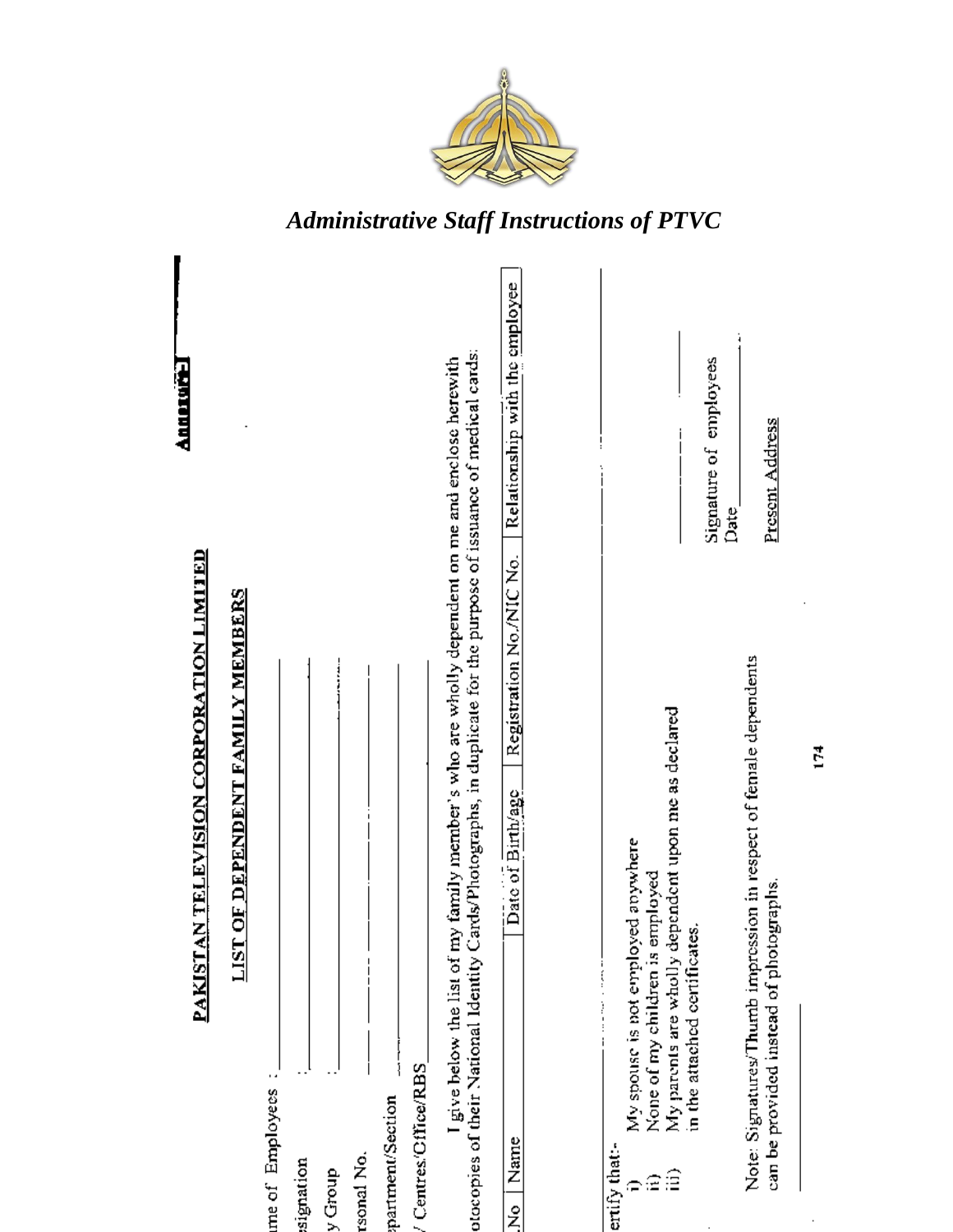Annexure

## PAKISTAN TELEVISION CORPORATION LIMITED

### LIST OF DEPENDENT FAMILY MEMBERS

ame of Employees : ____________________

esignation : ____________________

y Group : ____________________

rsonal No. ____________________

epartment/Section ____________________

/ Centres/Office/RBS ____________________

I give below the list of my family member's who are wholly dependent on me and enclose herewith otocopies of their National Identity Cards/Photographs, in duplicate for the purpose of issuance of medical cards:

| No | Name | Date of Birth/age | Registration No./NIC No. | Relationship with the employee |
|---|---|---|---|---|
| | | | | |

ertify that:-

i) My spouse is not employed anywhere
ii) None of my children is employed
iii) My parents are wholly dependent upon me as declared in the attached certificates.

Signature of employees ____________

Date ____________

Present Address

Note: Signatures/Thumb impression in respect of female dependents can be provided instead of photographs.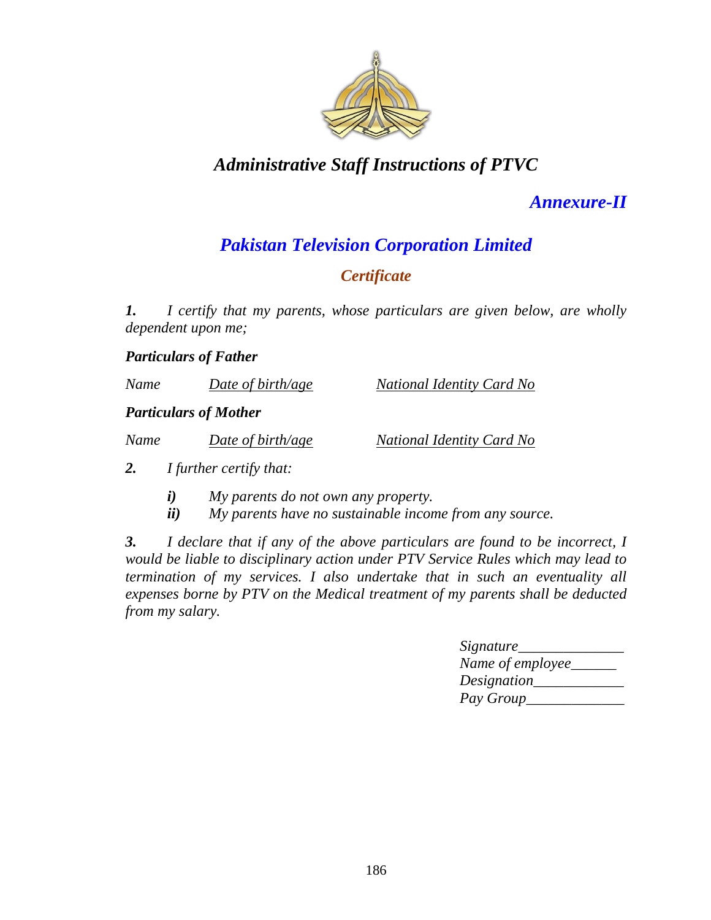*Administrative Staff Instructions of PTVC*

***Annexure-II***

## *Pakistan Television Corporation Limited*

### *Certificate*

***1.*** *I certify that my parents, whose particulars are given below, are wholly dependent upon me;*

***Particulars of Father***

| *Name* | *Date of birth/age* | *National Identity Card No* |
|---|---|---|

***Particulars of Mother***

| *Name* | *Date of birth/age* | *National Identity Card No* |
|---|---|---|

***2.*** *I further certify that:*

- ***i)*** *My parents do not own any property.*
- ***ii)*** *My parents have no sustainable income from any source.*

***3.*** *I declare that if any of the above particulars are found to be incorrect, I would be liable to disciplinary action under PTV Service Rules which may lead to termination of my services. I also undertake that in such an eventuality all expenses borne by PTV on the Medical treatment of my parents shall be deducted from my salary.*

*Signature______________*
*Name of employee______*
*Designation____________*
*Pay Group_____________*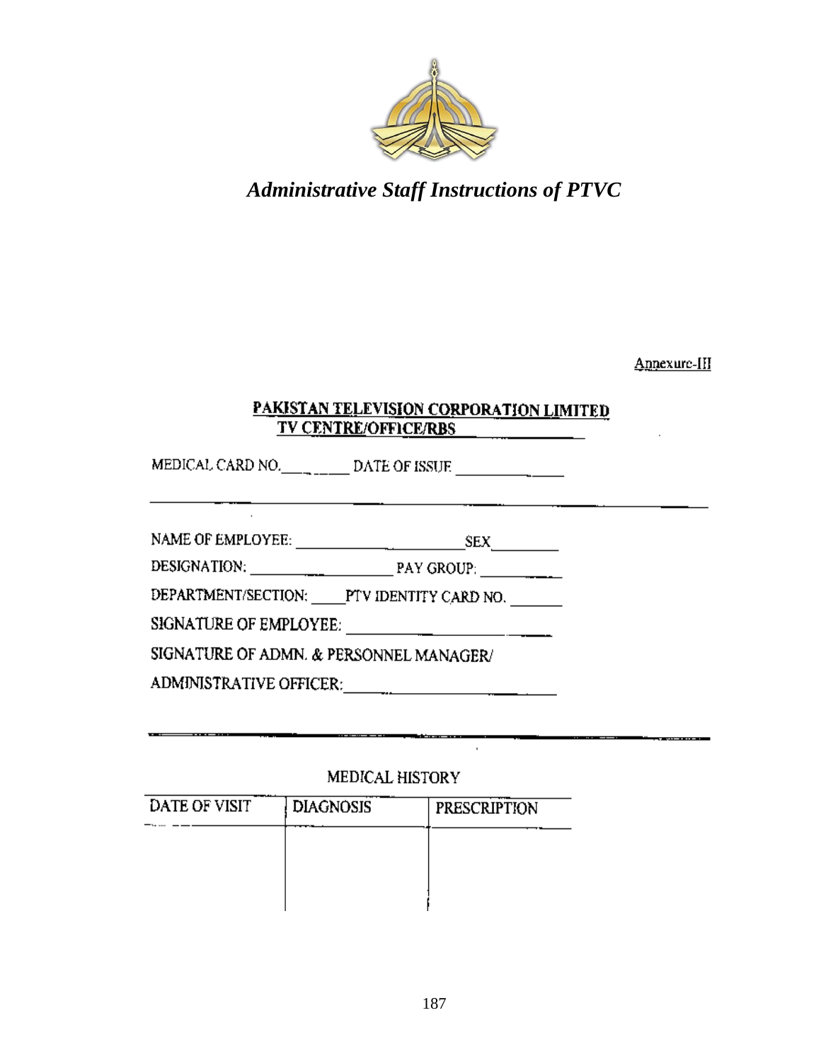*Administrative Staff Instructions of PTVC*

Annexure-III

**PAKISTAN TELEVISION CORPORATION LIMITED**
**TV CENTRE/OFFICE/RBS ______________**

MEDICAL CARD NO.__________ DATE OF ISSUE ______________

---

NAME OF EMPLOYEE: ______________________ SEX_________

DESIGNATION: ____________________ PAY GROUP: ___________

DEPARTMENT/SECTION: _____PTV IDENTITY CARD NO. _______

SIGNATURE OF EMPLOYEE: ______________________

SIGNATURE OF ADMN. & PERSONNEL MANAGER/

ADMINISTRATIVE OFFICER:______________________

---

MEDICAL HISTORY

| DATE OF VISIT | DIAGNOSIS | PRESCRIPTION |
|---|---|---|
| | | |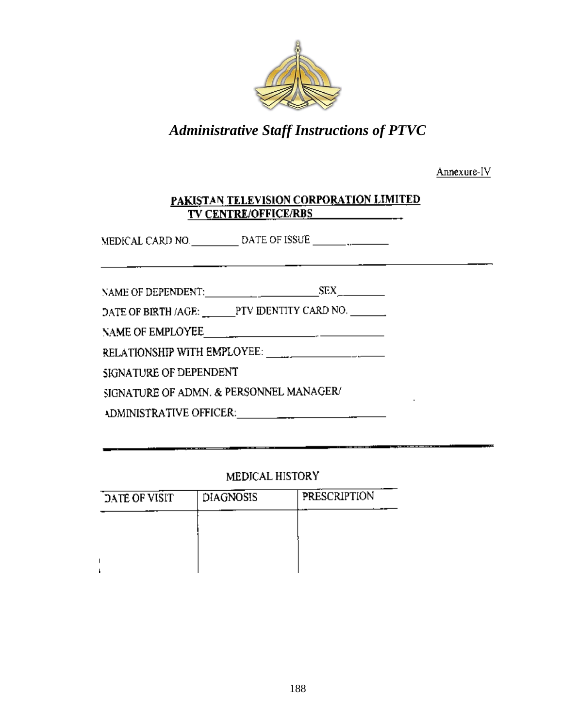*Administrative Staff Instructions of PTVC*

Annexure-IV

**PAKISTAN TELEVISION CORPORATION LIMITED**
**TV CENTRE/OFFICE/RBS** ________________

MEDICAL CARD NO. __________ DATE OF ISSUE ______________

---

NAME OF DEPENDENT: ______________________ SEX __________

DATE OF BIRTH /AGE: ______ PTV IDENTITY CARD NO. _______

NAME OF EMPLOYEE ______________________________

RELATIONSHIP WITH EMPLOYEE: ____________________

SIGNATURE OF DEPENDENT

SIGNATURE OF ADMN. & PERSONNEL MANAGER/

ADMINISTRATIVE OFFICER: ________________________

---

MEDICAL HISTORY

| DATE OF VISIT | DIAGNOSIS | PRESCRIPTION |
|---|---|---|
| | | |
| | | |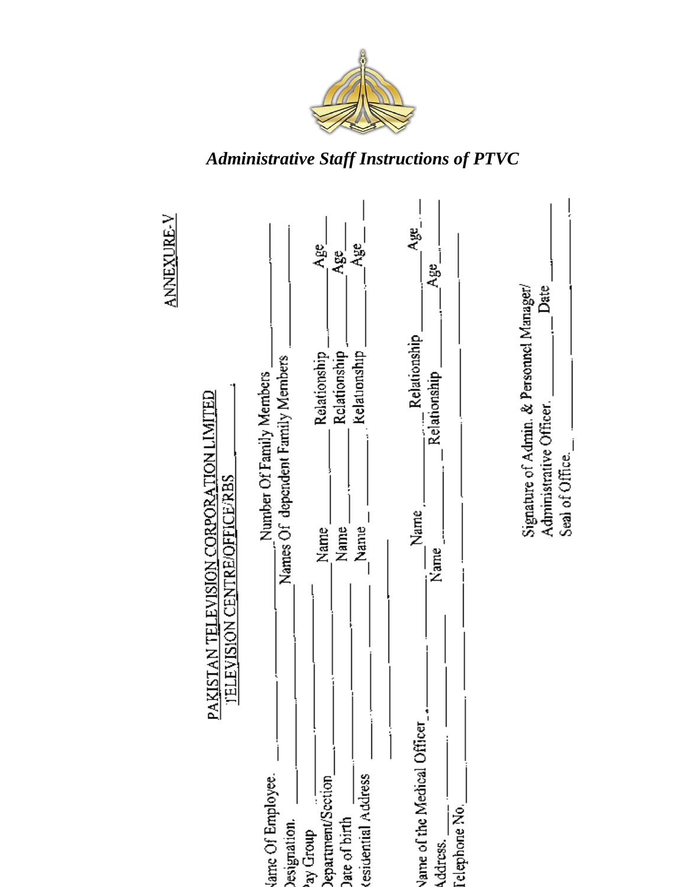*Administrative Staff Instructions of PTVC*

ANNEXURE-V

PAKISTAN TELEVISION CORPORATION LIMITED
TELEVISION CENTRE/OFFICE/RBS

Name Of Employee. ________________ Number Of Family Members ________________

Designation. ________________ Names Of dependent Family Members ________________

Pay Group ________________

Department/Section ________________ Name ________________ Relationship ________________ Age ____

Date of birth ________________ Name ________________ Relationship ________________ Age ____

Residential Address ________________ Name ________________ Relationship ________________ Age ____

________________

Name of the Medical Officer ________________ Name ________________ Relationship ________________ Age ____

Address. ________________ Name ________________ Relationship ________________ Age ____

Telephone No. ________________

Signature of Admin. & Personnel Manager/
Administrative Officer. ________________ Date ________________

Seal of Office. ________________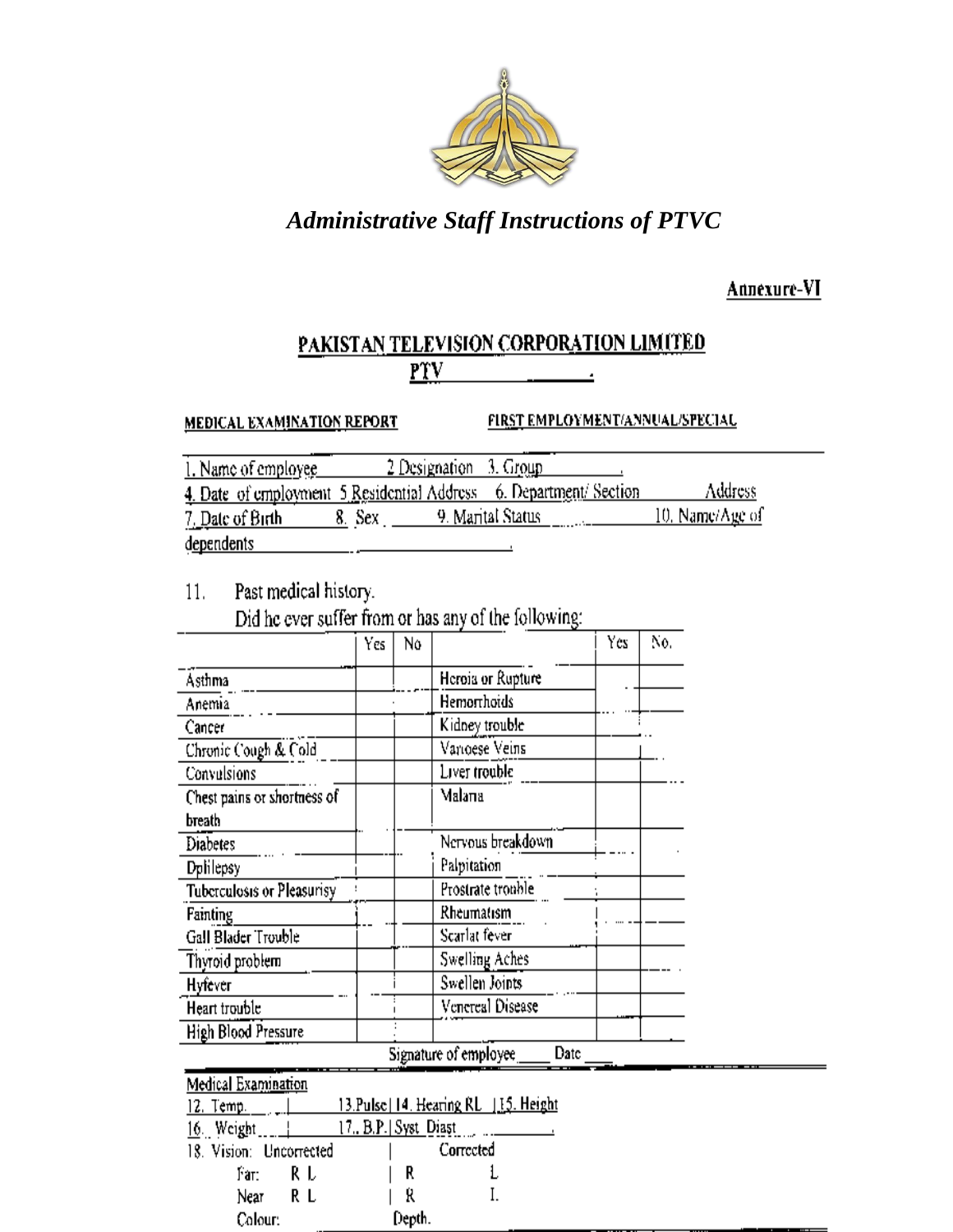*Administrative Staff Instructions of PTVC*

Annexure-VI

## PAKISTAN TELEVISION CORPORATION LIMITED

PTV \_\_\_\_\_\_\_.

**MEDICAL EXAMINATION REPORT** **FIRST EMPLOYMENT/ANNUAL/SPECIAL**

1. Name of employee \_\_\_\_\_\_\_ 2 Designation 3. Group \_\_\_\_\_\_\_.
4. Date of employment 5 Residential Address 6. Department/ Section Address
7. Date of Birth 8. Sex \_\_\_\_ 9. Marital Status \_\_\_\_ 10. Name/Age of dependents \_\_\_\_\_\_\_.

11. Past medical history.

Did he ever suffer from or has any of the following:

| | Yes | No | | Yes | No. |
|---|---|---|---|---|---|
| Asthma | | | Heroia or Rupture | | |
| Anemia | | | Hemorrhoids | | |
| Cancer | | | Kidney trouble | | |
| Chronic Cough & Cold | | | Varioese Veins | | |
| Convulsions | | | Liver trouble | | |
| Chest pains or shortness of breath | | | Malaria | | |
| Diabetes | | | Nervous breakdown | | |
| Dpliepsy | | | Palpitation | | |
| Tuberculosis or Pleasurisy | | | Prostrate trouble | | |
| Fainting | | | Rheumatism | | |
| Gall Blader Trouble | | | Scarlat fever | | |
| Thyroid problem | | | Swelling Aches | | |
| Hyfever | | | Swellen Joints | | |
| Heart trouble | | | Venereal Disease | | |
| High Blood Pressure | | | | | |

Signature of employee \_\_\_\_ Date \_\_\_\_

Medical Examination

12. Temp. \_\_\_ | 13. Pulse | 14. Hearing RL | 15. Height
16. Weight \_\_\_ | 17. B.P. | Syst Diast \_\_\_\_\_\_\_.
18. Vision: Uncorrected | Corrected

Far: R L | R L

Near R L | R L

Colour: Depth.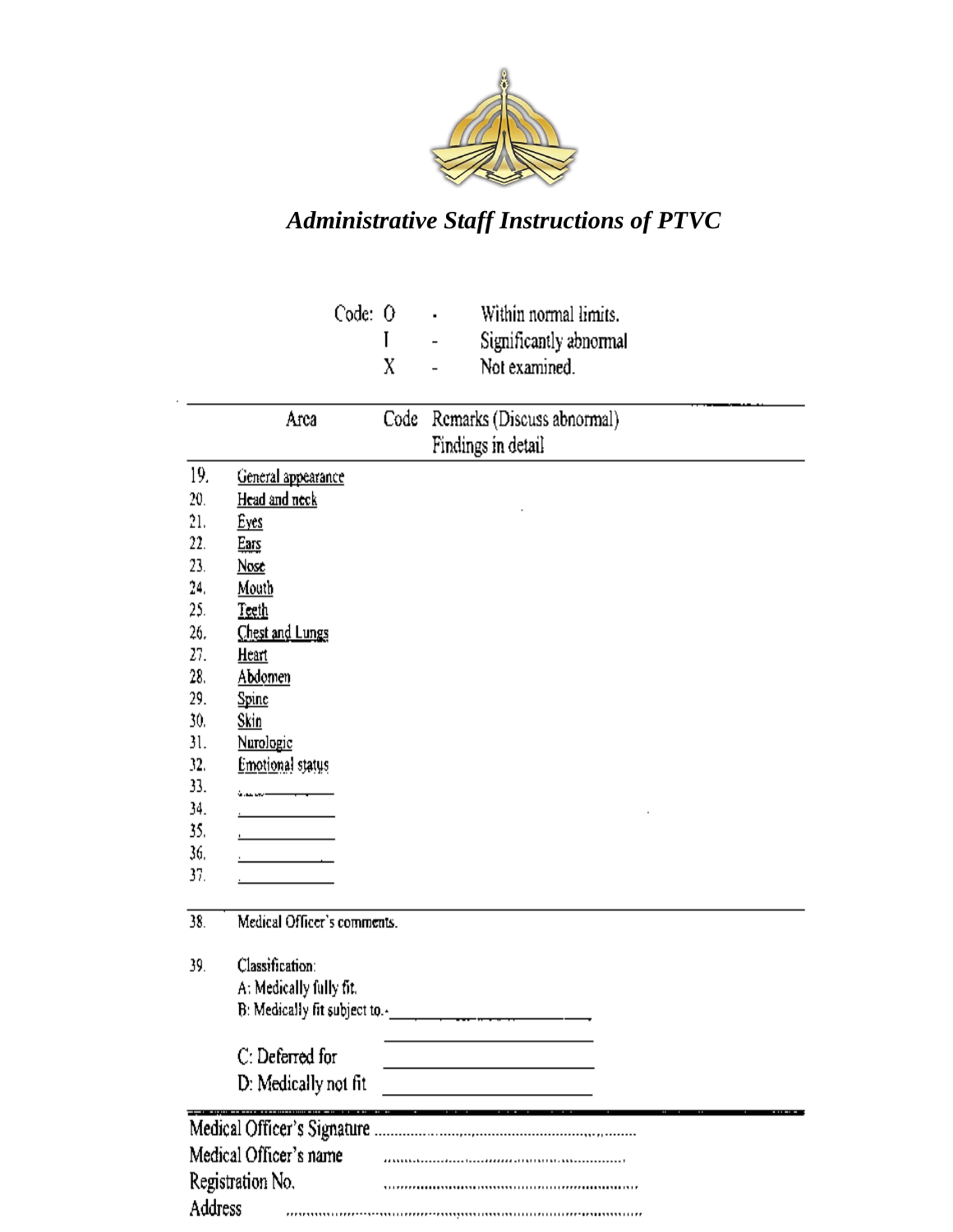*Administrative Staff Instructions of PTVC*

Code: O - Within normal limits.
I - Significantly abnormal
X - Not examined.

| | Area | Code | Remarks (Discuss abnormal) Findings in detail |
|---|---|---|---|
| 19. | General appearance | | |
| 20. | Head and neck | | |
| 21. | Eyes | | |
| 22. | Ears | | |
| 23. | Nose | | |
| 24. | Mouth | | |
| 25. | Teeth | | |
| 26. | Chest and Lungs | | |
| 27. | Heart | | |
| 28. | Abdomen | | |
| 29. | Spine | | |
| 30. | Skin | | |
| 31. | Nurologic | | |
| 32. | Emotional status | | |
| 33. | ____________ | | |
| 34. | ____________ | | |
| 35. | ____________ | | |
| 36. | ____________ | | |
| 37. | ____________ | | |

38. Medical Officer's comments.

39. Classification:
A: Medically fully fit.
B: Medically fit subject to.- ____________________
____________________
C: Deferred for ____________________
D: Medically not fit ____________________

Medical Officer's Signature ....................................................
Medical Officer's name ....................................................
Registration No. ....................................................
Address ....................................................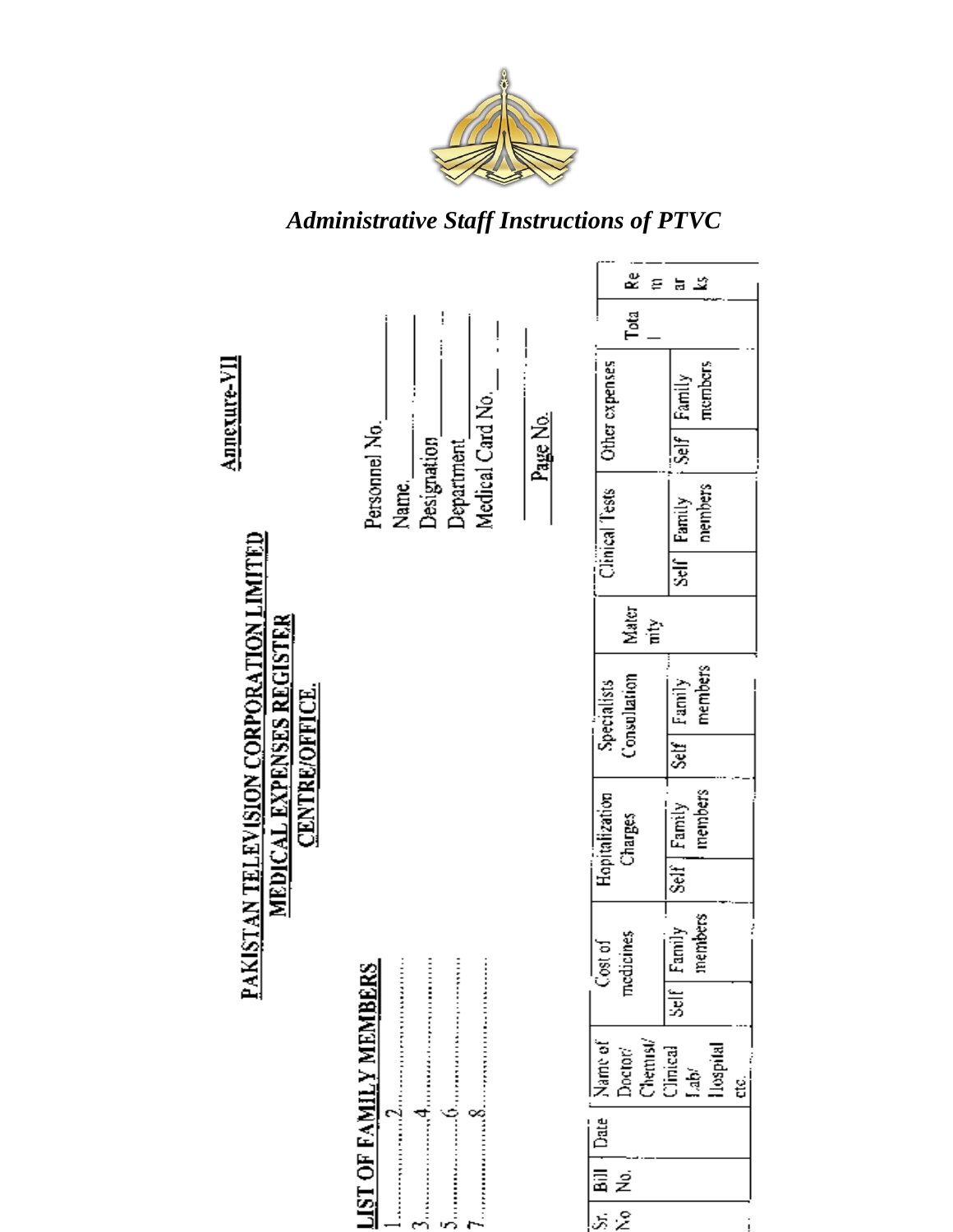*Administrative Staff Instructions of PTVC*

**Annexure-VII**

**PAKISTAN TELEVISION CORPORATION LIMITED**
**MEDICAL EXPENSES REGISTER**
**CENTRE/OFFICE.**

Personnel No.\_\_\_\_\_\_\_\_\_\_
Name\_\_\_\_\_\_\_\_\_\_
Designation\_\_\_\_\_\_\_\_\_\_
Department\_\_\_\_\_\_\_\_\_\_
Medical Card No.\_\_\_\_\_\_\_\_\_\_

Page No.

**LIST OF FAMILY MEMBERS**

1.................. 2..................
3.................. 4..................
5.................. 6..................
7.................. 8..................

| Sr. No | Bill No. | Date | Name of Doctor/ Chemist/ Clinical Lab/ Hospital etc. | Cost of medicines | | Hopitalization Charges | | Specialists Consultation | | Maternity | Clinical Tests | | Other expenses | | Total | Remarks |
|---|---|---|---|---|---|---|---|---|---|---|---|---|---|---|---|---|
| | | | | Self | Family members | Self | Family members | Self | Family members | | Self | Family members | Self | Family members | | |
| | | | | | | | | | | | | | | | | |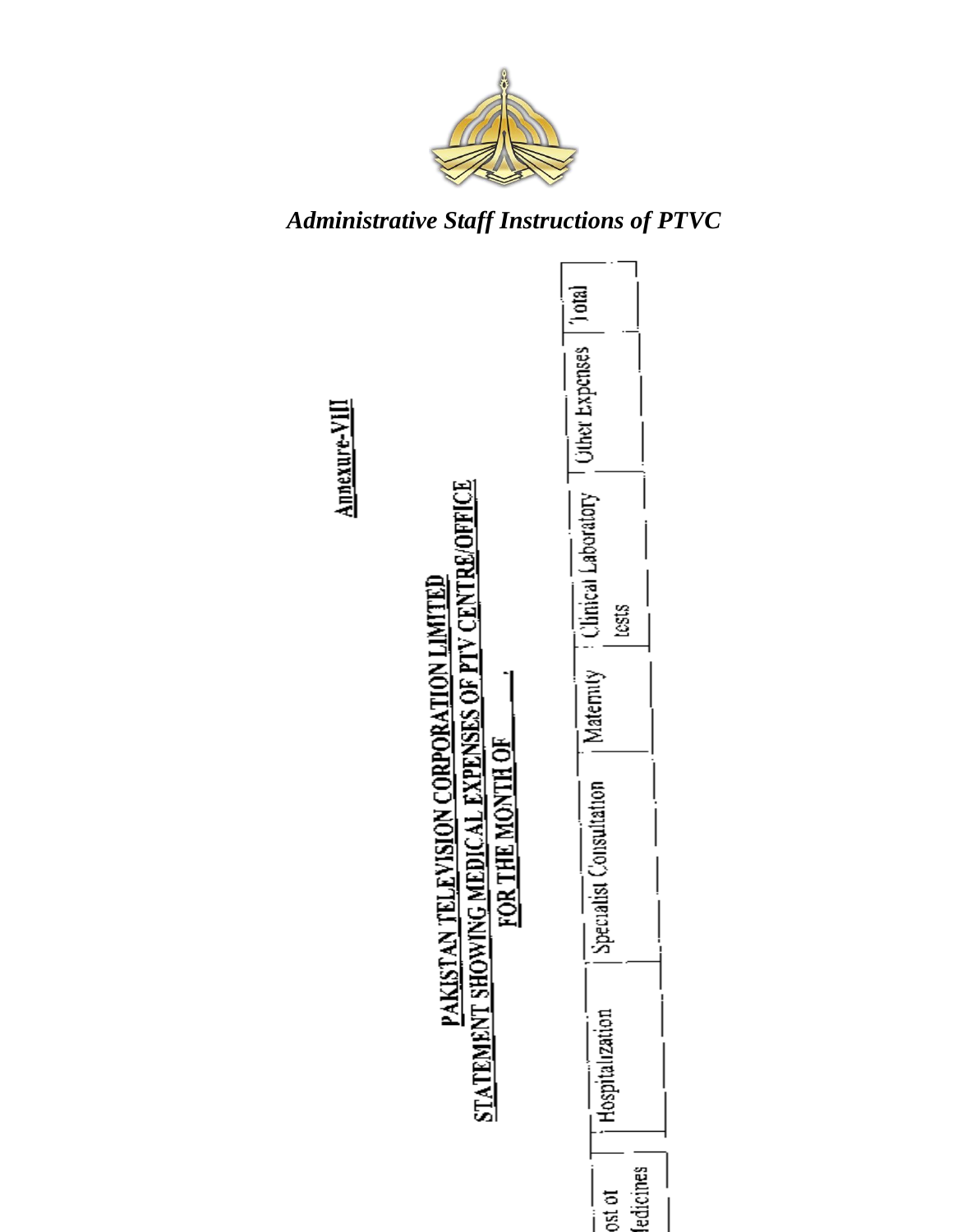**Annexure-VIII**

**PAKISTAN TELEVISION CORPORATION LIMITED**
**STATEMENT SHOWING MEDICAL EXPENSES OF PTV CENTRE/OFFICE**
**FOR THE MONTH OF \_\_\_\_\_\_\_**

| ost of ledicines | Hospitalization | Specialist Consultation | Maternity | Clinical Laboratory tests | Other Expenses | Total |
|---|---|---|---|---|---|---|
| | | | | | | |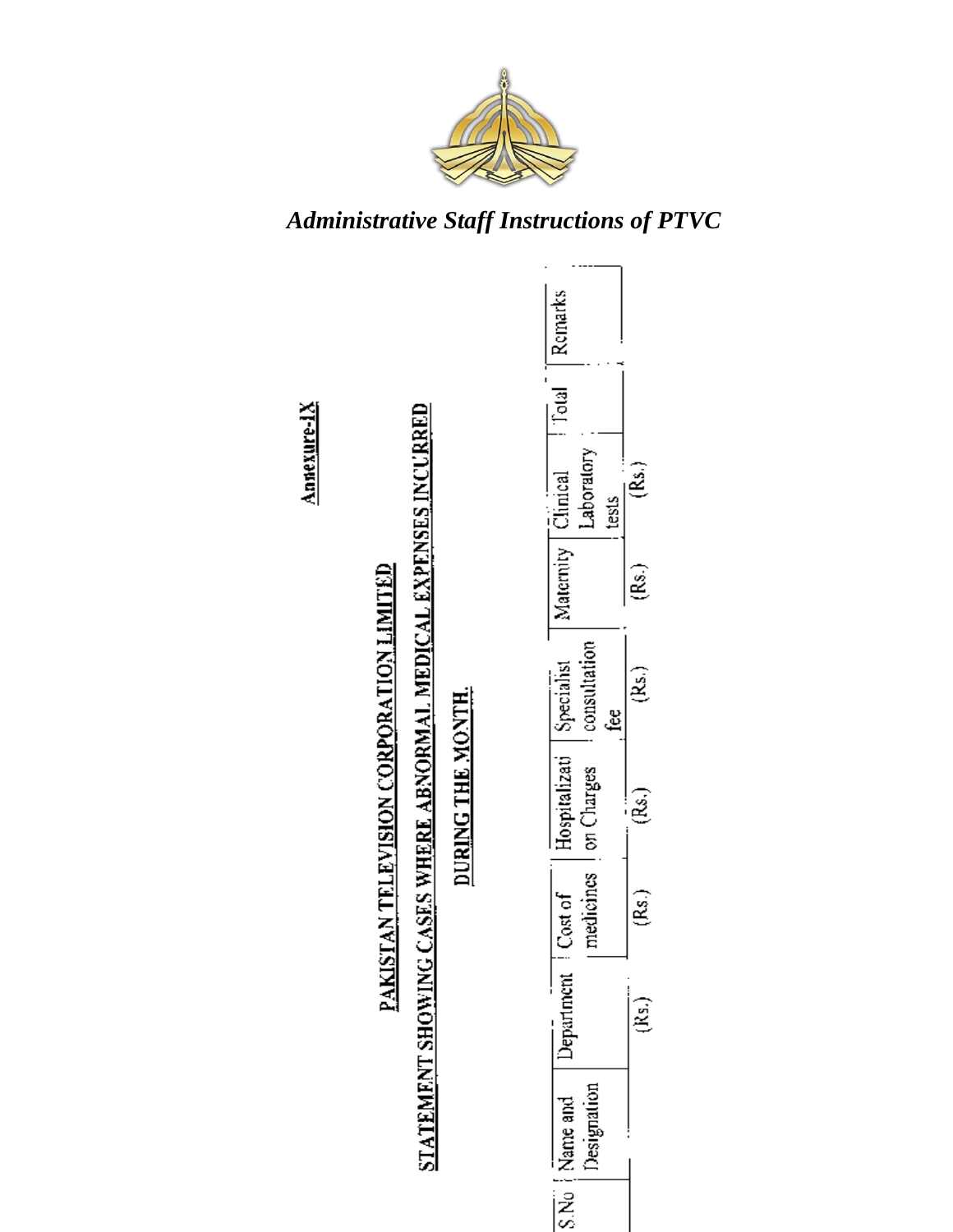**Annexure-IX**

**PAKISTAN TELEVISION CORPORATION LIMITED**

**STATEMENT SHOWING CASES WHERE ABNORMAL MEDICAL EXPENSES INCURRED**

**DURING THE MONTH.**

| S.No | Name and Designation | Department | Cost of medicines | Hospitalization Charges | Specialist consultation fee | Maternity | Clinical Laboratory tests | Total | Remarks |
|---|---|---|---|---|---|---|---|---|---|
| | | (Rs.) | (Rs.) | (Rs.) | (Rs.) | (Rs.) | (Rs.) | | |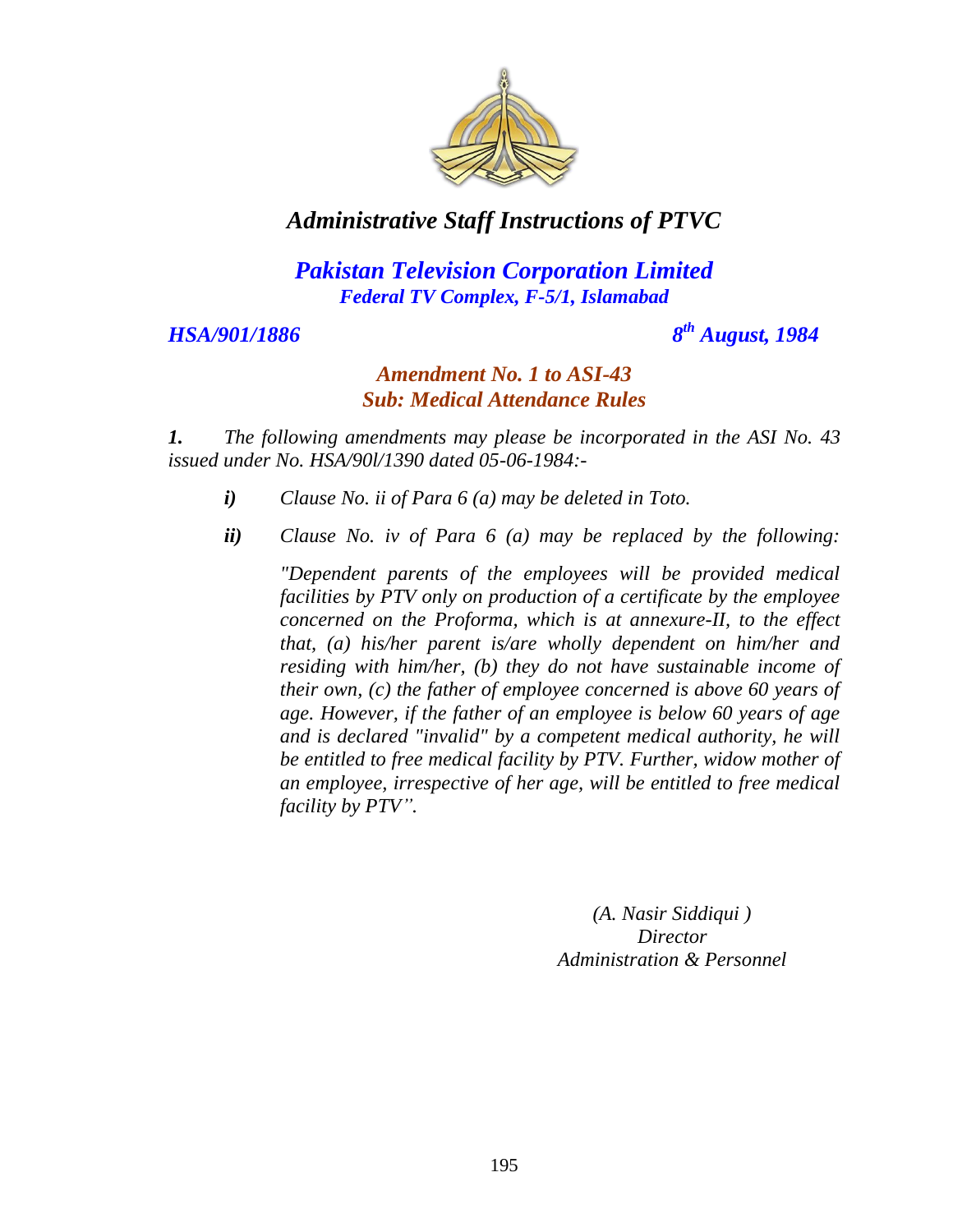# *Administrative Staff Instructions of PTVC*

## ***Pakistan Television Corporation Limited***

***Federal TV Complex, F-5/1, Islamabad***

***HSA/901/1886*** ***8th August, 1984***

### ***Amendment No. 1 to ASI-43***
### ***Sub: Medical Attendance Rules***

***1.*** *The following amendments may please be incorporated in the ASI No. 43 issued under No. HSA/90l/1390 dated 05-06-1984:-*

> ***i)*** *Clause No. ii of Para 6 (a) may be deleted in Toto.*
>
> ***ii)*** *Clause No. iv of Para 6 (a) may be replaced by the following:*
>
> *"Dependent parents of the employees will be provided medical facilities by PTV only on production of a certificate by the employee concerned on the Proforma, which is at annexure-II, to the effect that, (a) his/her parent is/are wholly dependent on him/her and residing with him/her, (b) they do not have sustainable income of their own, (c) the father of employee concerned is above 60 years of age. However, if the father of an employee is below 60 years of age and is declared "invalid" by a competent medical authority, he will be entitled to free medical facility by PTV. Further, widow mother of an employee, irrespective of her age, will be entitled to free medical facility by PTV".*

*(A. Nasir Siddiqui )*
*Director*
*Administration & Personnel*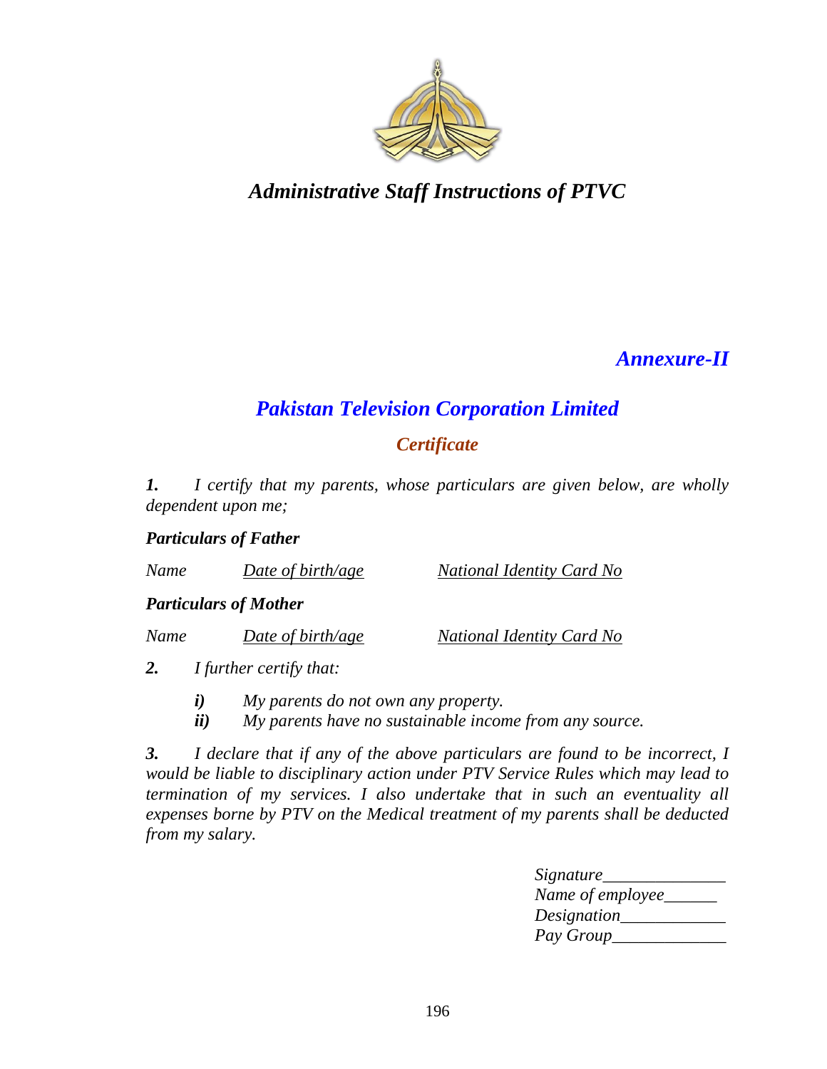***Annexure-II***

## *Pakistan Television Corporation Limited*

### *Certificate*

***1.*** *I certify that my parents, whose particulars are given below, are wholly dependent upon me;*

***Particulars of Father***

*Name* *Date of birth/age* *National Identity Card No*

***Particulars of Mother***

*Name* *Date of birth/age* *National Identity Card No*

***2.*** *I further certify that:*

- ***i)*** *My parents do not own any property.*
- ***ii)*** *My parents have no sustainable income from any source.*

***3.*** *I declare that if any of the above particulars are found to be incorrect, I would be liable to disciplinary action under PTV Service Rules which may lead to termination of my services. I also undertake that in such an eventuality all expenses borne by PTV on the Medical treatment of my parents shall be deducted from my salary.*

*Signature______________*
*Name of employee______*
*Designation____________*
*Pay Group_____________*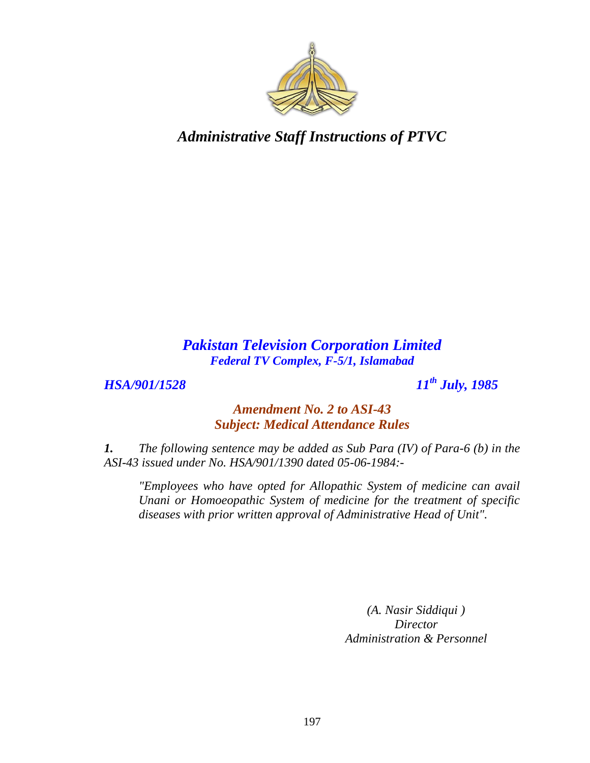# *Administrative Staff Instructions of PTVC*

## *Pakistan Television Corporation Limited*

***Federal TV Complex, F-5/1, Islamabad***

***HSA/901/1528*** ***11th July, 1985***

### *Amendment No. 2 to ASI-43*
### *Subject: Medical Attendance Rules*

***1.*** *The following sentence may be added as Sub Para (IV) of Para-6 (b) in the ASI-43 issued under No. HSA/901/1390 dated 05-06-1984:-*

> *"Employees who have opted for Allopathic System of medicine can avail Unani or Homoeopathic System of medicine for the treatment of specific diseases with prior written approval of Administrative Head of Unit".*

*(A. Nasir Siddiqui )*
*Director*
*Administration & Personnel*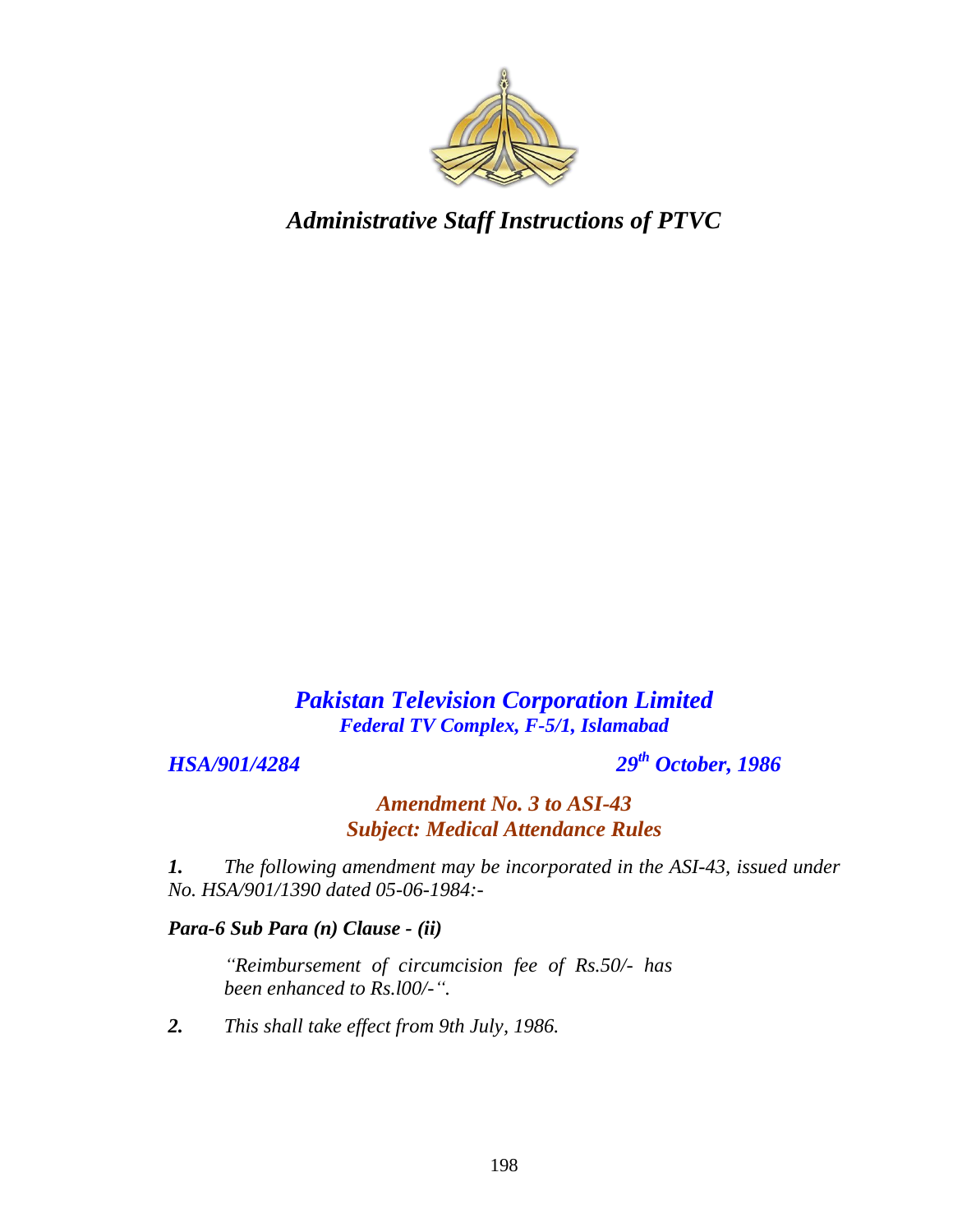*Administrative Staff Instructions of PTVC*

## *Pakistan Television Corporation Limited*
***Federal TV Complex, F-5/1, Islamabad***

***HSA/901/4284*** ***29th October, 1986***

### *Amendment No. 3 to ASI-43*
### *Subject: Medical Attendance Rules*

***1.*** *The following amendment may be incorporated in the ASI-43, issued under No. HSA/901/1390 dated 05-06-1984:-*

***Para-6 Sub Para (n) Clause - (ii)***

> *"Reimbursement of circumcision fee of Rs.50/- has been enhanced to Rs.l00/-".*

***2.*** *This shall take effect from 9th July, 1986.*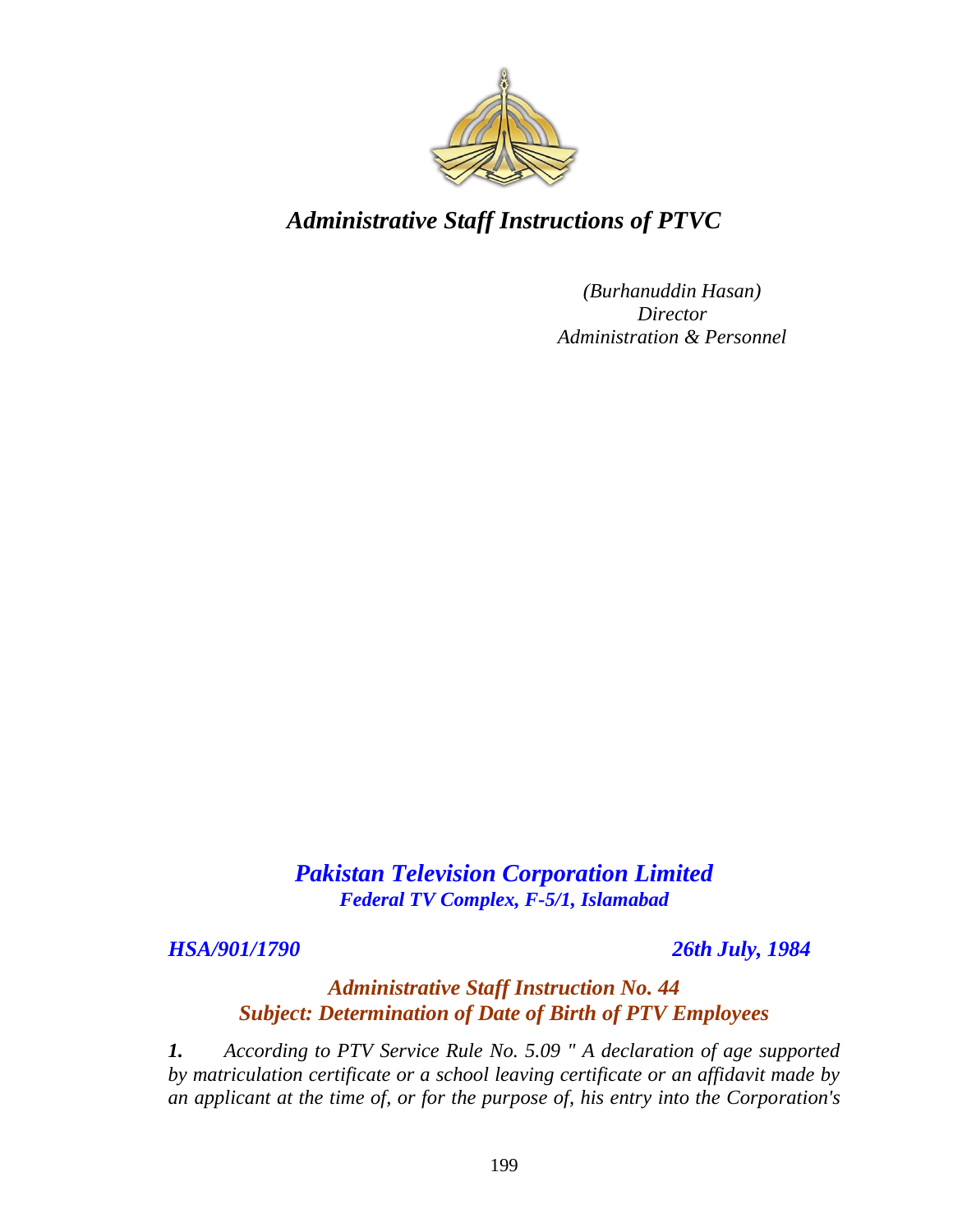*Administrative Staff Instructions of PTVC*

*(Burhanuddin Hasan)*
*Director*
*Administration & Personnel*

## *Pakistan Television Corporation Limited*
### *Federal TV Complex, F-5/1, Islamabad*

***HSA/901/1790*** ***26th July, 1984***

### *Administrative Staff Instruction No. 44*
### *Subject: Determination of Date of Birth of PTV Employees*

***1.*** *According to PTV Service Rule No. 5.09 " A declaration of age supported by matriculation certificate or a school leaving certificate or an affidavit made by an applicant at the time of, or for the purpose of, his entry into the Corporation's*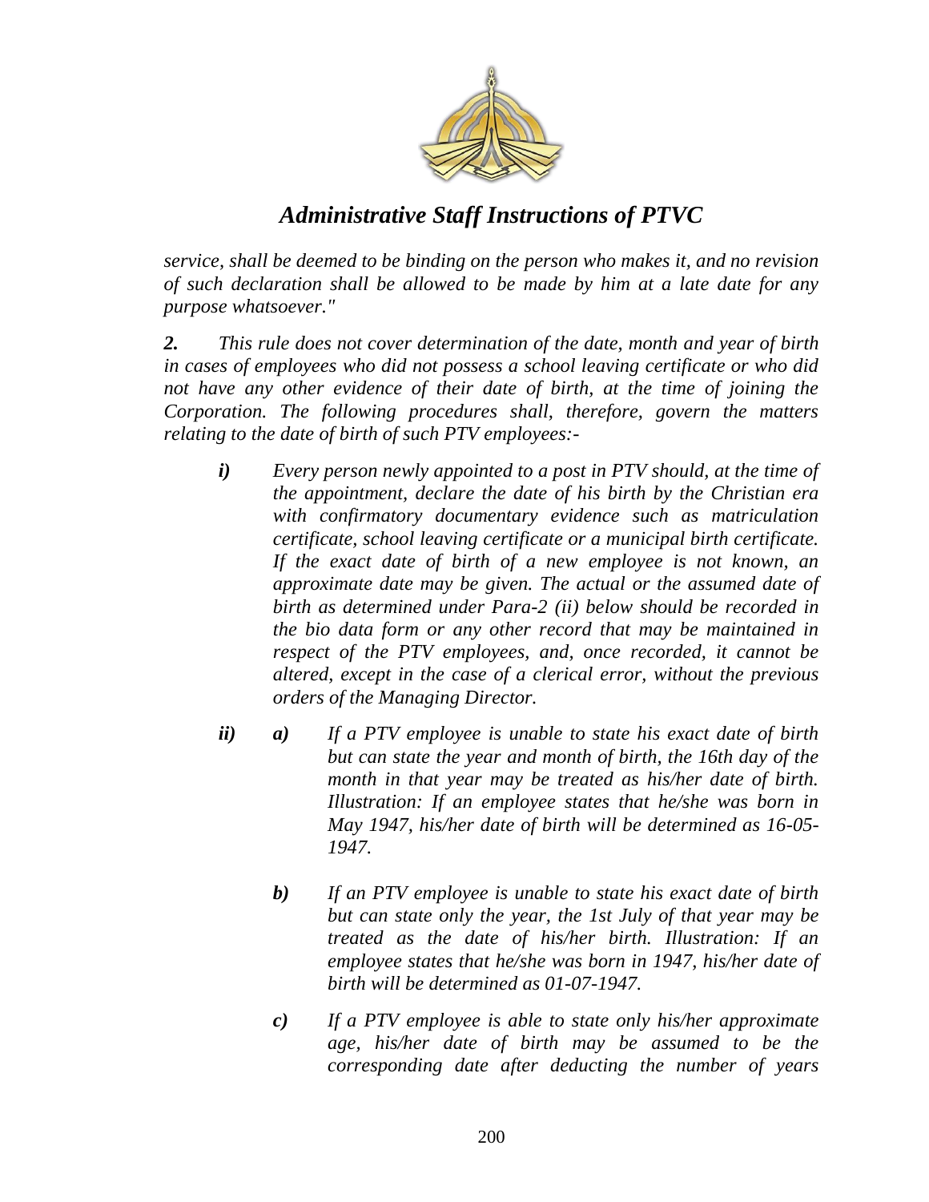*service, shall be deemed to be binding on the person who makes it, and no revision of such declaration shall be allowed to be made by him at a late date for any purpose whatsoever."*

***2.*** *This rule does not cover determination of the date, month and year of birth in cases of employees who did not possess a school leaving certificate or who did not have any other evidence of their date of birth, at the time of joining the Corporation. The following procedures shall, therefore, govern the matters relating to the date of birth of such PTV employees:-*

***i)*** *Every person newly appointed to a post in PTV should, at the time of the appointment, declare the date of his birth by the Christian era with confirmatory documentary evidence such as matriculation certificate, school leaving certificate or a municipal birth certificate. If the exact date of birth of a new employee is not known, an approximate date may be given. The actual or the assumed date of birth as determined under Para-2 (ii) below should be recorded in the bio data form or any other record that may be maintained in respect of the PTV employees, and, once recorded, it cannot be altered, except in the case of a clerical error, without the previous orders of the Managing Director.*

***ii)***

***a)*** *If a PTV employee is unable to state his exact date of birth but can state the year and month of birth, the 16th day of the month in that year may be treated as his/her date of birth. Illustration: If an employee states that he/she was born in May 1947, his/her date of birth will be determined as 16-05-1947.*

***b)*** *If an PTV employee is unable to state his exact date of birth but can state only the year, the 1st July of that year may be treated as the date of his/her birth. Illustration: If an employee states that he/she was born in 1947, his/her date of birth will be determined as 01-07-1947.*

***c)*** *If a PTV employee is able to state only his/her approximate age, his/her date of birth may be assumed to be the corresponding date after deducting the number of years*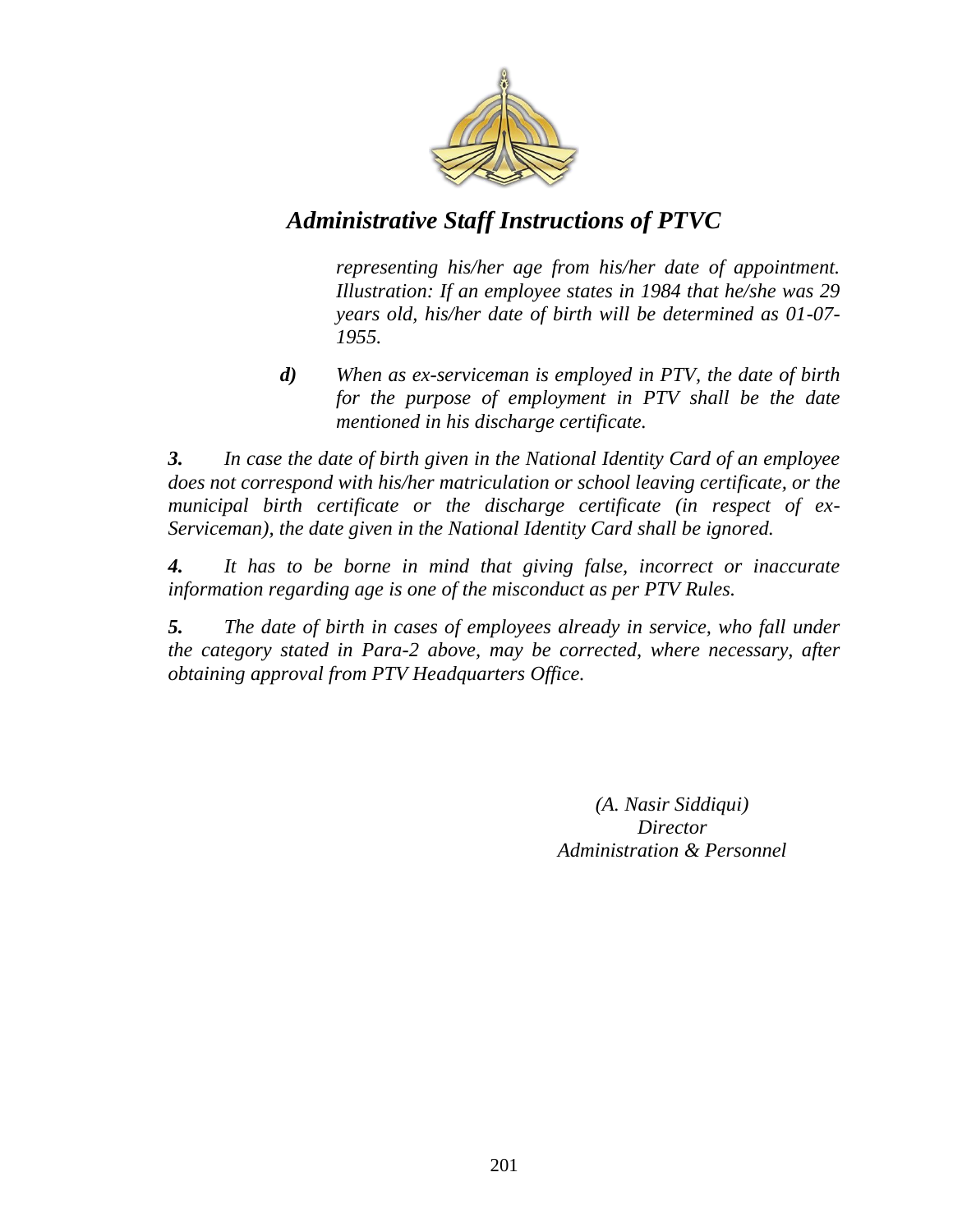*representing his/her age from his/her date of appointment. Illustration: If an employee states in 1984 that he/she was 29 years old, his/her date of birth will be determined as 01-07-1955.*

***d)*** *When as ex-serviceman is employed in PTV, the date of birth for the purpose of employment in PTV shall be the date mentioned in his discharge certificate.*

***3.*** *In case the date of birth given in the National Identity Card of an employee does not correspond with his/her matriculation or school leaving certificate, or the municipal birth certificate or the discharge certificate (in respect of ex-Serviceman), the date given in the National Identity Card shall be ignored.*

***4.*** *It has to be borne in mind that giving false, incorrect or inaccurate information regarding age is one of the misconduct as per PTV Rules.*

***5.*** *The date of birth in cases of employees already in service, who fall under the category stated in Para-2 above, may be corrected, where necessary, after obtaining approval from PTV Headquarters Office.*

*(A. Nasir Siddiqui)*
*Director*
*Administration & Personnel*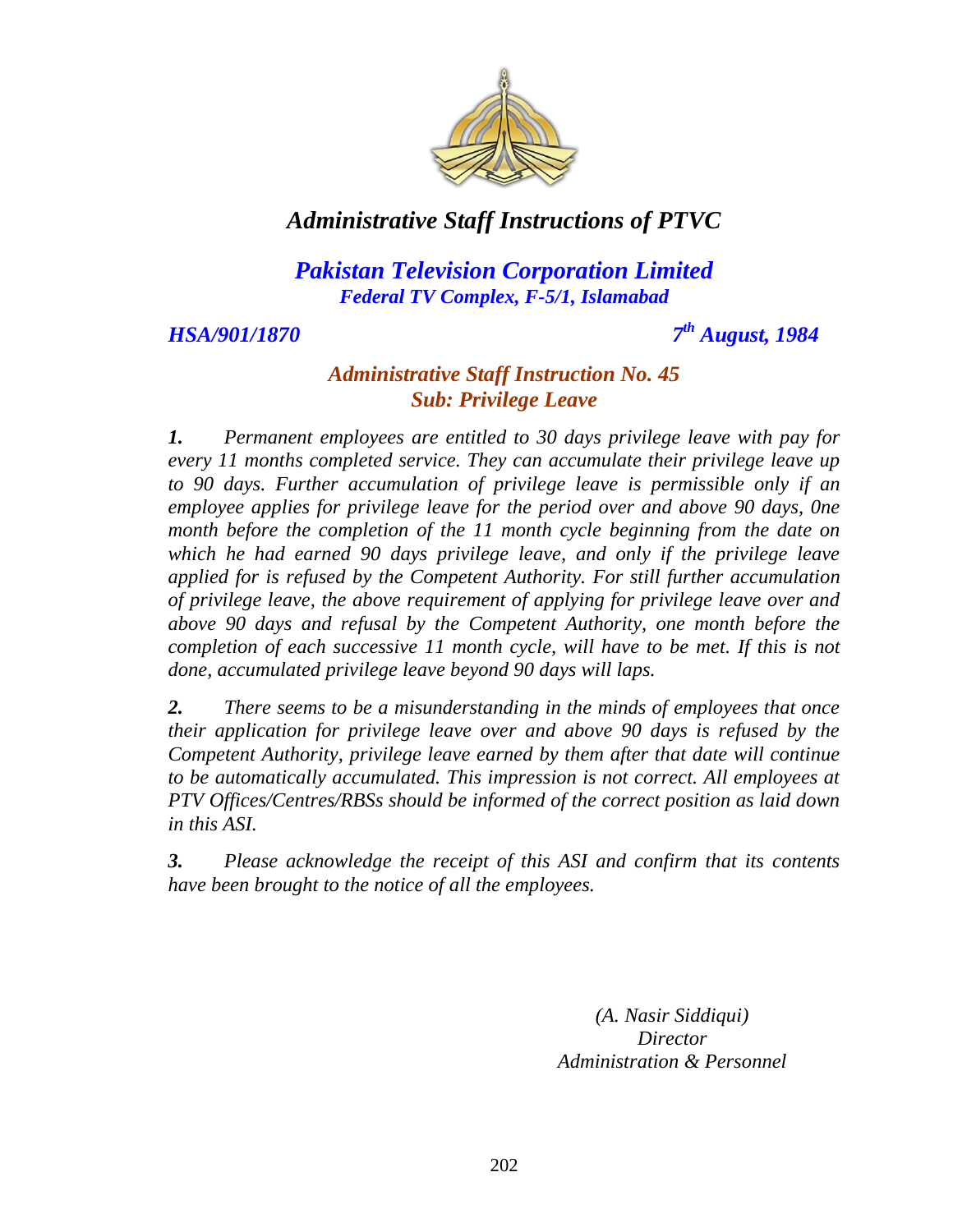# *Administrative Staff Instructions of PTVC*

## *Pakistan Television Corporation Limited*
***Federal TV Complex, F-5/1, Islamabad***

***HSA/901/1870*** ***7th August, 1984***

### *Administrative Staff Instruction No. 45*
### *Sub: Privilege Leave*

***1.*** *Permanent employees are entitled to 30 days privilege leave with pay for every 11 months completed service. They can accumulate their privilege leave up to 90 days. Further accumulation of privilege leave is permissible only if an employee applies for privilege leave for the period over and above 90 days, 0ne month before the completion of the 11 month cycle beginning from the date on which he had earned 90 days privilege leave, and only if the privilege leave applied for is refused by the Competent Authority. For still further accumulation of privilege leave, the above requirement of applying for privilege leave over and above 90 days and refusal by the Competent Authority, one month before the completion of each successive 11 month cycle, will have to be met. If this is not done, accumulated privilege leave beyond 90 days will laps.*

***2.*** *There seems to be a misunderstanding in the minds of employees that once their application for privilege leave over and above 90 days is refused by the Competent Authority, privilege leave earned by them after that date will continue to be automatically accumulated. This impression is not correct. All employees at PTV Offices/Centres/RBSs should be informed of the correct position as laid down in this ASI.*

***3.*** *Please acknowledge the receipt of this ASI and confirm that its contents have been brought to the notice of all the employees.*

*(A. Nasir Siddiqui)*
*Director*
*Administration & Personnel*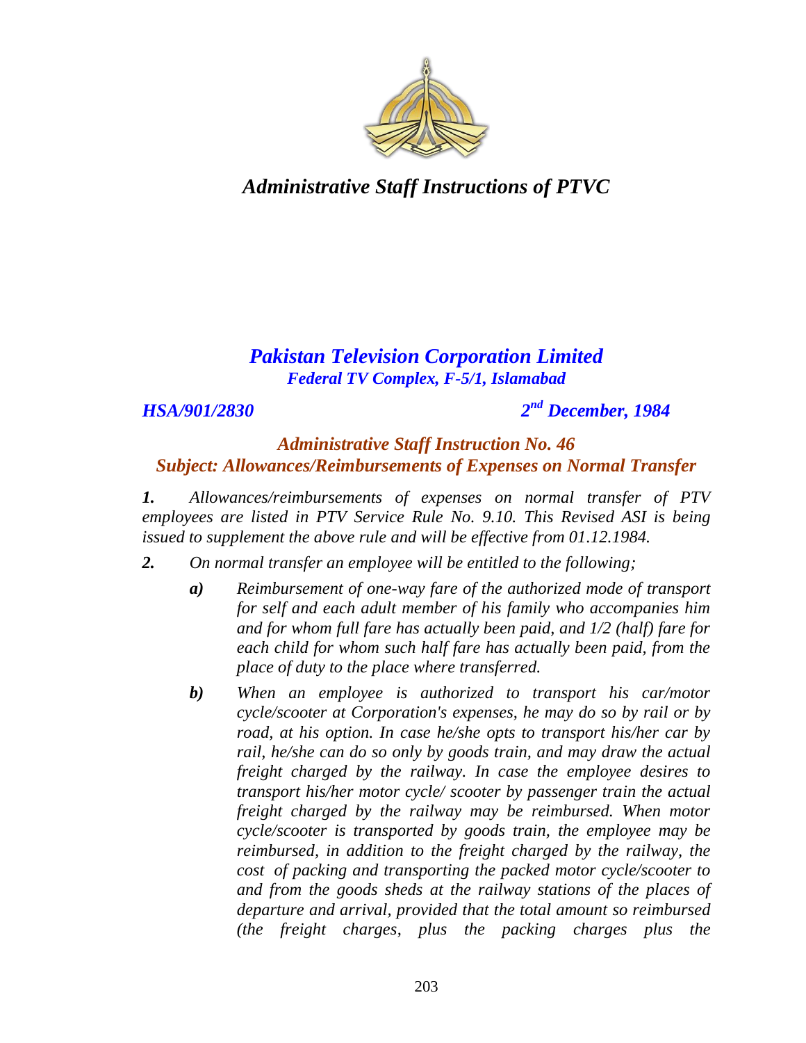*Administrative Staff Instructions of PTVC*

## *Pakistan Television Corporation Limited*

***Federal TV Complex, F-5/1, Islamabad***

***HSA/901/2830*** ***2nd December, 1984***

### *Administrative Staff Instruction No. 46*

### *Subject: Allowances/Reimbursements of Expenses on Normal Transfer*

***1.*** *Allowances/reimbursements of expenses on normal transfer of PTV employees are listed in PTV Service Rule No. 9.10. This Revised ASI is being issued to supplement the above rule and will be effective from 01.12.1984.*

***2.*** *On normal transfer an employee will be entitled to the following;*

- ***a)*** *Reimbursement of one-way fare of the authorized mode of transport for self and each adult member of his family who accompanies him and for whom full fare has actually been paid, and 1/2 (half) fare for each child for whom such half fare has actually been paid, from the place of duty to the place where transferred.*

- ***b)*** *When an employee is authorized to transport his car/motor cycle/scooter at Corporation's expenses, he may do so by rail or by road, at his option. In case he/she opts to transport his/her car by rail, he/she can do so only by goods train, and may draw the actual freight charged by the railway. In case the employee desires to transport his/her motor cycle/ scooter by passenger train the actual freight charged by the railway may be reimbursed. When motor cycle/scooter is transported by goods train, the employee may be reimbursed, in addition to the freight charged by the railway, the cost of packing and transporting the packed motor cycle/scooter to and from the goods sheds at the railway stations of the places of departure and arrival, provided that the total amount so reimbursed (the freight charges, plus the packing charges plus the*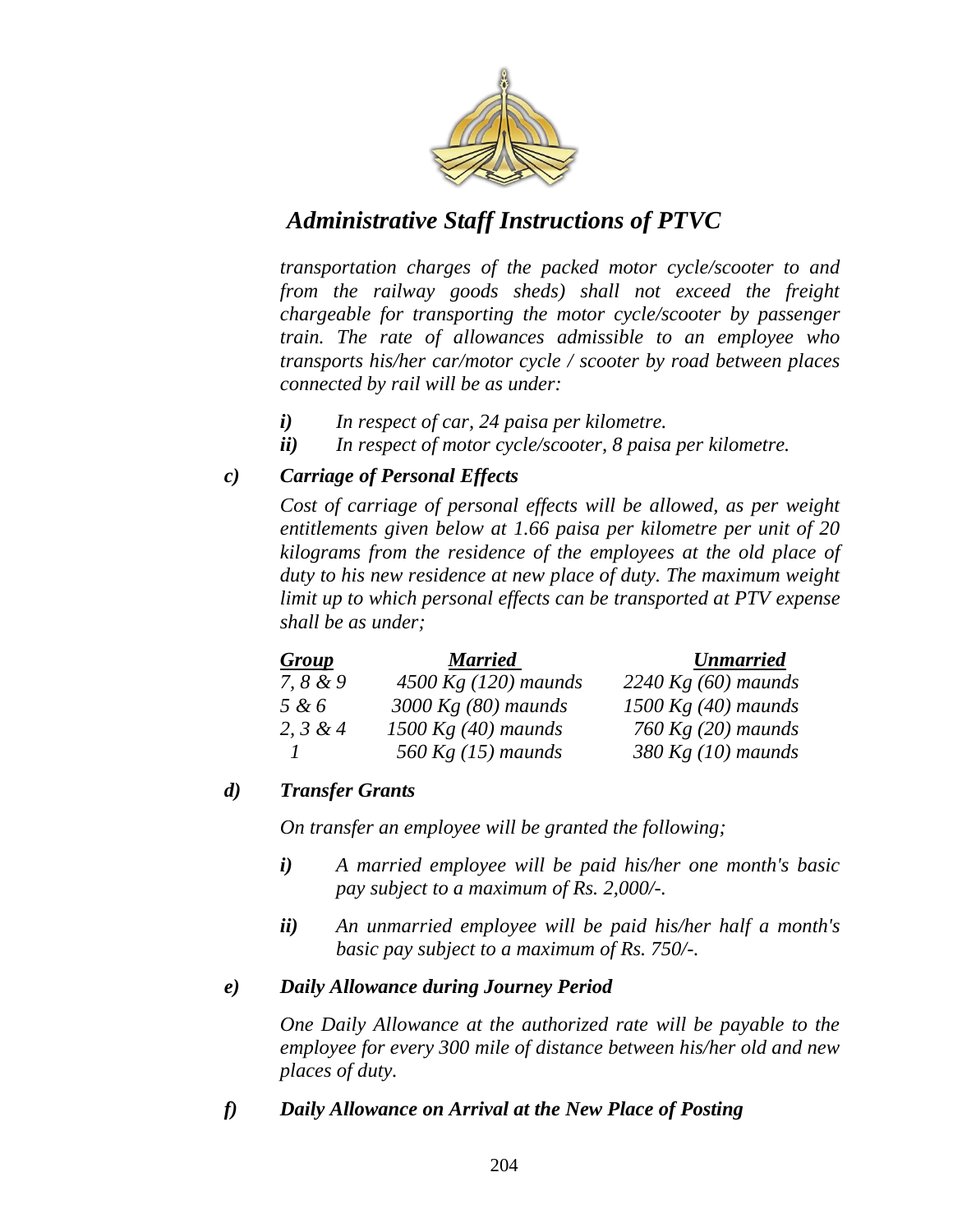*transportation charges of the packed motor cycle/scooter to and from the railway goods sheds) shall not exceed the freight chargeable for transporting the motor cycle/scooter by passenger train. The rate of allowances admissible to an employee who transports his/her car/motor cycle / scooter by road between places connected by rail will be as under:*

- ***i)*** *In respect of car, 24 paisa per kilometre.*
- ***ii)*** *In respect of motor cycle/scooter, 8 paisa per kilometre.*

***c) Carriage of Personal Effects***

*Cost of carriage of personal effects will be allowed, as per weight entitlements given below at 1.66 paisa per kilometre per unit of 20 kilograms from the residence of the employees at the old place of duty to his new residence at new place of duty. The maximum weight limit up to which personal effects can be transported at PTV expense shall be as under;*

| ***Group*** | ***Married*** | ***Unmarried*** |
| --- | --- | --- |
| *7, 8 & 9* | *4500 Kg (120) maunds* | *2240 Kg (60) maunds* |
| *5 & 6* | *3000 Kg (80) maunds* | *1500 Kg (40) maunds* |
| *2, 3 & 4* | *1500 Kg (40) maunds* | *760 Kg (20) maunds* |
| *1* | *560 Kg (15) maunds* | *380 Kg (10) maunds* |

***d) Transfer Grants***

*On transfer an employee will be granted the following;*

- ***i)*** *A married employee will be paid his/her one month's basic pay subject to a maximum of Rs. 2,000/-.*
- ***ii)*** *An unmarried employee will be paid his/her half a month's basic pay subject to a maximum of Rs. 750/-.*

***e) Daily Allowance during Journey Period***

*One Daily Allowance at the authorized rate will be payable to the employee for every 300 mile of distance between his/her old and new places of duty.*

***f) Daily Allowance on Arrival at the New Place of Posting***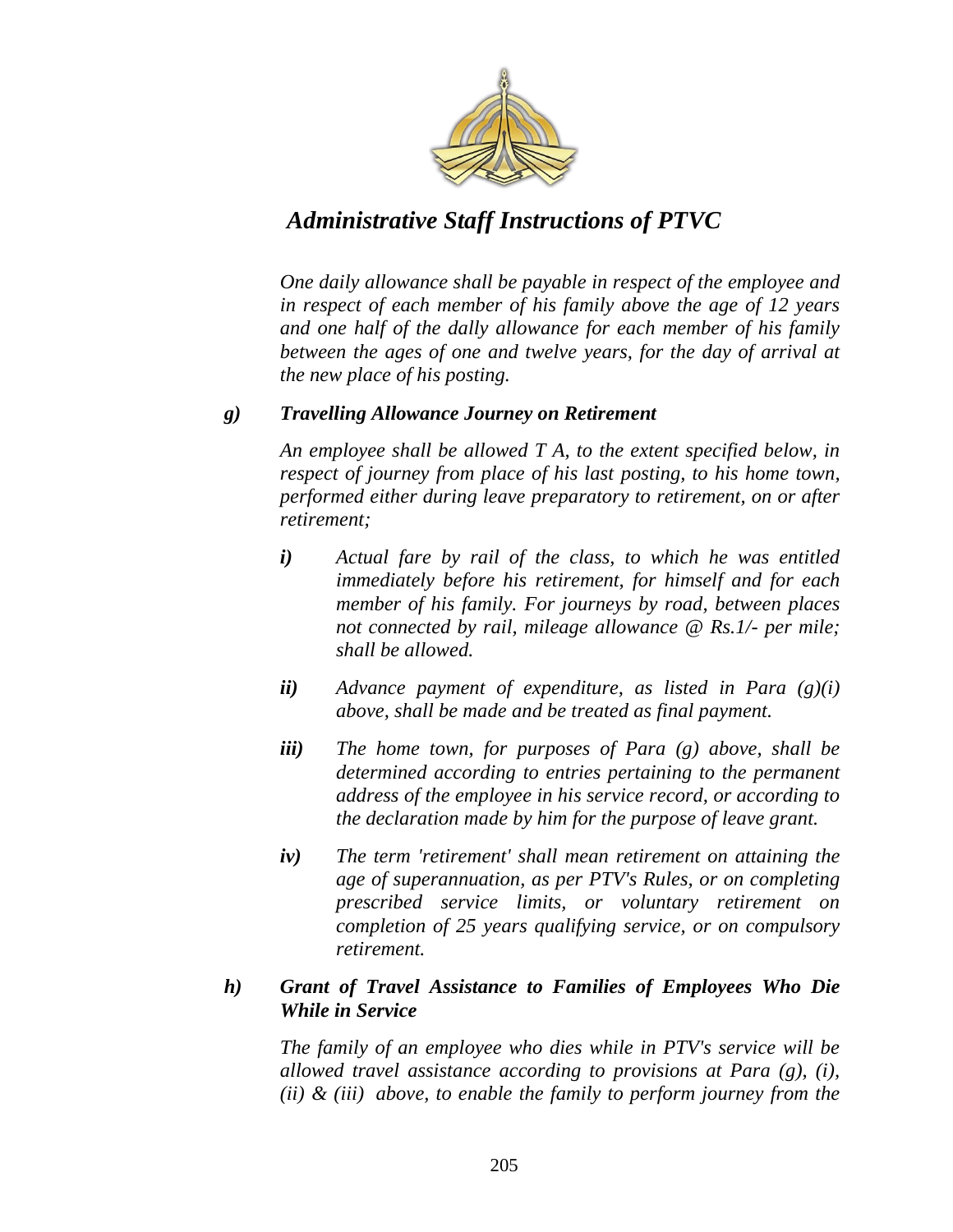*One daily allowance shall be payable in respect of the employee and in respect of each member of his family above the age of 12 years and one half of the dally allowance for each member of his family between the ages of one and twelve years, for the day of arrival at the new place of his posting.*

***g) Travelling Allowance Journey on Retirement***

*An employee shall be allowed T A, to the extent specified below, in respect of journey from place of his last posting, to his home town, performed either during leave preparatory to retirement, on or after retirement;*

***i)*** *Actual fare by rail of the class, to which he was entitled immediately before his retirement, for himself and for each member of his family. For journeys by road, between places not connected by rail, mileage allowance @ Rs.1/- per mile; shall be allowed.*

***ii)*** *Advance payment of expenditure, as listed in Para (g)(i) above, shall be made and be treated as final payment.*

***iii)*** *The home town, for purposes of Para (g) above, shall be determined according to entries pertaining to the permanent address of the employee in his service record, or according to the declaration made by him for the purpose of leave grant.*

***iv)*** *The term 'retirement' shall mean retirement on attaining the age of superannuation, as per PTV's Rules, or on completing prescribed service limits, or voluntary retirement on completion of 25 years qualifying service, or on compulsory retirement.*

***h) Grant of Travel Assistance to Families of Employees Who Die While in Service***

*The family of an employee who dies while in PTV's service will be allowed travel assistance according to provisions at Para (g), (i), (ii) & (iii) above, to enable the family to perform journey from the*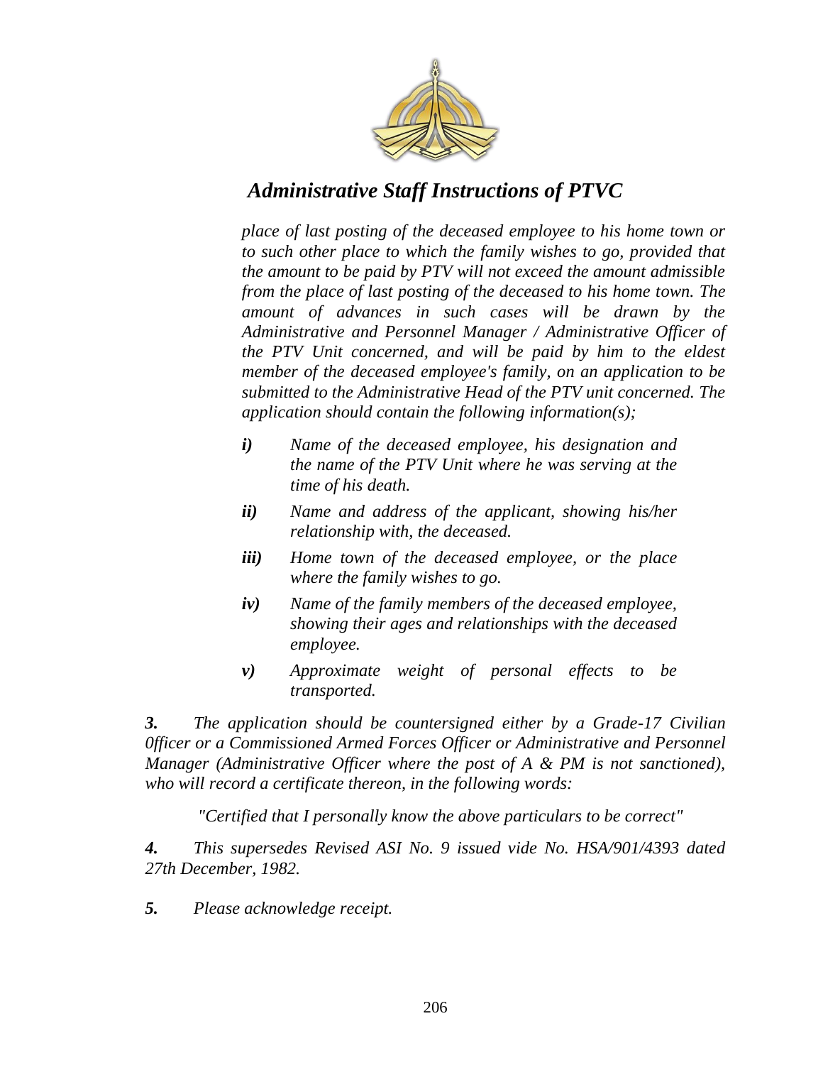*place of last posting of the deceased employee to his home town or to such other place to which the family wishes to go, provided that the amount to be paid by PTV will not exceed the amount admissible from the place of last posting of the deceased to his home town. The amount of advances in such cases will be drawn by the Administrative and Personnel Manager / Administrative Officer of the PTV Unit concerned, and will be paid by him to the eldest member of the deceased employee's family, on an application to be submitted to the Administrative Head of the PTV unit concerned. The application should contain the following information(s);*

- ***i)*** *Name of the deceased employee, his designation and the name of the PTV Unit where he was serving at the time of his death.*
- ***ii)*** *Name and address of the applicant, showing his/her relationship with, the deceased.*
- ***iii)*** *Home town of the deceased employee, or the place where the family wishes to go.*
- ***iv)*** *Name of the family members of the deceased employee, showing their ages and relationships with the deceased employee.*
- ***v)*** *Approximate weight of personal effects to be transported.*

***3.*** *The application should be countersigned either by a Grade-17 Civilian 0fficer or a Commissioned Armed Forces Officer or Administrative and Personnel Manager (Administrative Officer where the post of A & PM is not sanctioned), who will record a certificate thereon, in the following words:*

*"Certified that I personally know the above particulars to be correct"*

***4.*** *This supersedes Revised ASI No. 9 issued vide No. HSA/901/4393 dated 27th December, 1982.*

***5.*** *Please acknowledge receipt.*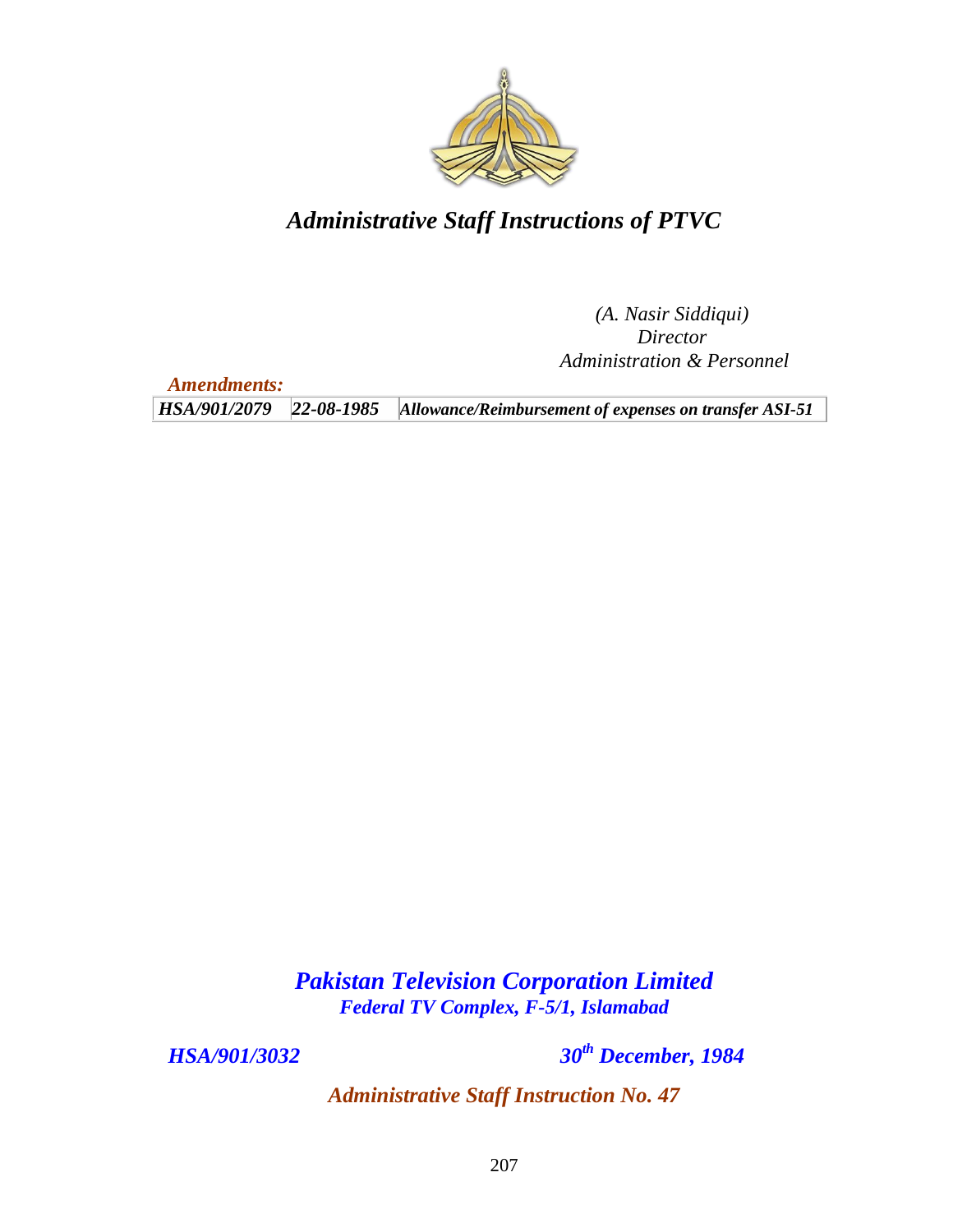# *Administrative Staff Instructions of PTVC*

*(A. Nasir Siddiqui)*
*Director*
*Administration & Personnel*

***Amendments:***

| HSA/901/2079 | 22-08-1985 | Allowance/Reimbursement of expenses on transfer ASI-51 |
|---|---|---|

## *Pakistan Television Corporation Limited*

***Federal TV Complex, F-5/1, Islamabad***

***HSA/901/3032*** ***30th December, 1984***

## *Administrative Staff Instruction No. 47*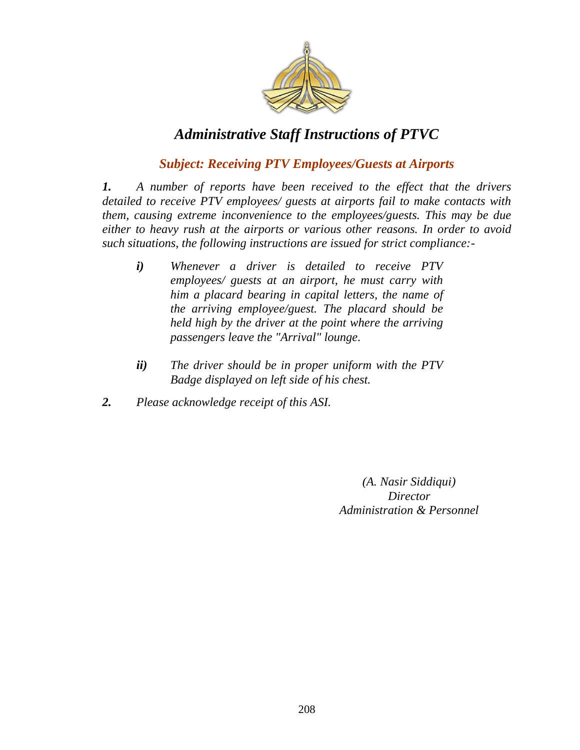# *Administrative Staff Instructions of PTVC*

## *Subject: Receiving PTV Employees/Guests at Airports*

***1.*** *A number of reports have been received to the effect that the drivers detailed to receive PTV employees/ guests at airports fail to make contacts with them, causing extreme inconvenience to the employees/guests. This may be due either to heavy rush at the airports or various other reasons. In order to avoid such situations, the following instructions are issued for strict compliance:-*

> ***i)*** *Whenever a driver is detailed to receive PTV employees/ guests at an airport, he must carry with him a placard bearing in capital letters, the name of the arriving employee/guest. The placard should be held high by the driver at the point where the arriving passengers leave the "Arrival" lounge.*
>
> ***ii)*** *The driver should be in proper uniform with the PTV Badge displayed on left side of his chest.*

***2.*** *Please acknowledge receipt of this ASI.*

*(A. Nasir Siddiqui)*
*Director*
*Administration & Personnel*